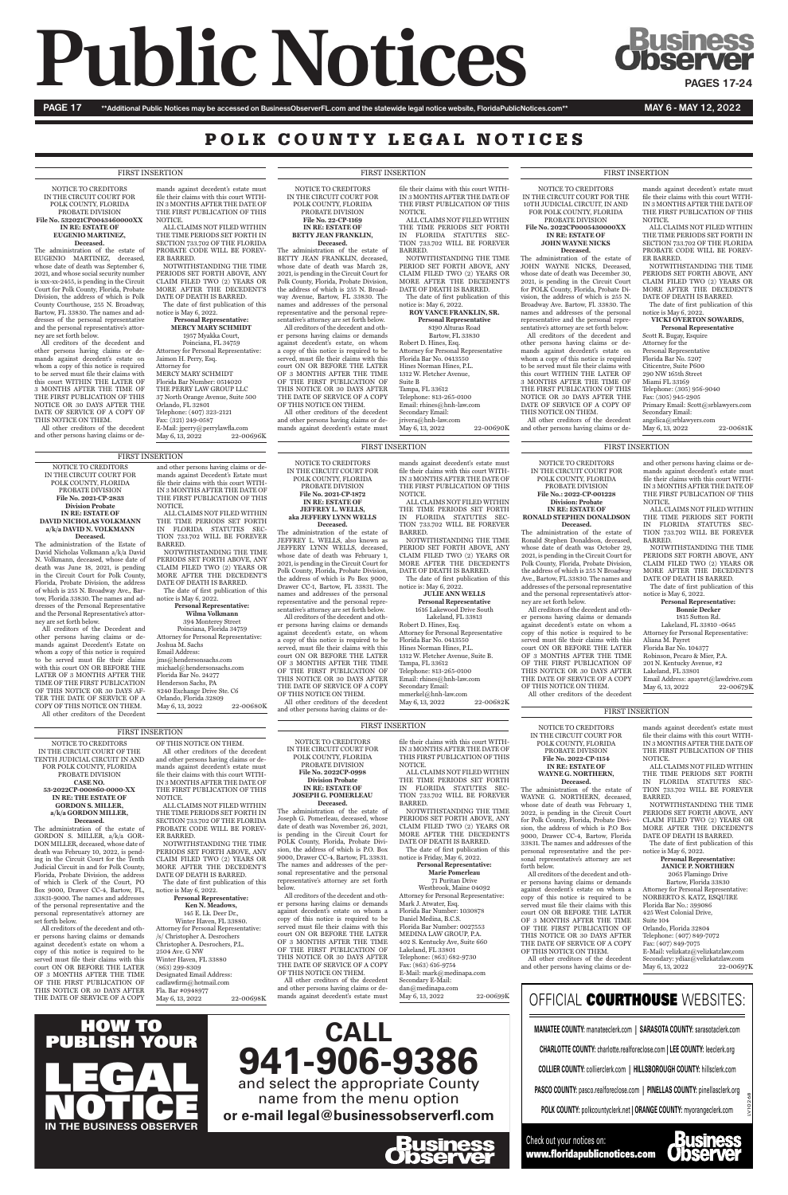# Public Notices

**Business Observer**

PAGES 17-24

**Additional Public Notices may be accessed on BusinessObserverFL.com and the statewide legal notice website, FloridaPublicNotices.com**

MAY 6 - MAY 12, 2022

## POLK COUNTY LEGAL NOTICES

FIRST INSERTION

NOTICE TO CREDITORS
IN THE CIRCUIT COURT FOR
POLK COUNTY, FLORIDA
PROBATE DIVISION
**File No. 532021CP0043460000XX**
**IN RE: ESTATE OF**
**EUGENIO MARTINEZ,**
**Deceased.**

The administration of the estate of EUGENIO MARTINEZ, deceased, whose date of death was September 6, 2021, and whose social security number is xxx-xx-2455, is pending in the Circuit Court for Polk County, Florida, Probate Division, the address of which is Polk County Courthouse, 255 N. Broadway, Bartow, FL 33830. The names and addresses of the personal representative and the personal representative's attorney are set forth below.

All creditors of the decedent and other persons having claims or demands against decedent's estate on whom a copy of this notice is required to be served must file their claims with this court WITHIN THE LATER OF 3 MONTHS AFTER THE TIME OF THE FIRST PUBLICATION OF THIS NOTICE OR 30 DAYS AFTER THE DATE OF SERVICE OF A COPY OF THIS NOTICE ON THEM.

All other creditors of the decedent and other persons having claims or demands against decedent's estate must file their claims with this court WITHIN 3 MONTHS AFTER THE DATE OF THE FIRST PUBLICATION OF THIS NOTICE.

ALL CLAIMS NOT FILED WITHIN THE TIME PERIODS SET FORTH IN SECTION 733.702 OF THE FLORIDA PROBATE CODE WILL BE FOREVER BARRED.

NOTWITHSTANDING THE TIME PERIODS SET FORTH ABOVE, ANY CLAIM FILED TWO (2) YEARS OR MORE AFTER THE DECEDENT'S DATE OF DEATH IS BARRED.

The date of first publication of this notice is May 6, 2022.

**Personal Representative:**
**MERCY MARY SCHMIDT**
1957 Myakka Court,
Poinciana, FL 34759

Attorney for Personal Representative:
Jaimon H. Perry, Esq.
Attorney for
MERCY MARY SCHMIDT
Florida Bar Number: 0514020
THE PERRY LAW GROUP LLC
37 North Orange Avenue, Suite 500
Orlando, FL 32801
Telephone: (407) 323-2121
Fax: (321) 249-0587
E-Mail: jperry@perrylawfla.com
May 6, 13, 2022 22-00696K

FIRST INSERTION

NOTICE TO CREDITORS
IN THE CIRCUIT COURT FOR
POLK COUNTY, FLORIDA
PROBATE DIVISION
**File No. 22-CP-1169**
**IN RE: ESTATE OF**
**BETTY JEAN FRANKLIN,**
**Deceased.**

The administration of the estate of BETTY JEAN FRANKLIN, deceased, whose date of death was March 28, 2021, is pending in the Circuit Court for Polk County, Florida, Probate Division, the address of which is 255 N. Broadway Avenue, Bartow, FL 33830. The names and addresses of the personal representative and the personal representative's attorney are set forth below.

All creditors of the decedent and other persons having claims or demands against decedent's estate, on whom a copy of this notice is required to be served, must file their claims with this court ON OR BEFORE THE LATER OF 3 MONTHS AFTER THE TIME OF THE FIRST PUBLICATION OF THIS NOTICE OR 30 DAYS AFTER THE DATE OF SERVICE OF A COPY OF THIS NOTICE ON THEM.

All other creditors of the decedent and other persons having claims or demands against decedent's estate must file their claims with this court WITHIN 3 MONTHS AFTER THE DATE OF THE FIRST PUBLICATION OF THIS NOTICE.

ALL CLAIMS NOT FILED WITHIN THE TIME PERIODS SET FORTH IN FLORIDA STATUTES SECTION 733.702 WILL BE FOREVER BARRED.

NOTWITHSTANDING THE TIME PERIOD SET FORTH ABOVE, ANY CLAIM FILED TWO (2) YEARS OR MORE AFTER THE DECEDENT'S DATE OF DEATH IS BARRED.

The date of first publication of this notice is: May 6, 2022.

**ROY VANCE FRANKLIN, SR.**
**Personal Representative**
8190 Alturas Road
Bartow, FL 33830

Robert D. Hines, Esq.
Attorney for Personal Representative
Florida Bar No. 0413550
Hines Norman Hines, P.L.
1312 W. Fletcher Avenue,
Suite B
Tampa, FL 33612
Telephone: 813-265-0100
Email: rhines@hnh-law.com
Secondary Email:
jrivera@hnh-law.com
May 6, 13, 2022 22-00690K

FIRST INSERTION

NOTICE TO CREDITORS
IN THE CIRCUIT COURT FOR THE
10TH JUDICIAL CIRCUIT, IN AND
FOR POLK COUNTY, FLORIDA
PROBATE DIVISION
**File No. 2022CP0005430000XX**
**IN RE: ESTATE OF**
**JOHN WAYNE NICKS**
**Deceased.**

The administration of the estate of JOHN WAYNE NICKS, Deceased, whose date of death was December 30, 2021, is pending in the Circuit Court for POLK County, Florida, Probate Division, the address of which is 255 N. Broadway Ave. Bartow, FL 33830. The names and addresses of the personal representative and the personal representative's attorney are set forth below.

All creditors of the decedent and other persons having claims or demands against decedent's estate on whom a copy of this notice is required to be served must file their claims with this court WITHIN THE LATER OF 3 MONTHS AFTER THE TIME OF THE FIRST PUBLICATION OF THIS NOTICE OR 30 DAYS AFTER THE DATE OF SERVICE OF A COPY OF THIS NOTICE ON THEM.

All other creditors of the decedent and other persons having claims or demands against decedent's estate must file their claims with this court WITHIN 3 MONTHS AFTER THE DATE OF THE FIRST PUBLICATION OF THIS NOTICE.

ALL CLAIMS NOT FILED WITHIN THE TIME PERIODS SET FORTH IN SECTION 733.702 OF THE FLORIDA PROBATE CODE WILL BE FOREVER BARRED.

NOTWITHSTANDING THE TIME PERIODS SET FORTH ABOVE, ANY CLAIM FILED TWO (2) YEARS OR MORE AFTER THE DECEDENT'S DATE OF DEATH IS BARRED.

The date of first publication of this notice is May 6, 2022.

**VICKI OVERTON SOWARDS,**
**Personal Representative**

Scott R. Bugay, Esquire
Attorney for the
Personal Representative
Florida Bar No. 5207
Citicentre, Suite P600
290 NW 165th Street
Miami FL 33169
Telephone: (305) 956-9040
Fax: (305) 945-2905
Primary Email: Scott@srblawyers.com
Secondary Email:
angelica@srblawyers.com
May 6, 13, 2022 22-00681K

FIRST INSERTION

NOTICE TO CREDITORS
IN THE CIRCUIT COURT FOR
POLK COUNTY, FLORIDA
PROBATE DIVISION
**File No. 2021-CP-2833**
**Division Probate**
**IN RE: ESTATE OF**
**DAVID NICHOLAS VOLKMANN**
**a/k/a DAVID N. VOLKMANN**
**Deceased.**

The administration of the Estate of David Nicholas Volkmann a/k/a David N. Volkmann, deceased, whose date of death was June 18, 2021, is pending in the Circuit Court for Polk County, Florida, Probate Division, the address of which is 255 N. Broadway Ave., Bartow, Florida 33830. The names and addresses of the Personal Representative and the Personal Representative's attorney are set forth below.

All creditors of the Decedent and other persons having claims or demands against Decedent's Estate on whom a copy of this notice is required to be served must file their claims with this court ON OR BEFORE THE LATER OF 3 MONTHS AFTER THE TIME OF THE FIRST PUBLICATION OF THIS NOTICE OR 30 DAYS AFTER THE DATE OF SERVICE OF A COPY OF THIS NOTICE ON THEM.

All other creditors of the Decedent and other persons having claims or demands against Decedent's Estate must file their claims with this court WITHIN 3 MONTHS AFTER THE DATE OF THE FIRST PUBLICATION OF THIS NOTICE.

ALL CLAIMS NOT FILED WITHIN THE TIME PERIODS SET FORTH IN FLORIDA STATUTES SECTION 733.702 WILL BE FOREVER BARRED.

NOTWITHSTANDING THE TIME PERIODS SET FORTH ABOVE, ANY CLAIM FILED TWO (2) YEARS OR MORE AFTER THE DECEDENT'S DATE OF DEATH IS BARRED.

The date of first publication of this notice is May 6, 2022.

**Personal Representative:**
**Wilma Volkmann**
394 Monterey Street
Poinciana, Florida 34759

Attorney for Personal Representative:
Joshua M. Sachs
Email Address:
jms@hendersonsachs.com
michael@hendersonsachs.com
Florida Bar No. 24277
Henderson Sachs, PA
8240 Exchange Drive Ste. C6
Orlando, Florida 32809
May 6, 13, 2022 22-00680K

FIRST INSERTION

NOTICE TO CREDITORS
IN THE CIRCUIT COURT FOR
POLK COUNTY, FLORIDA
PROBATE DIVISION
**File No. 2021-CP-1872**
**IN RE: ESTATE OF**
**JEFFREY L. WELLS,**
**aka JEFFREY LYNN WELLS**
**Deceased.**

The administration of the estate of JEFFREY L. WELLS, also known as JEFFREY LYNN WELLS, deceased, whose date of death was February 1, 2021, is pending in the Circuit Court for Polk County, Florida, Probate Division, the address of which is Po Box 9000, Drawer CC-1, Bartow, FL 33831. The names and addresses of the personal representative and the personal representative's attorney are set forth below.

All creditors of the decedent and other persons having claims or demands against decedent's estate, on whom a copy of this notice is required to be served, must file their claims with this court ON OR BEFORE THE LATER OF 3 MONTHS AFTER THE TIME OF THE FIRST PUBLICATION OF THIS NOTICE OR 30 DAYS AFTER THE DATE OF SERVICE OF A COPY OF THIS NOTICE ON THEM.

All other creditors of the decedent and other persons having claims or demands against decedent's estate must file their claims with this court WITHIN 3 MONTHS AFTER THE DATE OF THE FIRST PUBLICATION OF THIS NOTICE.

ALL CLAIMS NOT FILED WITHIN THE TIME PERIODS SET FORTH IN FLORIDA STATUTES SECTION 733.702 WILL BE FOREVER BARRED.

NOTWITHSTANDING THE TIME PERIOD SET FORTH ABOVE, ANY CLAIM FILED TWO (2) YEARS OR MORE AFTER THE DECEDENT'S DATE OF DEATH IS BARRED.

The date of first publication of this notice is: May 6, 2022.

**JULIE ANN WELLS**
**Personal Representative**
1616 Lakewood Drive South
Lakeland, FL 33813

Robert D. Hines, Esq.
Attorney for Personal Representative
Florida Bar No. 0413550
Hines Norman Hines, P.L.
1312 W. Fletcher Avenue, Suite B.
Tampa, FL 33612
Telephone: 813-265-0100
Email: rhines@hnh-law.com
Secondary Email:
mmerkel@hnh-law.com
May 6, 13, 2022 22-00682K

FIRST INSERTION

NOTICE TO CREDITORS
IN THE CIRCUIT COURT FOR
POLK COUNTY, FLORIDA
PROBATE DIVISION
**File No.: 2022-CP-001228**
**Division: Probate**
**IN RE: ESTATE OF**
**RONALD STEPHEN DONALDSON**
**Deceased.**

The administration of the estate of Ronald Stephen Donaldson, deceased, whose date of death was October 29, 2021, is pending in the Circuit Court for Polk County, Florida, Probate Division, the address of which is 255 N Broadway Ave., Bartow, FL 33830. The names and addresses of the personal representative and the personal representative's attorney are set forth below.

All creditors of the decedent and other persons having claims or demands against decedent's estate on whom a copy of this notice is required to be served must file their claims with this court ON OR BEFORE THE LATER OF 3 MONTHS AFTER THE TIME OF THE FIRST PUBLICATION OF THIS NOTICE OR 30 DAYS AFTER THE DATE OF SERVICE OF A COPY OF THIS NOTICE ON THEM.

All other creditors of the decedent and other persons having claims or demands against decedent's estate must file their claims with this court WITHIN 3 MONTHS AFTER THE DATE OF THE FIRST PUBLICATION OF THIS NOTICE.

ALL CLAIMS NOT FILED WITHIN THE TIME PERIODS SET FORTH IN FLORIDA STATUTES SECTION 733.702 WILL BE FOREVER BARRED.

NOTWITHSTANDING THE TIME PERIODS SET FORTH ABOVE, ANY CLAIM FILED TWO (2) YEARS OR MORE AFTER THE DECEDENT'S DATE OF DEATH IS BARRED.

The date of first publication of this notice is May 6, 2022.

**Personal Representative:**
**Bonnie Decker**
1815 Sutton Rd.
Lakeland, FL 33810 -0645

Attorney for Personal Representative:
Aliana M. Payret
Florida Bar No. 104377
Robinson, Pecaro & Mier, P.A.
201 N. Kentucky Avenue, #2
Lakeland, FL 33801
Email Address: apayret@lawdrive.com
May 6, 13, 2022 22-00679K

FIRST INSERTION

NOTICE TO CREDITORS
IN THE CIRCUIT COURT OF THE
TENTH JUDICIAL CIRCUIT IN AND
FOR POLK COUNTY, FLORIDA
PROBATE DIVISION
**CASE NO.**
**53-2022CP-000860-0000-XX**
**IN RE: THE ESTATE OF**
**GORDON S. MILLER,**
**a/k/a GORDON MILLER,**
**Deceased.**

The administration of the estate of GORDON S. MILLER, a/k/a GORDON MILLER, deceased, whose date of death was February 10, 2022, is pending in the Circuit Court for the Tenth Judicial Circuit in and for Polk County, Florida, Probate Division, the address of which is Clerk of the Court, PO Box 9000, Drawer CC-4, Bartow, FL, 33831-9000. The names and addresses of the personal representative and the personal representative's attorney are set forth below.

All creditors of the decedent and other persons having claims or demands against decedent's estate on whom a copy of this notice is required to be served must file their claims with this court ON OR BEFORE THE LATER OF 3 MONTHS AFTER THE TIME OF THE FIRST PUBLICATION OF THIS NOTICE OR 30 DAYS AFTER THE DATE OF SERVICE OF A COPY OF THIS NOTICE ON THEM.

All other creditors of the decedent and other persons having claims or demands against decedent's estate must file their claims with this court WITHIN 3 MONTHS AFTER THE DATE OF THE FIRST PUBLICATION OF THIS NOTICE.

ALL CLAIMS NOT FILED WITHIN THE TIME PERIODS SET FORTH IN SECTION 733.702 OF THE FLORIDA PROBATE CODE WILL BE FOREVER BARRED.

NOTWITHSTANDING THE TIME PERIODS SET FORTH ABOVE, ANY CLAIM FILED TWO (2) YEARS OR MORE AFTER THE DECEDENT'S DATE OF DEATH IS BARRED.

The date of first publication of this notice is May 6, 2022.

**Personal Representative:**
**Ken N. Meadows,**
145 E. Lk. Deer Dr.,
Winter Haven, FL 33880.

Attorney for Personal Representative:
/s/ Christopher A. Desrochers
Christopher A. Desrochers, P.L.
2504 Ave. G NW
Winter Haven, FL 33880
(863) 299-8309
Designated Email Address:
cadlawfirm@hotmail.com
Fla. Bar #0948977
May 6, 13, 2022 22-00698K

FIRST INSERTION

NOTICE TO CREDITORS
IN THE CIRCUIT COURT FOR
POLK COUNTY, FLORIDA
PROBATE DIVISION
**File No. 2022CP-0998**
**Division Probate**
**IN RE: ESTATE OF**
**JOSEPH G. POMERLEAU**
**Deceased.**

The administration of the estate of Joseph G. Pomerleau, deceased, whose date of death was November 26, 2021, is pending in the Circuit Court for POLK County, Florida, Probate Division, the address of which is P.O. Box 9000, Drawer CC-4, Bartow, FL 33831. The names and addresses of the personal representative and the personal representative's attorney are set forth below.

All creditors of the decedent and other persons having claims or demands against decedent's estate on whom a copy of this notice is required to be served must file their claims with this court ON OR BEFORE THE LATER OF 3 MONTHS AFTER THE TIME OF THE FIRST PUBLICATION OF THIS NOTICE OR 30 DAYS AFTER THE DATE OF SERVICE OF A COPY OF THIS NOTICE ON THEM.

All other creditors of the decedent and other persons having claims or demands against decedent's estate must file their claims with this court WITHIN 3 MONTHS AFTER THE DATE OF THE FIRST PUBLICATION OF THIS NOTICE.

ALL CLAIMS NOT FILED WITHIN THE TIME PERIODS SET FORTH IN FLORIDA STATUTES SECTION 733.702 WILL BE FOREVER BARRED.

NOTWITHSTANDING THE TIME PERIODS SET FORTH ABOVE, ANY CLAIM FILED TWO (2) YEARS OR MORE AFTER THE DECEDENT'S DATE OF DEATH IS BARRED.

The date of first publication of this notice is Friday, May 6, 2022.

**Personal Representative:**
**Marie Pomerleau**
71 Puritan Drive
Westbrook, Maine 04092

Attorney for Personal Representative:
Mark J. Atwater, Esq.
Florida Bar Number: 1030878
Daniel Medina, B.C.S.
Florida Bar Number: 0027553
MEDINA LAW GROUP, P.A.
402 S. Kentucky Ave, Suite 660
Lakeland, FL 33801
Telephone: (863) 682-9730
Fax: (863) 616-9754
E-Mail: mark@medinapa.com
Secondary E-Mail:
dan@medinapa.com
May 6, 13, 2022 22-00699K

FIRST INSERTION

NOTICE TO CREDITORS
IN THE CIRCUIT COURT FOR
POLK COUNTY, FLORIDA
PROBATE DIVISION
**File No. 2022-CP-1154**
**IN RE: ESTATE OF**
**WAYNE G. NORTHERN,**
**Deceased.**

The administration of the estate of WAYNE G. NORTHERN, deceased, whose date of death was February 1, 2022, is pending in the Circuit Court for Polk County, Florida, Probate Division, the address of which is P.O Box 9000, Drawer CC-4, Bartow, Florida 33831. The names and addresses of the personal representative and the personal representative's attorney are set forth below.

All creditors of the decedent and other persons having claims or demands against decedent's estate on whom a copy of this notice is required to be served must file their claims with this court ON OR BEFORE THE LATER OF 3 MONTHS AFTER THE TIME OF THE FIRST PUBLICATION OF THIS NOTICE OR 30 DAYS AFTER THE DATE OF SERVICE OF A COPY OF THIS NOTICE ON THEM.

All other creditors of the decedent and other persons having claims or demands against decedent's estate must file their claims with this court WITHIN 3 MONTHS AFTER THE DATE OF THE FIRST PUBLICATION OF THIS NOTICE.

ALL CLAIMS NOT FILED WITHIN THE TIME PERIODS SET FORTH IN FLORIDA STATUTES SECTION 733.702 WILL BE FOREVER BARRED.

NOTWITHSTANDING THE TIME PERIODS SET FORTH ABOVE, ANY CLAIM FILED TWO (2) YEARS OR MORE AFTER THE DECEDENT'S DATE OF DEATH IS BARRED.

The date of first publication of this notice is May 6, 2022.

**Personal Representative:**
**JANICE P. NORTHERN**
2065 Flamingo Drive
Bartow, Florida 33830

Attorney for Personal Representative:
NORBERTO S. KATZ, ESQUIRE
Florida Bar No.: 399086
425 West Colonial Drive,
Suite 104
Orlando, Florida 32804
Telephone: (407) 849-7072
Fax: (407) 849-7075
E-Mail: velizkatz@velizkatzlaw.com
Secondary: ydiaz@velizkatzlaw.com
May 6, 13, 2022 22-00697K

**HOW TO PUBLISH YOUR LEGAL NOTICE IN THE BUSINESS OBSERVER**

**CALL 941-906-9386**
and select the appropriate County name from the menu option
**or e-mail legal@businessobserverfl.com**

**OFFICIAL COURTHOUSE WEBSITES:**

**MANATEE COUNTY:** manateeclerk.com | **SARASOTA COUNTY:** sarasotaclerk.com

**CHARLOTTE COUNTY:** charlotte.realforeclose.com | **LEE COUNTY:** leeclerk.org

**COLLIER COUNTY:** collierclerk.com | **HILLSBOROUGH COUNTY:** hillsclerk.com

**PASCO COUNTY:** pasco.realforeclose.com | **PINELLAS COUNTY:** pinellasclerk.org

**POLK COUNTY:** polkcountyclerk.net | **ORANGE COUNTY:** myorangeclerk.com

Check out your notices on:
**www.floridapublicnotices.com**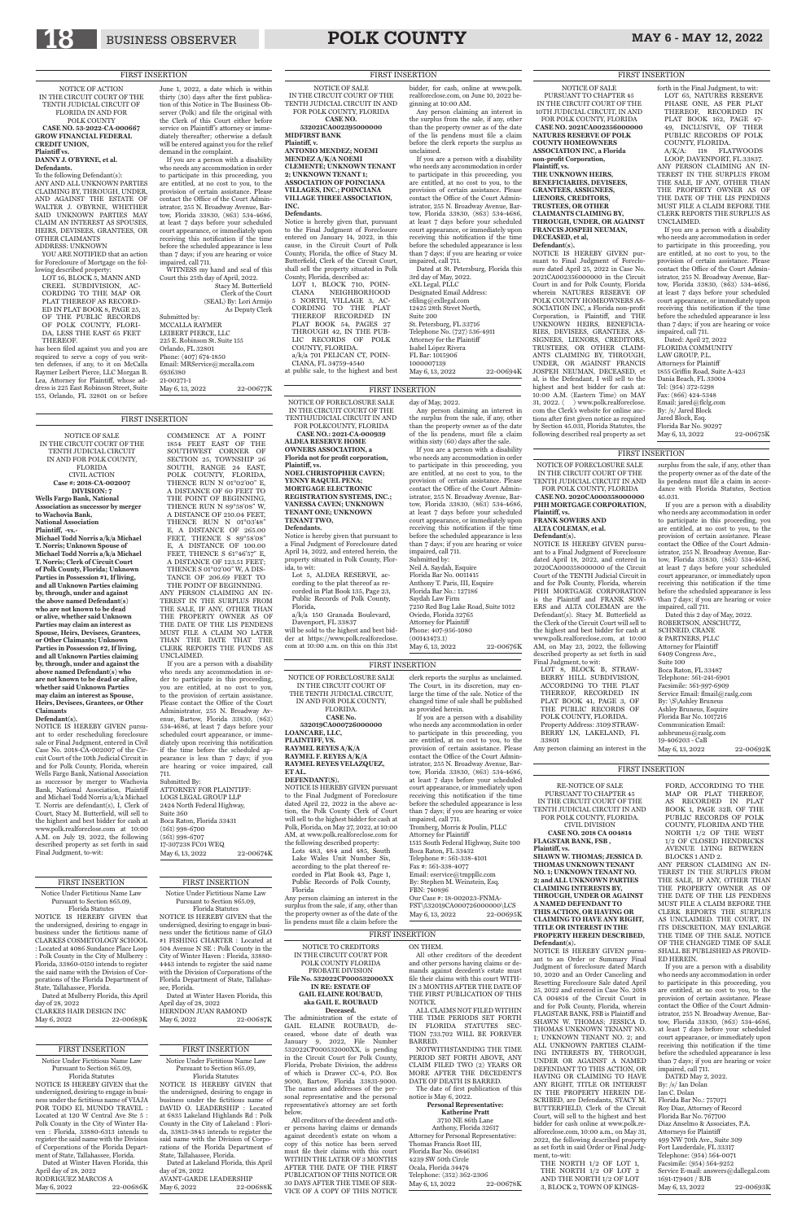FIRST INSERTION

NOTICE OF ACTION
IN THE CIRCUIT COURT OF THE TENTH JUDICIAL CIRCUIT OF FLORIDA IN AND FOR POLK COUNTY
**CASE NO. 53-2022-CA-000667**
**GROW FINANCIAL FEDERAL CREDIT UNION,**
**Plaintiff vs.**
**DANNY J. O'BYRNE, et al.**
**Defendants.**

To the following Defendant(s):
ANY AND ALL UNKNOWN PARTIES CLAIMING BY, THROUGH, UNDER, AND AGAINST THE ESTATE OF WALTER J. O'BYRNE, WHETHER SAID UNKNOWN PARTIES MAY CLAIM AN INTEREST AS SPOUSES, HEIRS, DEVISEES, GRANTEES, OR OTHER CLAIMANTS
ADDRESS: UNKNOWN

YOU ARE NOTIFIED that an action for Foreclosure of Mortgage on the following described property:

LOT 16, BLOCK 5, MANN AND CREEL SUBDIVISION, ACCORDING TO THE MAP OR PLAT THEREOF AS RECORDED IN PLAT BOOK 8, PAGE 25, OF THE PUBLIC RECORDS OF POLK COUNTY, FLORIDA, LESS THE EAST 65 FEET THEREOF.

has been filed against you and you are required to serve a copy of you written defenses, if any, to it on McCalla Raymer Leibert Pierce, LLC Morgan B. Lea, Attorney for Plaintiff, whose address is 225 East Robinson Street, Suite 155, Orlando, FL 32801 on or before June 1, 2022, a date which is within thirty (30) days after the first publication of this Notice in The Business Observer (Polk) and file the original with the Clerk of this Court either before service on Plaintiff's attorney or immediately thereafter; otherwise a default will be entered against you for the relief demand in the complaint.

If you are a person with a disability who needs any accommodation in order to participate in this proceeding, you are entitled, at no cost to you, to the provision of certain assistance. Please contact the Office of the Court Administrator, 255 N. Broadway Avenue, Bartow, Florida 33830, (863) 534-4686, at least 7 days before your scheduled court appearance, or immediately upon receiving this notification if the time before the scheduled appearance is less than 7 days; if you are hearing or voice impaired, call 711.

WITNESS my hand and seal of this Court this 25th day of April, 2022.

Stacy M. Butterfield
Clerk of the Court
(SEAL) By: Lori Armijo
As Deputy Clerk

Submitted by:
MCCALLA RAYMER LEIBERT PIERCE, LLC
225 E. Robinson St. Suite 155
Orlando, FL 32801
Phone: (407) 674-1850
Email: MRService@mccalla.com
6936380
21-00271-1
May 6, 13, 2022 22-00677K

FIRST INSERTION

NOTICE OF SALE
IN THE CIRCUIT COURT OF THE TENTH JUDICIAL CIRCUIT IN AND FOR POLK COUNTY, FLORIDA
**CASE NO. 532021CA002395000000**
**MIDFIRST BANK**
**Plaintiff, v.**
**ANTONIO MENDEZ; NOEMI MENDEZ A/K/A NOEMI CLEMENTE; UNKNOWN TENANT 2; UNKNOWN TENANT 1; ASSOCIATION OF POINCIANA VILLAGES, INC.; POINCIANA VILLAGE THREE ASSOCIATION, INC.**
**Defendants.**

Notice is hereby given that, pursuant to the Final Judgment of Foreclosure entered on January 14, 2022, in this cause, in the Circuit Court of Polk County, Florida, the office of Stacy M. Butterfield, Clerk of the Circuit Court, shall sell the property situated in Polk County, Florida, described as:

LOT 1, BLOCK 710, POINCIANA NEIGHBORHOOD 5 NORTH, VILLAGE 3, ACCORDING TO THE PLAT THEREOF RECORDED IN PLAT BOOK 54, PAGES 27 THROUGH 42, IN THE PUBLIC RECORDS OF POLK COUNTY, FLORIDA.
a/k/a 701 PELICAN CT, POINCIANA, FL 34759-4540

at public sale, to the highest and best bidder, for cash, online at www.polk.realforeclose.com, on June 10, 2022 beginning at 10:00 AM.

Any person claiming an interest in the surplus from the sale, if any, other than the property owner as of the date of the lis pendens must file a claim before the clerk reports the surplus as unclaimed.

If you are a person with a disability who needs any accommodation in order to participate in this proceeding, you are entitled, at no cost to you, to the provision of certain assistance. Please contact the Office of the Court Administrator, 255 N. Broadway Avenue, Bartow, Florida 33830, (863) 534-4686, at least 7 days before your scheduled court appearance, or immediately upon receiving this notification if the time before the scheduled appearance is less than 7 days; if you are hearing or voice impaired, call 711.

Dated at St. Petersburg, Florida this 3rd day of May, 2022.

eXL Legal, PLLC
Designated Email Address: efiling@exllegal.com
12425 28th Street North, Suite 200
St. Petersburg, FL 33716
Telephone No. (727) 536-4911
Attorney for the Plaintiff
Isabel López Rivera
FL Bar: 1015906
1000007139
May 6, 13, 2022 22-00694K

FIRST INSERTION

NOTICE OF SALE
PURSUANT TO CHAPTER 45
IN THE CIRCUIT COURT OF THE 10TH JUDICIAL CIRCUIT, IN AND FOR POLK COUNTY, FLORIDA
**CASE NO. 2021CA002356000000**
**NATURES RESERVE OF POLK COUNTY HOMEOWNERS ASSOCIATION INC, a Florida non-profit Corporation,**
**Plaintiff, vs.**
**THE UNKNOWN HEIRS, BENEFICIARIES, DEVISEES, GRANTEES, ASSIGNEES, LIENORS, CREDITORS, TRUSTEES, OR OTHER CLAIMANTS CLAIMING BY, THROUGH, UNDER, OR AGAINST FRANCIS JOSPEH NEUMAN, DECEASED, et al,**
**Defendant(s).**

NOTICE IS HEREBY GIVEN pursuant to Final Judgment of Foreclosure dated April 25, 2022 in Case No. 2021CA002356000000 in the Circuit Court in and for Polk County, Florida wherein NATURES RESERVE OF POLK COUNTY HOMEOWNERS ASSOCIATION INC, a Florida non-profit Corporation, is Plaintiff, and THE UNKNOWN HEIRS, BENEFICIARIES, DEVISEES, GRANTEES, ASSIGNEES, LIENORS, CREDITORS, TRUSTEES, OR OTHER CLAIMANTS CLAIMING BY, THROUGH, UNDER, OR AGAINST FRANCIS JOSPEH NEUMAN, DECEASED, et al, is the Defendant, I will sell to the highest and best bidder for cash at: 10:00 A.M. (Eastern Time) on MAY 31, 2022. ( ) www.polk.realforeclose.com the Clerk's website for online auctions after first given notice as required by Section 45.031, Florida Statutes, the following described real property as set forth in the Final Judgment, to wit:

LOT 65, NATURES RESERVE PHASE ONE, AS PER PLAT THEREOF, RECORDED IN PLAT BOOK 162, PAGE 47-49, INCLUSIVE, OF THE PUBLIC RECORDS OF POLK COUNTY, FLORIDA.
A/K/A: 118 FLATWOODS LOOP, DAVENPORT, FL 33837.

ANY PERSON CLAIMING AN INTEREST IN THE SURPLUS FROM THE SALE, IF ANY, OTHER THAN THE PROPERTY OWNER AS OF THE DATE OF THE LIS PENDENS MUST FILE A CLAIM BEFORE THE CLERK REPORTS THE SURPLUS AS UNCLAIMED.

If you are a person with a disability who needs any accommodation in order to participate in this proceeding, you are entitled, at no cost to you, to the provision of certain assistance. Please contact the Office of the Court Administrator, 255 N. Broadway Avenue, Bartow, Florida 33830, (863) 534-4686, at least 7 days before your scheduled court appearance, or immediately upon receiving this notification if the time before the scheduled appearance is less than 7 days; if you are hearing or voice impaired, call 711.

Dated: April 27, 2022
FLORIDA COMMUNITY LAW GROUP, P.L.
Attorneys for Plaintiff
1855 Griffin Road, Suite A-423
Dania Beach, FL 33004
Tel: (954) 372-5298
Fax: (866) 424-5348
Email: jared@flclg.com
By: /s/ Jared Block
Jared Block, Esq.
Florida Bar No. 90297
May 6, 13, 2022 22-00675K

FIRST INSERTION

NOTICE OF SALE
IN THE CIRCUIT COURT OF THE TENTH JUDICIAL CIRCUIT IN AND FOR POLK COUNTY, FLORIDA
CIVIL ACTION
**Case #: 2018-CA-002007**
**DIVISION: 7**
**Wells Fargo Bank, National Association as successor by merger to Wachovia Bank, National Association**
**Plaintiff, -vs.-**
**Michael Todd Norris a/k/a Michael T. Norris; Unknown Spouse of Michael Todd Norris a/k/a Michael T. Norris; Clerk of Circuit Court of Polk County, Florida; Unknown Parties in Possession #1, If living, and all Unknown Parties claiming by, through, under and against the above named Defendant(s) who are not known to be dead or alive, whether said Unknown Parties may claim an interest as Spouse, Heirs, Devisees, Grantees, or Other Claimants; Unknown Parties in Possession #2, If living, and all Unknown Parties claiming by, through, under and against the above named Defendant(s) who are not known to be dead or alive, whether said Unknown Parties may claim an interest as Spouse, Heirs, Devisees, Grantees, or Other Claimants**
**Defendant(s).**

NOTICE IS HEREBY GIVEN pursuant to order rescheduling foreclosure sale or Final Judgment, entered in Civil Case No. 2018-CA-002007 of the Circuit Court of the 10th Judicial Circuit in and for Polk County, Florida, wherein Wells Fargo Bank, National Association as successor by merger to Wachovia Bank, National Association, Plaintiff and Michael Todd Norris a/k/a Michael T. Norris are defendant(s), I, Clerk of Court, Stacy M. Butterfield, will sell to the highest and best bidder for cash at www.polk.realforeclose.com at 10:00 A.M. on July 19, 2022, the following described property as set forth in said Final Judgment, to-wit:

COMMENCE AT A POINT 1854 FEET EAST OF THE SOUTHWEST CORNER OF SECTION 25, TOWNSHIP 26 SOUTH, RANGE 24 EAST, POLK COUNTY, FLORIDA, THENCE RUN N 01°02'00" E, A DISTANCE OF 60 FEET TO THE POINT OF BEGINNING, THENCE RUN N 89°58'08" W, A DISTANCE OF 210.04 FEET, THENCE RUN N 01°03'48" E, A DISTANCE OF 265.00 FEET, THENCE S 89°58'08" E, A DISTANCE OF 100.00 FEET, THENCE S 61°46'57" E, A DISTANCE OF 123.51 FEET, THENCE S 01°02'00" W, A DISTANCE OF 206.69 FEET TO THE POINT OF BEGINNING.

ANY PERSON CLAIMING AN INTEREST IN THE SURPLUS FROM THE SALE, IF ANY, OTHER THAN THE PROPERTY OWNER AS OF THE DATE OF THE LIS PENDENS MUST FILE A CLAIM NO LATER THAN THE DATE THAT THE CLERK REPORTS THE FUNDS AS UNCLAIMED.

If you are a person with a disability who needs any accommodation in order to participate in this proceeding, you are entitled, at no cost to you, to the provision of certain assistance. Please contact the Office of the Court Administrator, 255 N. Broadway Avenue, Bartow, Florida 33830, (863) 534-4686, at least 7 days before your scheduled court appearance, or immediately upon receiving this notification if the time before the scheduled appearance is less than 7 days; if you are hearing or voice impaired, call 711.

Submitted By:
ATTORNEY FOR PLAINTIFF:
LOGS LEGAL GROUP LLP
2424 North Federal Highway, Suite 360
Boca Raton, Florida 33431
(561) 998-6700
(561) 998-6707
17-307238 FC01 WEQ
May 6, 13, 2022 22-00674K

FIRST INSERTION

NOTICE OF FORECLOSURE SALE
IN THE CIRCUIT COURT OF THE TENTHJUDICIAL CIRCUIT IN AND FOR POLKCOUNTY, FLORIDA
**CASE NO.: 2021-CA-000939**
**ALDEA RESERVE HOME OWNERS ASSOCIATION, a Florida not for profit corporation,**
**Plaintiff, vs.**
**NOEL CHRISTOPHER CAVEN; YENNY RAQUEL PENA; MORTGAGE ELECTRONIC REGISTRATION SYSTEMS, INC.; VANESSA CAVEN; UNKNOWN TENANT ONE; UNKNOWN TENANT TWO,**
**Defendants.**

Notice is hereby given pursuant to a Final Judgment of Foreclosure dated April 14, 2022, and entered herein, the property situated in Polk County, Florida, to wit:

Lot 5, ALDEA RESERVE, according to the plat thereof as recorded in Plat Book 135, Page 23, Public Records of Polk County, Florida,
a/k/a 150 Granada Boulevard, Davenport, FL 33837

will be sold to the highest and best bidder at https://www.polk.realforeclose.com at 10:00 a.m. on this on this 31st day of May, 2022.

Any person claiming an interest in the surplus from the sale, if any, other than the property owner as of the date of the lis pendens, must file a claim within sixty (60) days after the sale.

If you are a person with a disability who needs any accommodation in order to participate in this proceeding, you are entitled, at no cost to you, to the provision of certain assistance. Please contact the Office of the Court Administrator, 255 N. Broadway Avenue, Bartow, Florida 33830, (863) 534-4686, at least 7 days before your scheduled court appearance, or immediately upon receiving this notification if the time before the scheduled appearance is less than 7 days; if you are hearing or voice impaired, call 711.

Submitted by:
Neil A. Saydah, Esquire
Florida Bar No. 0011415
Anthony T. Paris, III, Esquire
Florida Bar No.: 127186
Saydah Law Firm
7250 Red Bug Lake Road, Suite 1012
Oviedo, Florida 32765
Attorney for Plaintiff
Phone: 407-956-1080
(00143473.1)
May 6, 13, 2022 22-00676K

FIRST INSERTION

NOTICE OF FORECLOSURE SALE
IN THE CIRCUIT COURT OF THE TENTH JUDICIAL CIRCUIT IN AND FOR POLK COUNTY, FLORIDA
**CASE No. 2020CA000358000000**
**PHH MORTGAGE CORPORATION,**
**Plaintiff, vs.**
**FRANK SOWERS AND ALTA COLEMAN, et al.**
**Defendant(s).**

NOTICE IS HEREBY GIVEN pursuant to a Final Judgment of Foreclosure dated April 18, 2022, and entered in 2020CA000358000000 of the Circuit Court of the TENTH Judicial Circuit in and for Polk County, Florida, wherein PHH MORTGAGE CORPORATION is the Plaintiff and FRANK SOWERS and ALTA COLEMAN are the Defendant(s). Stacy M. Butterfield as the Clerk of the Circuit Court will sell to the highest and best bidder for cash at www.polk.realforeclose.com, at 10:00 AM, on May 23, 2022, the following described property as set forth in said Final Judgment, to wit:

LOT 8, BLOCK B, STRAWBERRY HILL SUBDIVISION, ACCORDING TO THE PLAT THEREOF, RECORDED IN PLAT BOOK 41, PAGE 3, OF THE PUBLIC RECORDS OF POLK COUNTY, FLORIDA.
Property Address: 3109 STRAWBERRY LN, LAKELAND, FL 33801

Any person claiming an interest in the surplus from the sale, if any, other than the property owner as of the date of the lis pendens must file a claim in accordance with Florida Statutes, Section 45.031.

If you are a person with a disability who needs any accommodation in order to participate in this proceeding, you are entitled, at no cost to you, to the provision of certain assistance. Please contact the Office of the Court Administrator, 255 N. Broadway Avenue, Bartow, Florida 33830, (863) 534-4686, at least 7 days before your scheduled court appearance, or immediately upon receiving this notification if the time before the scheduled appearance is less than 7 days; if you are hearing or voice impaired, call 711.

Dated this 3 day of May, 2022.
ROBERTSON, ANSCHUTZ, SCHNEID, CRANE & PARTNERS, PLLC
Attorney for Plaintiff
6409 Congress Ave., Suite 100
Boca Raton, FL 33487
Telephone: 561-241-6901
Facsimile: 561-997-6909
Service Email: flmail@raslg.com
By: \S\Ashley Bruneus
Ashley Bruneus, Esquire
Florida Bar No. 1017216
Communication Email: ashbruneus@raslg.com
19-406203 - CaB
May 6, 13, 2022 22-00692K

FIRST INSERTION

NOTICE OF FORECLOSURE SALE
IN THE CIRCUIT COURT OF THE TENTH JUDICIAL CIRCUIT IN AND FOR POLK COUNTY, FLORIDA
**CASE No. 532019CA000726000000**
**LOANCARE, LLC, PLAINTIFF, VS. RAYMEL REYES A/K/A RAYMEL F. REYES A/K/A RAYMEL REYES VELAZQUEZ, ET AL. DEFENDANT(S).**

NOTICE IS HEREBY GIVEN pursuant to the Final Judgment of Foreclosure dated April 22, 2022 in the above action, the Polk County Clerk of Court will sell to the highest bidder for cash at Polk, Florida, on May 27, 2022, at 10:00 AM, at www.polk.realforeclose.com for the following described property:

Lots 483, 484 and 485, South Lake Wales Unit Number Six, according to the plat thereof recorded in Plat Book 43, Page 1, Public Records of Polk County, Florida

Any person claiming an interest in the surplus from the sale, if any, other than the property owner as of the date of the lis pendens must file a claim before the clerk reports the surplus as unclaimed. The Court, in its discretion, may enlarge the time of the sale. Notice of the changed time of sale shall be published as provided herein.

If you are a person with a disability who needs any accommodation in order to participate in this proceeding, you are entitled, at no cost to you, to the provision of certain assistance. Please contact the Office of the Court Administrator, 255 N. Broadway Avenue, Bartow, Florida 33830, (863) 534-4686, at least 7 days before your scheduled court appearance, or immediately upon receiving this notification if the time before the scheduled appearance is less than 7 days; if you are hearing or voice impaired, call 711.

Tromberg, Morris & Poulin, PLLC
Attorney for Plaintiff
1515 South Federal Highway, Suite 100
Boca Raton, FL 33432
Telephone #: 561-338-4101
Fax #: 561-338-4077
Email: eservice@tmpplc.com
By: Stephen M. Weinstein, Esq.
FBN: 740896
Our Case #: 18-002023-FNMA-FST\532019CA000726000000\LCS
May 6, 13, 2022 22-00695K

FIRST INSERTION

Notice Under Fictitious Name Law Pursuant to Section 865.09, Florida Statutes

NOTICE IS HEREBY GIVEN that the undersigned, desiring to engage in business under the fictitious name of CLARKES COSMETOLOGY SCHOOL : Located at 4086 Sundance Place Loop : Polk County in the City of Mulberry : Florida, 33860-0150 intends to register the said name with the Division of Corporations of the Florida Department of State, Tallahassee, Florida.

Dated at Mulberry Florida, this April day of 28, 2022
CLARKES HAIR DESIGN INC
May 6, 2022 22-00689K

FIRST INSERTION

Notice Under Fictitious Name Law Pursuant to Section 865.09, Florida Statutes

NOTICE IS HEREBY GIVEN that the undersigned, desiring to engage in business under the fictitious name of GLO #1 FISHING CHARTER : Located at 504 Avenue N SE : Polk County in the City of Winter Haven : Florida, 33880-4443 intends to register the said name with the Division of Corporations of the Florida Department of State, Tallahassee, Florida.

Dated at Winter Haven Florida, this April day of 28, 2022
HERNDON JUAN RAMOND
May 6, 2022 22-00687K

FIRST INSERTION

Notice Under Fictitious Name Law Pursuant to Section 865.09, Florida Statutes

NOTICE IS HEREBY GIVEN that the undersigned, desiring to engage in business under the fictitious name of VIAJA POR TODO EL MUNDO TRAVEL : Located at 120 W Central Ave Ste 5 : Polk County in the City of Winter Haven : Florida, 33880-6313 intends to register the said name with the Division of Corporations of the Florida Department of State, Tallahassee, Florida.

Dated at Winter Haven Florida, this April day of 28, 2022
RODRIGUEZ MARCOS A
May 6, 2022 22-00686K

FIRST INSERTION

Notice Under Fictitious Name Law Pursuant to Section 865.09, Florida Statutes

NOTICE IS HEREBY GIVEN that the undersigned, desiring to engage in business under the fictitious name of DAVID O. LEADERSHIP : Located at 6835 Lakeland Highlands Rd : Polk County in the City of Lakeland : Florida, 33813-3843 intends to register the said name with the Division of Corporations of the Florida Department of State, Tallahassee, Florida.

Dated at Lakeland Florida, this April day of 28, 2022
AVANT-GARDE LEADERSHIP
May 6, 2022 22-00688K

FIRST INSERTION

NOTICE TO CREDITORS
IN THE CIRCUIT COURT FOR POLK COUNTY FLORIDA
PROBATE DIVISION
**File No. 532022CP000532000XX**
**IN RE: ESTATE OF GAIL ELAINE ROUBAUD, aka GAIL E. ROUBAUD**
**Deceased.**

The administration of the estate of GAIL ELAINE ROUBAUD, deceased, whose date of death was January 9, 2022, File Number 532022CP000532000XX, is pending in the Circuit Court for Polk County, Florida, Probate Division, the address of which is Drawer CC-4, P.O. Box 9000, Bartow, Florida 33831-9000. The names and addresses of the personal representative and the personal representative's attorney are set forth below.

All creditors of the decedent and other persons having claims or demands against decedent's estate on whom a copy of this notice has been served must file their claims with this court WITHIN THE LATER OF 3 MONTHS AFTER THE DATE OF THE FIRST PUBLICATION OF THIS NOTICE OR 30 DAYS AFTER THE TIME OF SERVICE OF A COPY OF THIS NOTICE ON THEM.

All other creditors of the decedent and other persons having claims or demands against decedent's estate must file their claims with this court WITHIN 3 MONTHS AFTER THE DATE OF THE FIRST PUBLICATION OF THIS NOTICE.

ALL CLAIMS NOT FILED WITHIN THE TIME PERIODS SET FORTH IN FLORIDA STATUTES SECTION 733.702 WILL BE FOREVER BARRED.

NOTWITHSTANDING THE TIME PERIOD SET FORTH ABOVE, ANY CLAIM FILED TWO (2) YEARS OR MORE AFTER THE DECEDENT'S DATE OF DEATH IS BARRED.

The date of first publication of this notice is May 6, 2022.

**Personal Representative:**
**Katherine Pratt**
3710 NE 86th Lane
Anthony, Florida 32617

Attorney for Personal Representative:
Thomas Francis Root III,
Florida Bar No. 0846181
4239 SW 50th Circle
Ocala, Florida 34474
Telephone: (352) 362-2306
May 6, 13, 2022 22-00678K

FIRST INSERTION

RE-NOTICE OF SALE
PURSUANT TO CHAPTER 45
IN THE CIRCUIT COURT OF THE TENTH JUDICIAL CIRCUIT IN AND FOR POLK COUNTY, FLORIDA.
CIVIL DIVISION
**CASE NO. 2018 CA 004814**
**FLAGSTAR BANK, FSB ,**
**Plaintiff, vs.**
**SHAWN W. THOMAS; JESSICA D. THOMAS UNKNOWN TENANT NO. 1; UNKNOWN TENANT NO. 2; and ALL UNKNOWN PARTIES CLAIMING INTERESTS BY, THROUGH, UNDER OR AGAINST A NAMED DEFENDANT TO THIS ACTION, OR HAVING OR CLAIMING TO HAVE ANY RIGHT, TITLE OR INTEREST IN THE PROPERTY HEREIN DESCRIBED,**
**Defendant(s).**

NOTICE IS HEREBY GIVEN pursuant to an Order or Summary Final Judgment of foreclosure dated March 10, 2020 and an Order Canceling and Resetting Foreclosure Sale dated April 25, 2022 and entered in Case No. 2018 CA 004814 of the Circuit Court in and for Polk County, Florida, wherein FLAGSTAR BANK, FSB is Plaintiff and SHAWN W. THOMAS; JESSICA D. THOMAS UNKNOWN TENANT NO. 1; UNKNOWN TENANT NO. 2; and ALL UNKNOWN PARTIES CLAIMING INTERESTS BY, THROUGH, UNDER OR AGAINST A NAMED DEFENDANT TO THIS ACTION, OR HAVING OR CLAIMING TO HAVE ANY RIGHT, TITLE OR INTEREST IN THE PROPERTY HEREIN DESCRIBED, are Defendants, STACY M. BUTTERFIELD, Clerk of the Circuit Court, will sell to the highest and best bidder for cash online at www.polk.realforeclose.com, 10:00 a.m., on May 31, 2022, the following described property as set forth in said Order or Final Judgment, to-wit:

THE NORTH 1/2 OF LOT 1, THE NORTH 1/2 OF LOT 2 AND THE NORTH 1/2 OF LOT 3, BLOCK 2, TOWN OF KINGSFORD, ACCORDING TO THE MAP OR PLAT THEREOF, AS RECORDED IN PLAT BOOK 1, PAGE 32B, OF THE PUBLIC RECORDS OF POLK COUNTY, FLORIDA AND THE NORTH 1/2 OF THE WEST 1/2 OF CLOSED HENDRICKS AVENUE LYING BETWEEN BLOCKS 1 AND 2.

ANY PERSON CLAIMING AN INTEREST IN THE SURPLUS FROM THE SALE, IF ANY, OTHER THAN THE PROPERTY OWNER AS OF THE DATE OF THE LIS PENDENS MUST FILE A CLAIM BEFORE THE CLERK REPORTS THE SURPLUS AS UNCLAIMED. THE COURT, IN ITS DESCRETION, MAY ENLARGE THE TIME OF THE SALE. NOTICE OF THE CHANGED TIME OF SALE SHALL BE PUBLISHED AS PROVIDED HEREIN.

If you are a person with a disability who needs any accommodation in order to participate in this proceeding, you are entitled, at no cost to you, to the provision of certain assistance. Please contact the Office of the Court Administrator, 255 N. Broadway Avenue, Bartow, Florida 33830, (863) 534-4686, at least 7 days before your scheduled court appearance, or immediately upon receiving this notification if the time before the scheduled appearance is less than 7 days; if you are hearing or voice impaired, call 711.

DATED May 2, 2022.
By: /s/ Ian Dolan
Ian C. Dolan
Florida Bar No.: 757071
Roy Diaz, Attorney of Record
Florida Bar No. 767700
Diaz Anselmo & Associates, P.A.
Attorneys for Plaintiff
499 NW 70th Ave., Suite 309
Fort Lauderdale, FL 33317
Telephone: (954) 564-0071
Facsimile: (954) 564-9252
Service E-mail: answers@dallegal.com
1691-179401 / BJB
May 6, 13, 2022 22-00693K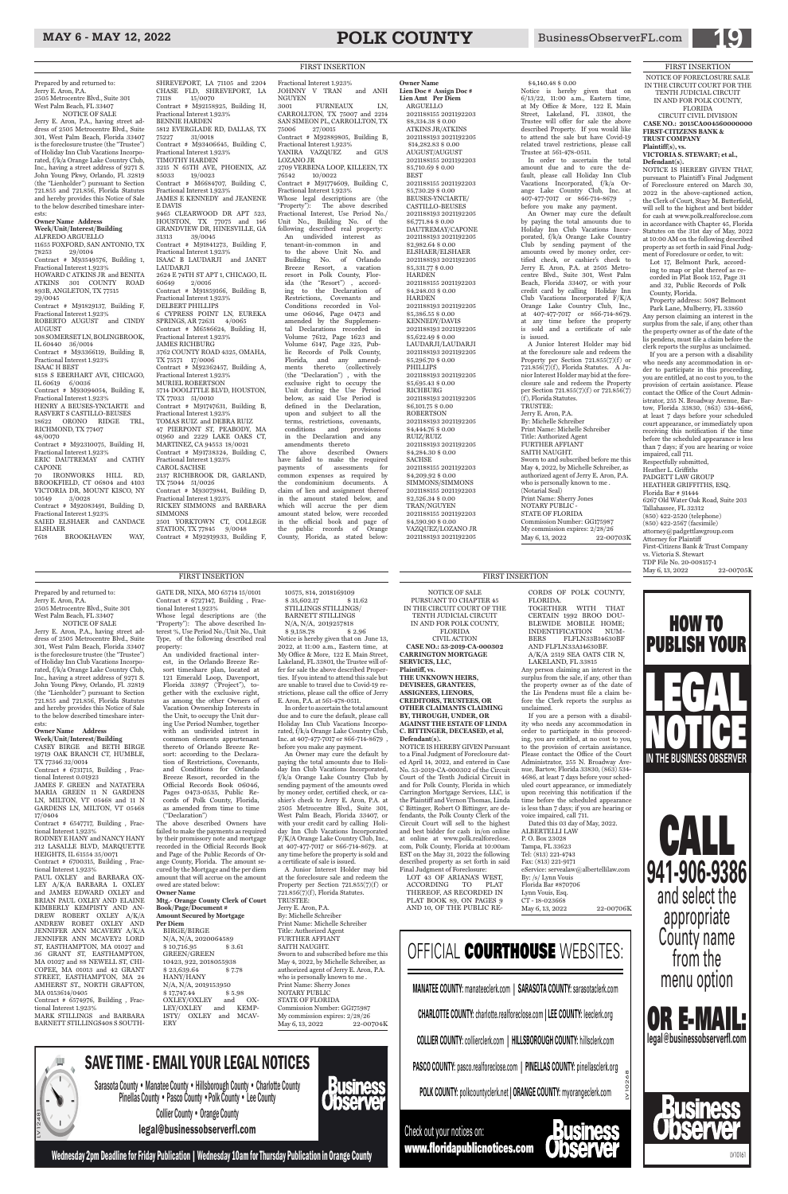FIRST INSERTION

Prepared by and returned to:
Jerry E. Aron, P.A.
2505 Metrocentre Blvd., Suite 301
West Palm Beach, FL 33407

NOTICE OF SALE

Jerry E. Aron, P.A., having street address of 2505 Metrocentre Blvd., Suite 301, West Palm Beach, Florida 33407 is the foreclosure trustee (the "Trustee") of Holiday Inn Club Vacations Incorporated, f/k/a Orange Lake Country Club, Inc., having a street address of 9271 S. John Young Pkwy, Orlando, Fl. 32819 (the "Lienholder") pursuant to Section 721.855 and 721.856, Florida Statutes and hereby provides this Notice of Sale to the below described timeshare interests:

**Owner Name Address Week/Unit/Interest/Building**

ALFREDO ARGUELLO
11635 FOXFORD, SAN ANTONIO, TX 78253 29/0104
Contract # M93549576, Building 1, Fractional Interest 1.923%
HOWARD C ATKINS JR and BENITA ATKINS 301 COUNTY ROAD 893B, ANGLETON, TX 77515 29/0045
Contract # M91829137, Building F, Fractional Interest 1.923%
ROBERTO AUGUST and CINDY AUGUST
108 SOMERSET LN, BOLINGBROOK, IL 60440 36/0014
Contract # M93366119, Building B, Fractional Interest 1.923%
ISAAC H BEST
8158 S EBERHART AVE, CHICAGO, IL 60619 6/0036
Contract # M93094054, Building E, Fractional Interest 1.923%
HENRY A BEUSES-YNCIARTE and RASVERT S CASTILLO-BEUSES
18622 ORONO RIDGE TRL, RICHMOND, TX 77407 48/0070
Contract # M92310075, Building H, Fractional Interest 1.923%
ERIC DAUTREMAY and CATHY CAPONE
70 IRONWORKS HILL RD, BROOKFIELD, CT 06804 and 1403 VICTORIA DR, MOUNT KISCO, NY 10549 3/0028
Contract # M92083491, Building D, Fractional Interest 1.923%
SAIED ELSHAER and CANDACE ELSHAER
7618 BROOKHAVEN WAY, SHREVEPORT, LA 71105 and 2204 CHASE FLD, SHREVEPORT, LA 71118 15/0070
Contract # M92158925, Building H, Fractional Interest 1.923%
BENNIE HARDEN
5812 EVERGLADE RD, DALLAS, TX 75227 31/0018
Contract # M93406645, Building C, Fractional Interest 1.923%
TIMOTHY HARDEN
3215 N 65TH AVE, PHOENIX, AZ 85033 19/0023
Contract # M6684707, Building C, Fractional Interest 1.923%
JAMES E KENNEDY and JEANENE E DAVIS
9465 CLEARWOOD DR APT 523, HOUSTON, TX 77075 and 146 GRANDVIEW DR, HINESVILLE, GA 31313 39/0045
Contract # M91841273, Building F, Fractional Interest 1.923%
ISAAC B LAUDARJI and JANET LAUDARJI
2624 E 74TH ST APT 1, CHICAGO, IL 60649 2/0016
Contract # M91859166, Building B, Fractional Interest 1.923%
DELBERT PHILLIPS
6 CYPRESS POINT LN, EUREKA SPRINGS, AR 72631 4/0065
Contract # M6586624, Building H, Fractional Interest 1.923%
JAMES RICHBURG
3762 COUNTY ROAD 4325, OMAHA, TX 75571 17/0006
Contract # M92362457, Building A, Fractional Interest 1.923%
MURIEL ROBERTSON
5714 DOOLITTLE BLVD, HOUSTON, TX 77033 51/0010
Contract # M91747631, Building B, Fractional Interest 1.923%
TOMAS RUIZ and DEBRA RUIZ
47 PIERPONT ST, PEABODY, MA 01960 and 2229 LAKE OAKS CT, MARTINEZ, CA 94553 18/0021
Contract # M91738324, Building C, Fractional Interest 1.923%
CAROL SACHSE
2137 RICHBROOK DR, GARLAND, TX 75044 51/0026
Contract # M93079841, Building D, Fractional Interest 1.923%
RICKEY SIMMONS and BARBARA SIMMONS
2501 YORKTOWN CT, COLLEGE STATION, TX 77845 9/0048
Contract # M92919933, Building F, Fractional Interest 1.923%
JOHNNY V TRAN and ANH NGUYEN
3001 FURNEAUX LN, CARROLLTON, TX 75007 and 2214 SAN SIMEON PL, CARROLLTON, TX 75006 27/0015
Contract # M92889805, Building B, Fractional Interest 1.923%
YANIRA VAZQUEZ and GUS LOZANO JR
2709 VERBENA LOOP, KILLEEN, TX 76542 10/0022
Contract # M91774609, Building C, Fractional Interest 1.923%

Whose legal descriptions are (the "Property"): The above described Fractional Interest, Use Period No./Unit No., Building No. of the following described real property: An undivided interest as tenant-in-common in and to the above Unit No. and Building No. of Orlando Breeze Resort, a vacation resort in Polk County, Florida (the "Resort"), according to the Declaration of Restrictions, Covenants and Conditions recorded in Volume 06046, Page 0473 and amended by the Supplemental Declarations recorded in Volume 7612, Page 1623 and Volume 6147, Page 325, Public Records of Polk County, Florida, and any amendments thereto (collectively (the "Declaration"), with the exclusive right to occupy the Unit during the Use Period below, as said Use Period is defined in the Declaration, upon and subject to all the terms, restrictions, covenants, conditions and provisions in the Declaration and any amendments thereto

The above described Owners have failed to make the required payments of assessments for common expenses as required by the condominium documents. A claim of lien and assignment thereof in the amount stated below, and which will accrue the per diem amount stated below, were recorded in the official book and page of the public records of Orange County, Florida, as stated below:

**Owner Name Lien Doc # Assign Doc # Lien Amt Per Diem**

ARGUELLO
20210188155 20211192203
$8,334.38 $ 0.00
ATKINS JR/ATKINS
20211188193 20211192205
$14,282.83 $ 0.00
AUGUST/AUGUST
20211188155 20211192203
$5,710.69 $ 0.00
BEST
20211188155 20211192203
$5,730.29 $ 0.00
BEUSES-YNCIARTE/CASTILLO-BEUSES
20211188193 20211192205
$6,771.84 $ 0.00
DAUTREMAY/CAPONE
20211188193 20211192205
$2,982.64 $ 0.00
ELSHAER/ELSHAER
20211188193 20211192205
$5,331.77 $ 0.00
HARDEN
20211188155 20211192203
$4,248.03 $ 0.00
HARDEN
20211188193 20211192205
$5,386.55 $ 0.00
KENNEDY/DAVIS
20211188193 20211192205
$5,622.49 $ 0.00
LAUDARJI/LAUDARJI
20211188193 20211192205
$5,296.70 $ 0.00
PHILLIPS
20211188193 20211192205
$5,695.43 $ 0.00
RICHBURG
20211188193 20211192205
$6,101.75 $ 0.00
ROBERTSON
20211188193 20211192205
$4,444.76 $ 0.00
RUIZ/RUIZ
20211188193 20211192205
$4,284.30 $ 0.00
SACHSE
20211188155 20211192203
$4,209.92 $ 0.00
SIMMONS/SIMMONS
20211188155 20211192203
$2,526.34 $ 0.00
TRAN/NGUYEN
20211188155 20211192203
$4,590.90 $ 0.00
VAZQUEZ/LOZANO JR
20211188193 20211192205
$4,140.48 $ 0.00

Notice is hereby given that on 6/13/22, 11:00 a.m., Eastern time, at My Office & More, 122 E. Main Street, Lakeland, FL 33801, the Trustee will offer for sale the above described Property. If you would like to attend the sale but have Covid-19 related travel restrictions, please call Trustee at 561-478-0511.

In order to ascertain the total amount due and to cure the default, please call Holiday Inn Club Vacations Incorporated, f/k/a Orange Lake Country Club, Inc. at 407-477-7017 or 866-714-8679, before you make any payment.

An Owner may cure the default by paying the total amounts due to Holiday Inn Club Vacations Incorporated, f/k/a Orange Lake Country Club by sending payment of the amounts owed by money order, certified check, or cashier's check to Jerry E. Aron, P.A. at 2505 Metrocentre Blvd., Suite 301, West Palm Beach, Florida 33407, or with your credit card by calling Holiday Inn Club Vacations Incorporated F/K/A Orange Lake Country Club, Inc., at 407-477-7017 or 866-714-8679, at any time before the property is sold and a certificate of sale is issued.

A Junior Interest Holder may bid at the foreclosure sale and redeem the Property per Section 721.855(7)(f) or 721.856(7)(f), Florida Statutes. A Junior Interest Holder may bid at the foreclosure sale and redeem the Property per Section 721.855(7)(f) or 721.856(7)(f), Florida Statutes.

TRUSTEE:
Jerry E. Aron, P.A.
By: Michelle Schreiber
Print Name: Michelle Schreiber
Title: Authorized Agent
FURTHER AFFIANT SAITH NAUGHT.
Sworn to and subscribed before me this May 4, 2022, by Michelle Schreiber, as authorized agent of Jerry E. Aron, P.A. who is personally known to me.
(Notarial Seal)
Print Name: Sherry Jones
NOTARY PUBLIC - STATE OF FLORIDA
Commission Number: GG175987
My commission expires: 2/28/26
May 6, 13, 2022 22-00703K

FIRST INSERTION

NOTICE OF FORECLOSURE SALE IN THE CIRCUIT COURT FOR THE TENTH JUDICIAL CIRCUIT IN AND FOR POLK COUNTY, FLORIDA
CIRCUIT CIVIL DIVISION
**CASE NO.: 2015CA004560000000**
**FIRST-CITIZENS BANK & TRUST COMPANY**
**Plaintiff(s), vs.**
**VICTORIA S. STEWART; et al., Defendant(s).**

NOTICE IS HEREBY GIVEN THAT, pursuant to Plaintiff's Final Judgment of Foreclosure entered on March 30, 2022 in the above-captioned action, the Clerk of Court, Stacy M. Butterfield, will sell to the highest and best bidder for cash at www.polk.realforeclose.com in accordance with Chapter 45, Florida Statutes on the 31st day of May, 2022 at 10:00 AM on the following described property as set forth in said Final Judgment of Foreclosure or order, to wit:

Lot 17, Belmont Park, according to map or plat thereof as recorded in Plat Book 152, Page 31 and 32, Public Records of Polk County, Florida.
Property address: 5087 Belmont Park Lane, Mulberry, FL 33860

Any person claiming an interest in the surplus from the sale, if any, other than the property owner as of the date of the lis pendens, must file a claim before the clerk reports the surplus as unclaimed.

If you are a person with a disability who needs any accommodation in order to participate in this proceeding, you are entitled, at no cost to you, to the provision of certain assistance. Please contact the Office of the Court Administrator, 255 N. Broadway Avenue, Bartow, Florida 33830, (863) 534-4686, at least 7 days before your scheduled court appearance, or immediately upon receiving this notification if the time before the scheduled appearance is less than 7 days; if you are hearing or voice impaired, call 711.

Respectfully submitted,
Heather L. Griffiths
PADGETT LAW GROUP
HEATHER GRIFFITHS, ESQ.
Florida Bar # 91444
6267 Old Water Oak Road, Suite 203
Tallahassee, FL 32312
(850) 422-2520 (telephone)
(850) 422-2567 (facsimile)
attorney@padgettlawgroup.com
Attorney for Plaintiff
First-Citizens Bank & Trust Company vs. Victoria S. Stewart
TDP File No. 20-008157-1
May 6, 13, 2022 22-00705K

FIRST INSERTION

Prepared by and returned to:
Jerry E. Aron, P.A.
2505 Metrocentre Blvd., Suite 301
West Palm Beach, FL 33407

NOTICE OF SALE

Jerry E. Aron, P.A., having street address of 2505 Metrocentre Blvd., Suite 301, West Palm Beach, Florida 33407 is the foreclosure trustee (the "Trustee") of Holiday Inn Club Vacations Incorporated, f/k/a Orange Lake Country Club, Inc., having a street address of 9271 S. John Young Pkwy, Orlando, Fl. 32819 (the "Lienholder") pursuant to Section 721.855 and 721.856, Florida Statutes and hereby provides this Notice of Sale to the below described timeshare interests:

**Owner Name Address Week/Unit/Interest/Building**

CASEY BIRGE and BETH BIRGE
19719 OAK BRANCH CT, HUMBLE, TX 77346 32/0014
Contract # 6731715, Building, Fractional Interest 0.01923
JAMES F. GREEN and NATATERA MARIA GREEN 11 N GARDENS LN, MILTON, VT 05468 and 11 N GARDENS LN, MILTON, VT 05468 17/0404
Contract # 6547717, Building, Fractional Interest 1.923%
RODNEY E HANY and NANCY HANY
212 LASALLE BLVD, MARQUETTE HEIGHTS, IL 61554 35/0071
Contract # 6700315, Building, Fractional Interest 1.923%
PAUL OXLEY and BARBARA OXLEY A/K/A BARBARA L OXLEY and JAMES EDWARD OXLEY and BRIAN PAUL OXLEY AND ELAINE KIMBERLY KEMPISTY AND ANDREW ROBERT OXLEY AND JENNIFER ANN MCAVERY A/K/A JENNIFER ANN MCAVEY2 LORD ST, EASTHAMPTON, MA 01027 and 36 GRANT ST, EASTHAMPTON, MA 01027 and 88 NEWELL ST, CHICOPEE, MA 01013 and 42 GRANT STREET, EASTHAMPTON, MA 24 AMHERST ST, NORTH GRAFTON, MA 0153614/0405
Contract # 6574976, Building, Fractional Interest 1.923%
MARK STILLINGS and BARBARA BARNETT STILLINGS408 S SOUTHGATE DR, NIXA, MO 65714 15/0101
Contract # 6727147, Building, Fractional Interest 1.923%

Whose legal descriptions are (the "Property"): The above described Week/Unit Type, Use Period No./Unit No., Unit Type, of the following described real property:

An undivided fractional interest, in the Orlando Breeze Resort timeshare plan, located at 121 Emerald Loop, Davenport, Florida 33897 ("Project"), together with the exclusive right, as among the other Owners of Vacation Ownership Interests in the Unit, to occupy the Unit during Use Period Number, together with an undivided interest in common elements appurtenant thereto of Orlando Breeze Resort: according to the Declaration of Restrictions, Covenants, and Conditions for Orlando Breeze Resort, recorded in the Official Records Book 06046, Pages 0473-0535, Public Records of Polk County, Florida, as amended from time to time ("Declaration")

The above described Owners have failed to make the payments as required by their promissory note and mortgage recorded in the Official Records Book and Page of the Public Records of Orange County, Florida. The amount secured by the Mortgage and the per diem amount that will accrue on the amount owed are stated below:

**Owner Name Mtg.- Orange County Clerk of Court Book/Page/Document # Amount Secured by Mortgage Per Diem**

BIRGE/BIRGE
N/A, N/A, 2020064589
$ 10,716.95 $ 3.61
GREEN/GREEN
10423, 922, 2018055938
$ 23,639.64 $ 7.78
HANY/HANY
N/A, N/A, 2019153950
$ 17,747.44 $ 5.98
OXLEY/OXLEY and OXLEY/OXLEY and KEMPISTY/ OXLEY and MCAVERY
10575, 814, 2018169109
$ 35,602.17 $ 11.62
STILLINGS STILLINGS/ BARNETT STILLINGS
N/A, N/A, 2019257818
$ 9,158.78 $ 2.96

Notice is hereby given that on June 13, 2022, at 11:00 a.m., Eastern time, at My Office & More, 122 E. Main Street, Lakeland, FL 33801, the Trustee will offer for sale the above described Properties. If you intend to attend this sale but are unable to travel due to Covid-19 restrictions, please call the office of Jerry E. Aron, P.A. at 561-478-0511.

In order to ascertain the total amount due and to cure the default, please call Holiday Inn Club Vacations Incorporated, f/k/a Orange Lake Country Club, Inc. at 407-477-7017 or 866-714-8679, before you make any payment.

An Owner may cure the default by paying the total amounts due to Holiday Inn Club Vacations Incorporated, f/k/a Orange Lake Country Club by sending payment of the amounts owed by money order, certified check, or cashier's check to Jerry E. Aron, P.A. at 2505 Metrocentre Blvd., Suite 301, West Palm Beach, Florida 33407, or with your credit card by calling Holiday Inn Club Vacations Incorporated F/K/A Orange Lake Country Club, Inc., at 407-477-7017 or 866-714-8679, at any time before the property is sold and a certificate of sale is issued.

A Junior Interest Holder may bid at the foreclosure sale and redeem the Property per Section 721.855(7)(f) or 721.856(7)(f), Florida Statutes.

TRUSTEE:
Jerry E. Aron, P.A.
By: Michelle Schreiber
Print Name: Michelle Schreiber
Title: Authorized Agent
FURTHER AFFIANT SAITH NAUGHT.
Sworn to and subscribed before me this May 4, 2022, by Michelle Schreiber, as authorized agent of Jerry E. Aron, P.A. who is personally known to me.
Print Name: Sherry Jones
NOTARY PUBLIC
STATE OF FLORIDA
Commission Number: GG175987
My commission expires: 2/28/26
May 6, 13, 2022 22-00704K

FIRST INSERTION

NOTICE OF SALE PURSUANT TO CHAPTER 45 IN THE CIRCUIT COURT OF THE TENTH JUDICIAL CIRCUIT IN AND FOR POLK COUNTY, FLORIDA
CIVIL ACTION
**CASE NO.: 53-2019-CA-000302**
**CARRINGTON MORTGAGE SERVICES, LLC, Plaintiff, vs.**
**THE UNKNOWN HEIRS, DEVISEES, GRANTEES, ASSIGNEES, LIENORS, CREDITORS, TRUSTEES, OR OTHER CLAIMANTS CLAIMING BY, THROUGH, UNDER, OR AGAINST THE ESTATE OF LINDA C. BITTINGER, DECEASED, et al, Defendant(s).**

NOTICE IS HEREBY GIVEN Pursuant to a Final Judgment of Foreclosure dated April 14, 2022, and entered in Case No. 53-2019-CA-000302 of the Circuit Court of the Tenth Judicial Circuit in and for Polk County, Florida in which Carrington Mortgage Services, LLC, is the Plaintiff and Vernon Thomas, Linda C Bittinger, Robert O Bittinger, are defendants, the Polk County Clerk of the Circuit Court will sell to the highest and best bidder for cash in/on online at online at www.polk.realforeclose.com, Polk County, Florida at 10:00am EST on the May 31, 2022 the following described property as set forth in said Final Judgment of Foreclosure:

LOT 43 OF ARIANA'S WEST, ACCORDING TO PLAT THEREOF, AS RECORDED IN PLAT BOOK 89, ON PAGES 9 AND 10, OF THE PUBLIC RECORDS OF POLK COUNTY, FLORIDA.
TOGETHER WITH THAT CERTAIN 1992 BROO DOUBLEWIDE MOBILE HOME; INDENTIFICATION NUMBERS FLFLN33B14630BF AND FLFLN33A14630BF.
A/K/A 2519 SEA OATS CIR N, LAKELAND, FL 33815

Any person claiming an interest in the surplus from the sale, if any, other than the property owner as of the date of the Lis Pendens must file a claim before the Clerk reports the surplus as unclaimed.

If you are a person with a disability who needs any accommodation in order to participate in this proceeding, you are entitled, at no cost to you, to the provision of certain assistance. Please contact the Office of the Court Administrator, 255 N. Broadway Avenue, Bartow, Florida 33830, (863) 534-4686, at least 7 days before your scheduled court appearance, or immediately upon receiving this notification if the time before the scheduled appearance is less than 7 days; if you are hearing or voice impaired, call 711.

Dated this 03 day of May, 2022.
ALBERTELLI LAW
P. O. Box 23028
Tampa, FL 33623
Tel: (813) 221-4743
Fax: (813) 221-9171
eService: servealaw@albertellilaw.com
By: /s/ Lynn Vouis
Florida Bar #870706
Lynn Vouis, Esq.
CT - 18-023668
May 6, 13, 2022 22-00706K

HOW TO PUBLISH YOUR LEGAL NOTICE IN THE BUSINESS OBSERVER

CALL 941-906-9386 and select the appropriate County name from the menu option

OR E-MAIL: legal@businessobserverfl.com

OFFICIAL COURTHOUSE WEBSITES:

MANATEE COUNTY: manateeclerk.com | SARASOTA COUNTY: sarasotaclerk.com
CHARLOTTE COUNTY: charlotte.realforeclose.com | LEE COUNTY: leeclerk.org
COLLIER COUNTY: collierclerk.com | HILLSBOROUGH COUNTY: hillsclerk.com
PASCO COUNTY: pasco.realforeclose.com | PINELLAS COUNTY: pinellasclerk.org
POLK COUNTY: polkcountyclerk.net | ORANGE COUNTY: myorangeclerk.com

Check out your notices on: www.floridapublicnotices.com

SAVE TIME - EMAIL YOUR LEGAL NOTICES

Sarasota County • Manatee County • Hillsborough County • Charlotte County
Pinellas County • Pasco County • Polk County • Lee County
Collier County • Orange County
legal@businessobserverfl.com

Wednesday 2pm Deadline for Friday Publication | Wednesday 10am for Thursday Publication in Orange County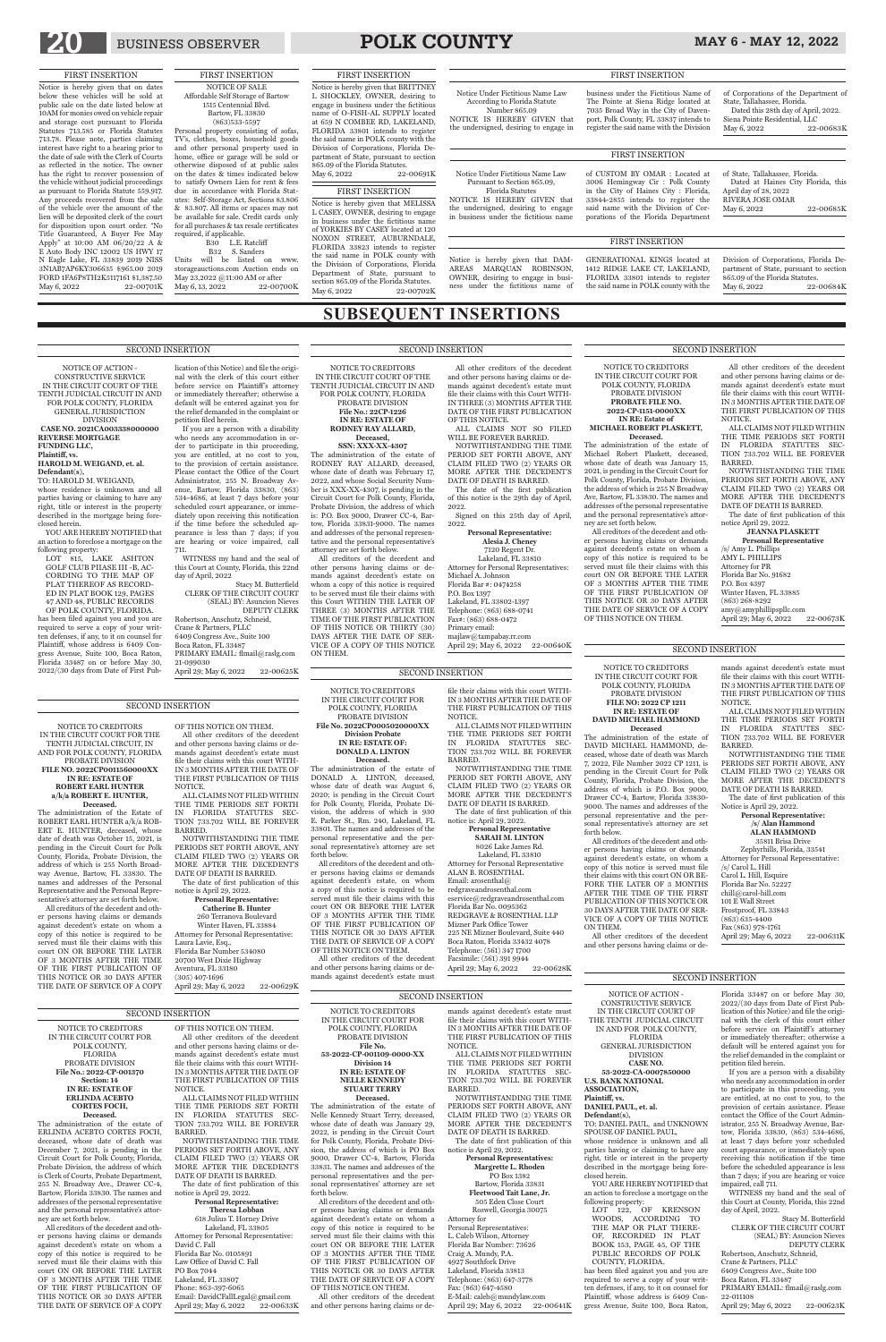## FIRST INSERTION

Notice is hereby given that on dates below these vehicles will be sold at public sale on the date listed below at 10AM for monies owed on vehicle repair and storage cost pursuant to Florida Statutes 713.585 or Florida Statutes 713.78. Please note, parties claiming interest have right to a hearing prior to the date of sale with the Clerk of Courts as reflected in the notice. The owner has the right to recover possession of the vehicle without judicial proceedings as pursuant to Florida Statute 559.917. Any proceeds recovered from the sale of the vehicle over the amount of the lien will be deposited clerk of the court for disposition upon court order. "No Title Guaranteed, A Buyer Fee May Apply" at 10:00 AM 06/20/22 A & E Auto Body INC 12002 US HWY 17 N Eagle Lake, FL 33839 2019 NISS 3N1AB7AP6KY306635 $965.00 2019 FORD 1FA6P8TH2K5117161 $1,387.50

May 6, 2022 22-00701K

## FIRST INSERTION

NOTICE OF SALE
Affordable Self Storage of Bartow
1515 Centennial Blvd.
Bartow, FL 33830
(863)533-5597

Personal property consisting of sofas, TV's, clothes, boxes, household goods and other personal property used in home, office or garage will be sold or otherwise disposed of at public sales on the dates & times indicated below to satisfy Owners Lien for rent & fees due in accordance with Florida Statutes: Self-Storage Act, Sections 83.806 & 83.807. All items or spaces may not be available for sale. Credit cards only for all purchases & tax resale certificates required, if applicable.

B30 L.E. Ratcliff
B32 S. Sanders

Units will be listed on www.storageauctions.com Auction ends on May 23,2022 @11:00 AM or after

May 6, 13, 2022 22-00700K

## FIRST INSERTION

Notice is hereby given that BRITTNEY L SHOCKLEY, OWNER, desiring to engage in business under the fictitious name of O-FISH-AL SUPPLY located at 659 N COMBEE RD, LAKELAND, FLORIDA 33801 intends to register the said name in POLK county with the Division of Corporations, Florida Department of State, pursuant to section 865.09 of the Florida Statutes.

May 6, 2022 22-00691K

## FIRST INSERTION

Notice is hereby given that MELISSA L CASEY, OWNER, desiring to engage in business under the fictitious name of YORKIES BY CASEY located at 120 NOXON STREET, AUBURNDALE, FLORIDA 33823 intends to register the said name in POLK county with the Division of Corporations, Florida Department of State, pursuant to section 865.09 of the Florida Statutes.

May 6, 2022 22-00702K

## FIRST INSERTION

Notice Under Fictitious Name Law According to Florida Statute Number 865.09

NOTICE IS HEREBY GIVEN that the undersigned, desiring to engage in business under the Fictitious Name of The Pointe at Siena Ridge located at 7035 Broad Way in the City of Davenport, Polk County, FL 33837 intends to register the said name with the Division of Corporations of the Department of State, Tallahassee, Florida.

Dated this 28th day of April, 2022.
Siena Pointe Residential, LLC

May 6, 2022 22-00683K

## FIRST INSERTION

Notice Under Fictitious Name Law Pursuant to Section 865.09, Florida Statutes

NOTICE IS HEREBY GIVEN that the undersigned, desiring to engage in business under the fictitious name of CUSTOM BY OMAR : Located at 3006 Hemingway Cir : Polk County in the City of Haines City : Florida, 33844-2855 intends to register the said name with the Division of Corporations of the Florida Department of State, Tallahassee, Florida.

Dated at Haines City Florida, this April day of 28, 2022
RIVERA JOSE OMAR

May 6, 2022 22-00685K

## FIRST INSERTION

Notice is hereby given that DAMAREAS MARQUAN ROBINSON, OWNER, desiring to engage in business under the fictitious name of GENERATIONAL KINGS located at 1412 RIDGE LAKE CT, LAKELAND, FLORIDA 33801 intends to register the said name in POLK county with the Division of Corporations, Florida Department of State, pursuant to section 865.09 of the Florida Statutes.

May 6, 2022 22-00684K

# SUBSEQUENT INSERTIONS

## SECOND INSERTION

NOTICE OF ACTION - CONSTRUCTIVE SERVICE
IN THE CIRCUIT COURT OF THE TENTH JUDICIAL CIRCUIT IN AND FOR POLK COUNTY, FLORIDA
GENERAL JURISDICTION DIVISION
**CASE NO. 2021CA003338000000**
**REVERSE MORTGAGE FUNDING LLC,**
**Plaintiff, vs.**
**HAROLD M. WEIGAND, et. al.**
**Defendant(s),**

TO: HAROLD M. WEIGAND,

whose residence is unknown and all parties having or claiming to have any right, title or interest in the property described in the mortgage being foreclosed herein.

YOU ARE HEREBY NOTIFIED that an action to foreclose a mortgage on the following property:

LOT 815, LAKE ASHTON GOLF CLUB PHASE III -B, ACCORDING TO THE MAP OF PLAT THEREOF AS RECORDED IN PLAT BOOK 129, PAGES 47 AND 48, PUBLIC RECORDS OF POLK COUNTY, FLORIDA.

has been filed against you and you are required to serve a copy of your written defenses, if any, to it on counsel for Plaintiff, whose address is 6409 Congress Avenue, Suite 100, Boca Raton, Florida 33487 on or before May 30, 2022/(30 days from Date of First Publication of this Notice) and file the original with the clerk of this court either before service on Plaintiff's attorney or immediately thereafter; otherwise a default will be entered against you for the relief demanded in the complaint or petition filed herein.

If you are a person with a disability who needs any accommodation in order to participate in this proceeding, you are entitled, at no cost to you, to the provision of certain assistance. Please contact the Office of the Court Administrator, 255 N. Broadway Avenue, Bartow, Florida 33830, (863) 534-4686, at least 7 days before your scheduled court appearance, or immediately upon receiving this notification if the time before the scheduled appearance is less than 7 days; if you are hearing or voice impaired, call 711.

WITNESS my hand and the seal of this Court at County, Florida, this 22nd day of April, 2022.

Stacy M. Butterfield
CLERK OF THE CIRCUIT COURT
(SEAL) BY: Asuncion Nieves
DEPUTY CLERK

Robertson, Anschutz, Schneid, Crane & Partners, PLLC
6409 Congress Ave., Suite 100
Boca Raton, FL 33487
PRIMARY EMAIL: flmail@raslg.com
21-099030

April 29; May 6, 2022 22-00625K

## SECOND INSERTION

NOTICE TO CREDITORS
IN THE CIRCUIT COURT OF THE TENTH JUDICIAL CIRCUIT IN AND FOR POLK COUNTY, FLORIDA
PROBATE DIVISION
**File No.: 22CP-1226**
**IN RE: ESTATE OF RODNEY RAY ALLARD, Deceased.**
**SSN: XXX-XX-4307**

The administration of the estate of RODNEY RAY ALLARD, deceased, whose date of death was February 17, 2022, and whose Social Security Number is XXX-XX-4307, is pending in the Circuit Court for Polk County, Florida, Probate Division, the address of which is: P.O. Box 9000, Drawer CC-4, Bartow, Florida 33831-9000. The names and addresses of the personal representative and the personal representative's attorney are set forth below.

All creditors of the decedent and other persons having claims or demands against decedent's estate, on whom a copy of this notice is required to be served must file their claims with this Court WITHIN THE LATER OF THREE (3) MONTHS AFTER THE TIME OF THE FIRST PUBLICATION OF THIS NOTICE OR THIRTY (30) DAYS AFTER THE DATE OF SERVICE OF A COPY OF THIS NOTICE ON THEM.

All other creditors of the decedent and other persons having claims or demands against decedent's estate must file their claims with this Court WITHIN THREE (3) MONTHS AFTER THE DATE OF THE FIRST PUBLICATION OF THIS NOTICE.

ALL CLAIMS NOT SO FILED WILL BE FOREVER BARRED.

NOTWITHSTANDING THE TIME PERIOD SET FORTH ABOVE, ANY CLAIM FILED TWO (2) YEARS OR MORE AFTER THE DECEDENT'S DATE OF DEATH IS BARRED.

The date of the first publication of this notice is the 29th day of April, 2022.

Signed on this 25th day of April, 2022.

**Personal Representative:**
**Alesia J. Cheney**
7120 Regent Dr.
Lakeland, FL 33810

Attorney for Personal Representatives:
Michael A. Johnson
Florida Bar #: 0474258
P.O. Box 1397
Lakeland, FL 33802-1397
Telephone: (863) 688-0741
Fax#: (863) 688-0472
Primary email: majlaw@tampabay.rr.com

April 29; May 6, 2022 22-00640K

## SECOND INSERTION

NOTICE TO CREDITORS
IN THE CIRCUIT COURT FOR POLK COUNTY, FLORIDA
PROBATE DIVISION
**PROBATE FILE NO. 2022-CP-1151-0000XX**
**IN RE: Estate of MICHAEL ROBERT PLASKETT, Deceased.**

The administration of the estate of Michael Robert Plaskett, deceased, whose date of death was January 15, 2021, is pending in the Circuit Court for Polk County, Florida, Probate Division, the address of which is 255 N Broadway Ave, Bartow, FL 33830. The names and addresses of the personal representative and the personal representative's attorney are set forth below.

All creditors of the decedent and other persons having claims or demands against decedent's estate on whom a copy of this notice is required to be served must file their claims with this court ON OR BEFORE THE LATER OF 3 MONTHS AFTER THE TIME OF THE FIRST PUBLICATION OF THIS NOTICE OR 30 DAYS AFTER THE DATE OF SERVICE OF A COPY OF THIS NOTICE ON THEM.

All other creditors of the decedent and other persons having claims or demands against decedent's estate must file their claims with this court WITHIN 3 MONTHS AFTER THE DATE OF THE FIRST PUBLICATION OF THIS NOTICE.

ALL CLAIMS NOT FILED WITHIN THE TIME PERIODS SET FORTH IN FLORIDA STATUTES SECTION 733.702 WILL BE FOREVER BARRED.

NOTWITHSTANDING THE TIME PERIODS SET FORTH ABOVE, ANY CLAIM FILED TWO (2) YEARS OR MORE AFTER THE DECEDENT'S DATE OF DEATH IS BARRED.

The date of first publication of this notice April 29, 2022.

**JEANNA PLASKETT**
**Personal Representative**
/s/ Amy L. Phillips
AMY L. PHILLIPS
Attorney for PR
Florida Bar No. 91682
P.O. Box 4397
Winter Haven, FL 33885
(863) 268-8292
amy@amyphillipspllc.com

April 29; May 6, 2022 22-00673K

## SECOND INSERTION

NOTICE TO CREDITORS
IN THE CIRCUIT COURT FOR THE TENTH JUDICIAL CIRCUIT, IN AND FOR POLK COUNTY, FLORIDA
PROBATE DIVISION
**FILE NO. 2022CP0011560000XX**
**IN RE: ESTATE OF ROBERT EARL HUNTER a/k/a ROBERT E. HUNTER, Deceased.**

The administration of the Estate of ROBERT EARL HUNTER a/k/a ROBERT E. HUNTER, deceased, whose date of death was October 15, 2021, is pending in the Circuit Court for Polk County, Florida, Probate Division, the address of which is 255 North Broadway Avenue, Bartow, FL 33830. The names and addresses of the Personal Representative and the Personal Representative's attorney are set forth below.

All creditors of the decedent and other persons having claims or demands against decedent's estate on whom a copy of this notice is required to be served must file their claims with this court ON OR BEFORE THE LATER OF 3 MONTHS AFTER THE TIME OF THE FIRST PUBLICATION OF THIS NOTICE OR 30 DAYS AFTER THE DATE OF SERVICE OF A COPY OF THIS NOTICE ON THEM.

All other creditors of the decedent and other persons having claims or demands against decedent's estate must file their claims with this court WITHIN 3 MONTHS AFTER THE DATE OF THE FIRST PUBLICATION OF THIS NOTICE.

ALL CLAIMS NOT FILED WITHIN THE TIME PERIODS SET FORTH IN FLORIDA STATUTES SECTION 733.702 WILL BE FOREVER BARRED.

NOTWITHSTANDING THE TIME PERIODS SET FORTH ABOVE, ANY CLAIM FILED TWO (2) YEARS OR MORE AFTER THE DECEDENT'S DATE OF DEATH IS BARRED.

The date of first publication of this notice is April 29, 2022.

**Personal Representative:**
**Catherine B. Hunter**
260 Terranova Boulevard
Winter Haven, FL 33884

Attorney for Personal Representative:
Laura Lavie, Esq.,
Florida Bar Number 534080
20700 West Dixie Highway
Aventura, FL 33180
(305) 407-1696

April 29; May 6, 2022 22-00629K

## SECOND INSERTION

NOTICE TO CREDITORS
IN THE CIRCUIT COURT FOR POLK COUNTY, FLORIDA
PROBATE DIVISION
**File No. 2022CP0005020000XX**
**Division Probate**
**IN RE: ESTATE OF: DONALD A. LINTON Deceased.**

The administration of the estate of DONALD A. LINTON, deceased, whose date of death was August 6, 2020; is pending in the Circuit Court for Polk County, Florida, Probate Division, the address of which is 930 E. Parker St., Rm. 240, Lakeland, FL 33801. The names and addresses of the personal representative and the personal representative's attorney are set forth below.

All creditors of the decedent and other persons having claims or demands against decedent's estate, on whom a copy of this notice is required to be served must file their claims with this court ON OR BEFORE THE LATER OF 3 MONTHS AFTER THE TIME OF THE FIRST PUBLICATION OF THIS NOTICE OR 30 DAYS AFTER THE DATE OF SERVICE OF A COPY OF THIS NOTICE ON THEM.

All other creditors of the decedent and other persons having claims or demands against decedent's estate must file their claims with this court WITHIN 3 MONTHS AFTER THE DATE OF THE FIRST PUBLICATION OF THIS NOTICE.

ALL CLAIMS NOT FILED WITHIN THE TIME PERIODS SET FORTH IN FLORIDA STATUTES SECTION 733.702 WILL BE FOREVER BARRED.

NOTWITHSTANDING THE TIME PERIOD SET FORTH ABOVE, ANY CLAIM FILED TWO (2) YEARS OR MORE AFTER THE DECEDENT'S DATE OF DEATH IS BARRED.

The date of first publication of this notice is: April 29, 2022.

**Personal Representative**
**SARAH M. LINTON**
8026 Lake James Rd.
Lakeland, FL 33810

Attorney for Personal Representative
ALAN B. ROSENTHAL
Email: arosenthal@redgraveandrosenthal.com
eservice@redgraveandrosenthal.com
Florida Bar No. 0095362
REDGRAVE & ROSENTHAL LLP
Mizner Park Office Tower
225 NE Mizner Boulevard, Suite 440
Boca Raton, Florida 33432 4078
Telephone: (561) 347 1700
Facsimile: (561) 391 9944

April 29; May 6, 2022 22-00628K

## SECOND INSERTION

NOTICE TO CREDITORS
IN THE CIRCUIT COURT FOR POLK COUNTY, FLORIDA
PROBATE DIVISION
**FILE NO: 2022 CP 1211**
**IN RE: ESTATE OF DAVID MICHAEL HAMMOND Deceased**

The administration of the estate of DAVID MICHAEL HAMMOND, deceased, whose date of death was March 7, 2022, File Number 2022 CP 1211, is pending in the Circuit Court for Polk County, Florida, Probate Division, the address of which is P.O. Box 9000, Drawer CC-4, Bartow, Florida 33830-9000. The names and addresses of the personal representative and the personal representative's attorney are set forth below.

All creditors of the decedent and other persons having claims or demands against decedent's estate, on whom a copy of this notice is served must file their claims with this court ON OR BEFORE THE LATER OF 3 MONTHS AFTER THE TIME OF THE FIRST PUBLICATION OF THIS NOTICE OR 30 DAYS AFTER THE DATE OF SERVICE OF A COPY OF THIS NOTICE ON THEM.

All other creditors of the decedent and other persons having claims or demands against decedent's estate must file their claims with this court WITHIN 3 MONTHS AFTER THE DATE OF THE FIRST PUBLICATION OF THIS NOTICE.

ALL CLAIMS NOT FILED WITHIN THE TIME PERIODS SET FORTH IN FLORIDA STATUTES SECTION 733.702 WILL BE FOREVER BARRED.

NOTWITHSTANDING THE TIME PERIODS SET FORTH ABOVE, ANY CLAIM FILED TWO (2) YEARS OR MORE AFTER THE DECEDENT'S DATE OF DEATH IS BARRED.

The date of first publication of this Notice is April 29, 2022.

**Personal Representative:**
**/s/ Alan Hammond**
**ALAN HAMMOND**
35811 Brisa Drive
Zephyrhills, Florida, 33541

Attorney for Personal Representative:
/s/ Carol L. Hill
Carol L. Hill, Esquire
Florida Bar No. 52227
chill@carol-hill.com
101 E Wall Street
Frostproof, FL 33843
(863) 635-4400
Fax (863) 978-1761

April 29; May 6, 2022 22-00631K

## SECOND INSERTION

NOTICE TO CREDITORS
IN THE CIRCUIT COURT FOR POLK COUNTY, FLORIDA
PROBATE DIVISION
**File No.: 2022-CP-001370**
**Section: 14**
**IN RE: ESTATE OF ERLINDA ACEBETO CORTES FOCH, Deceased.**

The administration of the estate of ERLINDA ACEBETO CORTES FOCH, deceased, whose date of death was December 7, 2021, is pending in the Circuit Court for Polk County, Florida, Probate Division, the address of which is Clerk of Courts, Probate Department, 255 N. Broadway, Drawer CC-4, Bartow, Florida 33830. The names and addresses of the personal representative and the personal representative's attorney are set forth below.

All creditors of the decedent and other persons having claims or demands against decedent's estate on whom a copy of this notice is required to be served must file their claims with this court ON OR BEFORE THE LATER OF 3 MONTHS AFTER THE TIME OF THE FIRST PUBLICATION OF THIS NOTICE OR 30 DAYS AFTER THE DATE OF SERVICE OF A COPY OF THIS NOTICE ON THEM.

All other creditors of the decedent and other persons having claims or demands against decedent's estate must file their claims with this court WITHIN 3 MONTHS AFTER THE DATE OF THE FIRST PUBLICATION OF THIS NOTICE.

ALL CLAIMS NOT FILED WITHIN THE TIME PERIODS SET FORTH IN FLORIDA STATUTES SECTION 733.702 WILL BE FOREVER BARRED.

NOTWITHSTANDING THE TIME PERIODS SET FORTH ABOVE, ANY CLAIM FILED TWO (2) YEARS OR MORE AFTER THE DECEDENT'S DATE OF DEATH IS BARRED.

The date of first publication of this notice is April 29, 2022.

**Personal Representative:**
**Theresa Lobban**
618 Julius T. Horney Drive
Lakeland, FL 33805

Attorney for Personal Representative:
David C. Fall
Florida Bar No. 0105891
Law Office of David C. Fall
PO Box 7044
Lakeland, FL 33807
Phone: 863-397-6065
Email: DavidCFallLegal@gmail.com

April 29; May 6, 2022 22-00633K

## SECOND INSERTION

NOTICE TO CREDITORS
IN THE CIRCUIT COURT FOR POLK COUNTY, FLORIDA
PROBATE DIVISION
**File No. 53-2022-CP-001109-0000-XX**
**Division 14**
**IN RE: ESTATE OF NELLE KENNEDY STUART TERRY Deceased.**

The administration of the estate of Nelle Kennedy Stuart Terry, deceased, whose date of death was January 29, 2022, is pending in the Circuit Court for Polk County, Florida, Probate Division, the address of which is PO Box 9000, Drawer CC-4, Bartow, FL 33831. The names and addresses of the personal representatives and the personal representatives' attorney are set forth below.

All creditors of the decedent and other persons having claims or demands against decedent's estate on whom a copy of this notice is required to be served must file their claims with this court ON OR BEFORE THE LATER OF 3 MONTHS AFTER THE TIME OF THE FIRST PUBLICATION OF THIS NOTICE OR 30 DAYS AFTER THE DATE OF SERVICE OF A COPY OF THIS NOTICE ON THEM.

All other creditors of the decedent and other persons having claims or demands against decedent's estate must file their claims with this court WITHIN 3 MONTHS AFTER THE DATE OF THE FIRST PUBLICATION OF THIS NOTICE.

ALL CLAIMS NOT FILED WITHIN THE TIME PERIODS SET FORTH IN FLORIDA STATUTES SECTION 733.702 WILL BE FOREVER BARRED.

NOTWITHSTANDING THE TIME PERIODS SET FORTH ABOVE, ANY CLAIM FILED TWO (2) YEARS OR MORE AFTER THE DECEDENT'S DATE OF DEATH IS BARRED.

The date of first publication of this notice is April 29, 2022.

**Personal Representatives:**
**Margrette L. Rhoden**
PO Box 1382
Bartow, Florida 33831
**Fleetwood Tait Lane, Jr.**
505 Eden Close Court
Roswell, Georgia 30075

Attorney for Personal Representatives:
L. Caleb Wilson, Attorney
Florida Bar Number: 73626
Craig A. Mundy, P.A.
4927 Southfork Drive
Lakeland, Florida 33813
Telephone: (863) 647-3778
Fax: (863) 647-4580
E-Mail: caleb@mundylaw.com

April 29; May 6, 2022 22-00641K

## SECOND INSERTION

NOTICE OF ACTION - CONSTRUCTIVE SERVICE
IN THE CIRCUIT COURT OF THE TENTH JUDICIAL CIRCUIT IN AND FOR POLK COUNTY, FLORIDA
GENERAL JURISDICTION DIVISION
**CASE NO. 53-2022-CA-0007850000**
**U.S. BANK NATIONAL ASSOCIATION,**
**Plaintiff, vs.**
**DANIEL PAUL, et. al.**
**Defendant(s),**

TO: DANIEL PAUL, and UNKNOWN SPOUSE OF DANIEL PAUL,

whose residence is unknown and all parties having or claiming to have any right, title or interest in the property described in the mortgage being foreclosed herein.

YOU ARE HEREBY NOTIFIED that an action to foreclose a mortgage on the following property:

LOT 122, OF KRENSON WOODS, ACCORDING TO THE MAP OR PLAT THEREOF, OF RECORDED IN PLAT BOOK 153, PAGE 45, OF THE PUBLIC RECORDS OF POLK COUNTY, FLORIDA.

has been filed against you and you are required to serve a copy of your written defenses, if any, to it on counsel for Plaintiff, whose address is 6409 Congress Avenue, Suite 100, Boca Raton, Florida 33487 on or before May 30, 2022/(30 days from Date of First Publication of this Notice) and file the original with the clerk of this court either before service on Plaintiff's attorney or immediately thereafter; otherwise a default will be entered against you for the relief demanded in the complaint or petition filed herein.

If you are a person with a disability who needs any accommodation in order to participate in this proceeding, you are entitled, at no cost to you, to the provision of certain assistance. Please contact the Office of the Court Administrator, 255 N. Broadway Avenue, Bartow, Florida 33830, (863) 534-4686, at least 7 days before your scheduled court appearance, or immediately upon receiving this notification if the time before the scheduled appearance is less than 7 days; if you are hearing or voice impaired, call 711.

WITNESS my hand and the seal of this Court at County, Florida, this 22nd day of April, 2022.

Stacy M. Butterfield
CLERK OF THE CIRCUIT COURT
(SEAL) BY: Asuncion Nieves
DEPUTY CLERK

Robertson, Anschutz, Schneid, Crane & Partners, PLLC
6409 Congress Ave., Suite 100
Boca Raton, FL 33487
PRIMARY EMAIL: flmail@raslg.com
22-011108

April 29; May 6, 2022 22-00623K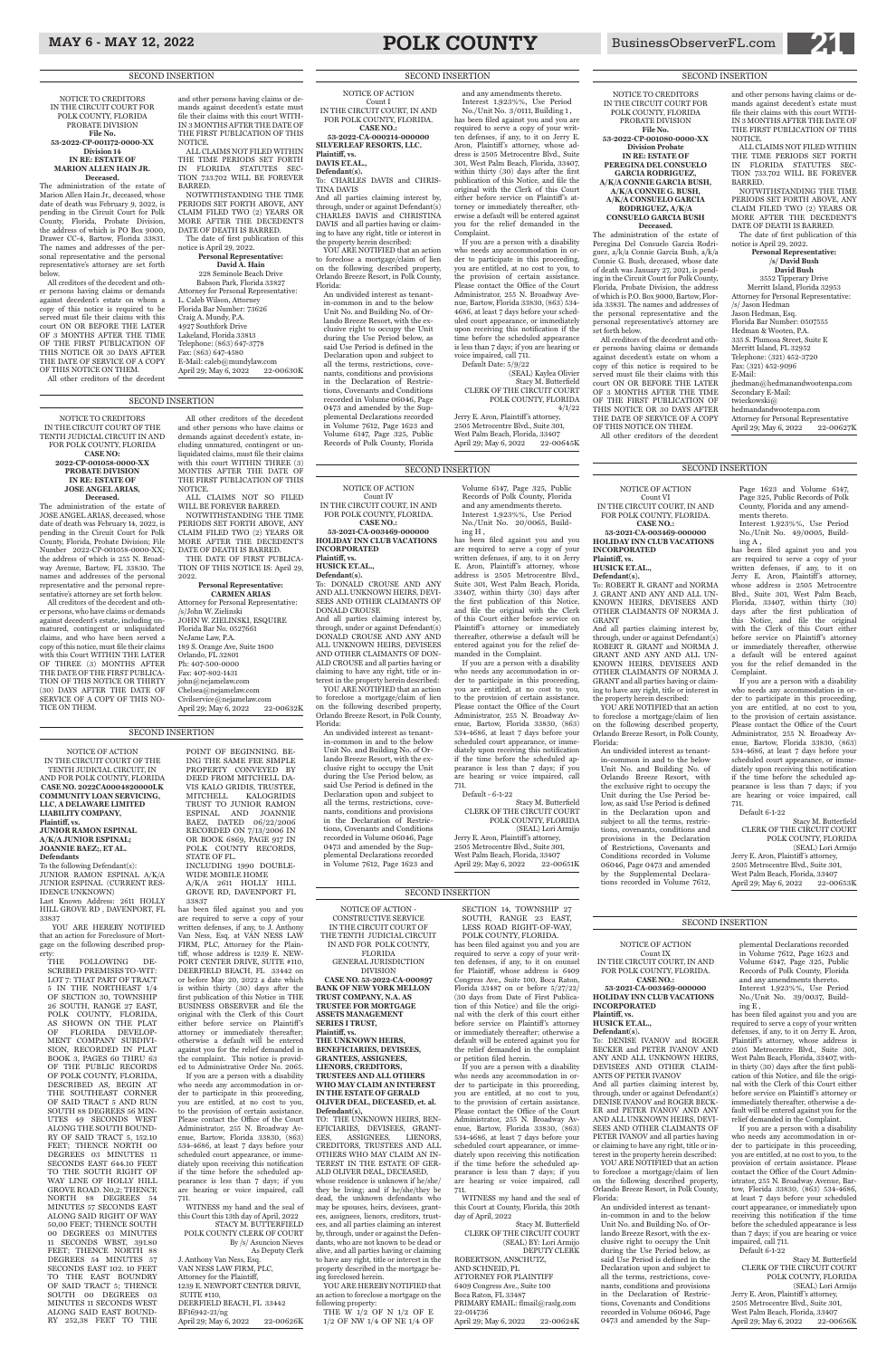SECOND INSERTION

NOTICE TO CREDITORS
IN THE CIRCUIT COURT FOR POLK COUNTY, FLORIDA
PROBATE DIVISION
File No. 53-2022-CP-001172-0000-XX
Division 14
IN RE: ESTATE OF MARION ALLEN HAIN JR.
Deceased.

The administration of the estate of Marion Allen Hain Jr., deceased, whose date of death was February 9, 2022, is pending in the Circuit Court for Polk County, Florida, Probate Division, the address of which is PO Box 9000, Drawer CC-4, Bartow, Florida 33831. The names and addresses of the personal representative and the personal representative's attorney are set forth below.

All creditors of the decedent and other persons having claims or demands against decedent's estate on whom a copy of this notice is required to be served must file their claims with this court ON OR BEFORE THE LATER OF 3 MONTHS AFTER THE TIME OF THE FIRST PUBLICATION OF THIS NOTICE OR 30 DAYS AFTER THE DATE OF SERVICE OF A COPY OF THIS NOTICE ON THEM.

All other creditors of the decedent and other persons having claims or demands against decedent's estate must file their claims with this court WITHIN 3 MONTHS AFTER THE DATE OF THE FIRST PUBLICATION OF THIS NOTICE.

ALL CLAIMS NOT FILED WITHIN THE TIME PERIODS SET FORTH IN FLORIDA STATUTES SECTION 733.702 WILL BE FOREVER BARRED.

NOTWITHSTANDING THE TIME PERIODS SET FORTH ABOVE, ANY CLAIM FILED TWO (2) YEARS OR MORE AFTER THE DECEDENT'S DATE OF DEATH IS BARRED.

The date of first publication of this notice is April 29, 2022.

**Personal Representative:**
**David A. Hain**
228 Seminole Beach Drive
Babson Park, Florida 33827
Attorney for Personal Representative:
L. Caleb Wilson, Attorney
Florida Bar Number: 73626
Craig A. Mundy, P.A.
4927 Southfork Drive
Lakeland, Florida 33813
Telephone: (863) 647-3778
Fax: (863) 647-4580
E-Mail: caleb@mundylaw.com
April 29; May 6, 2022 22-00630K

SECOND INSERTION

NOTICE OF ACTION
Count I
IN THE CIRCUIT COURT, IN AND FOR POLK COUNTY, FLORIDA.
CASE NO.: 53-2022-CA-000214-000000
SILVERLEAF RESORTS, LLC.
Plaintiff, vs.
DAVIS ET.AL.,
Defendant(s).
To: CHARLES DAVIS and CHRISTINA DAVIS

And all parties claiming interest by, through, under or against Defendant(s) CHARLES DAVIS and CHRISTINA DAVIS and all parties having or claiming to have any right, title or interest in the property herein described:

YOU ARE NOTIFIED that an action to foreclose a mortgage/claim of lien on the following described property, Orlando Breeze Resort, in Polk County, Florida:

An undivided interest as tenant-in-common in and to the below Unit No. and Building No. of Orlando Breeze Resort, with the exclusive right to occupy the Unit during the Use Period below, as said Use Period is defined in the Declaration upon and subject to all the terms, restrictions, covenants, conditions and provisions in the Declaration of Restrictions, Covenants and Conditions recorded in Volume 06046, Page 0473 and amended by the Supplemental Declarations recorded in Volume 7612, Page 1623 and Volume 6147, Page 325, Public Records of Polk County, Florida and any amendments thereto.

Interest 1.923%%, Use Period No./Unit No. 3/0111, Building 1,

has been filed against you and you are required to serve a copy of your written defenses, if any, to it on Jerry E. Aron, Plaintiff's attorney, whose address is 2505 Metrocentre Blvd., Suite 301, West Palm Beach, Florida, 33407, within thirty (30) days after the first publication of this Notice, and file the original with the Clerk of this Court either before service on Plaintiff's attorney or immediately thereafter, otherwise a default will be entered against you for the relief demanded in the Complaint.

If you are a person with a disability who needs any accommodation in order to participate in this proceeding, you are entitled, at no cost to you, to the provision of certain assistance. Please contact the Office of the Court Administrator, 255 N. Broadway Avenue, Bartow, Florida 33830, (863) 534-4686, at least 7 days before your scheduled court appearance, or immediately upon receiving this notification if the time before the scheduled appearance is less than 7 days; if you are hearing or voice impaired, call 711.

Default Date: 5/9/22

(SEAL) Kaylea Olivier
Stacy M. Butterfield
CLERK OF THE CIRCUIT COURT
POLK COUNTY, FLORIDA
4/1/22

Jerry E. Aron, Plaintiff's attorney,
2505 Metrocentre Blvd., Suite 301,
West Palm Beach, Florida, 33407
April 29; May 6, 2022 22-00645K

SECOND INSERTION

NOTICE TO CREDITORS
IN THE CIRCUIT COURT FOR POLK COUNTY, FLORIDA
PROBATE DIVISION
File No. 53-2022-CP-001080-0000-XX
Division Probate
IN RE: ESTATE OF PEREGINA DEL CONSUELO GARCIA RODRIGUEZ, A/K/A CONNIE GARCIA BUSH, A/K/A CONNIE G. BUSH, A/K/A CONSUELO GARCIA RODRIGUEZ, A/K/A CONSUELO GARCIA BUSH
Deceased.

The administration of the estate of Peregina Del Consuelo Garcia Rodriguez, a/k/a Connie Garcia Bush, a/k/a Connie G. Bush, deceased, whose date of death was January 27, 2021, is pending in the Circuit Court for Polk County, Florida, Probate Division, the address of which is P.O. Box 9000, Bartow, Florida 33831. The names and addresses of the personal representative and the personal representative's attorney are set forth below.

All creditors of the decedent and other persons having claims or demands against decedent's estate on whom a copy of this notice is required to be served must file their claims with this court ON OR BEFORE THE LATER OF 3 MONTHS AFTER THE TIME OF THE FIRST PUBLICATION OF THIS NOTICE OR 30 DAYS AFTER THE DATE OF SERVICE OF A COPY OF THIS NOTICE ON THEM.

All other creditors of the decedent and other persons having claims or demands against decedent's estate must file their claims with this court WITHIN 3 MONTHS AFTER THE DATE OF THE FIRST PUBLICATION OF THIS NOTICE.

ALL CLAIMS NOT FILED WITHIN THE TIME PERIODS SET FORTH IN FLORIDA STATUTES SECTION 733.702 WILL BE FOREVER BARRED.

NOTWITHSTANDING THE TIME PERIODS SET FORTH ABOVE, ANY CLAIM FILED TWO (2) YEARS OR MORE AFTER THE DECEDENT'S DATE OF DEATH IS BARRED.

The date of first publication of this notice is April 29, 2022.

**Personal Representative:**
**/s/ David Bush**
**David Bush**
3552 Tipperary Drive
Merritt Island, Florida 32953
Attorney for Personal Representative:
/s/ Jason Hedman
Jason Hedman, Esq.
Florida Bar Number: 0507555
Hedman & Wooten, P.A.
335 S. Plumosa Street, Suite E
Merritt Island, FL 32952
Telephone: (321) 452-3720
Fax: (321) 452-9096
E-Mail: jhedman@hedmanandwootenpa.com
Secondary E-Mail: twieckowski@hedmanandwootenpa.com
Attorney for Personal Representative
April 29; May 6, 2022 22-00627K

SECOND INSERTION

NOTICE TO CREDITORS
IN THE CIRCUIT COURT OF THE TENTH JUDICIAL CIRCUIT IN AND FOR POLK COUNTY, FLORIDA
CASE NO: 2022-CP-001058-0000-XX
PROBATE DIVISION
IN RE: ESTATE OF JOSE ANGEL ARIAS,
Deceased.

The administration of the estate of JOSE ANGEL ARIAS, deceased, whose date of death was February 14, 2022, is pending in the Circuit Court for Polk County, Florida, Probate Division; File Number 2022-CP-001058-0000-XX; the address of which is 255 N. Broadway Avenue, Bartow, FL 33830. The names and addresses of the personal representative and the personal representative's attorney are set forth below.

All creditors of the decedent and other persons, who have claims or demands against decedent's estate, including unmatured, contingent or unliquidated claims, and who have been served a copy of this notice, must file their claims with this Court WITHIN THE LATER OF THREE (3) MONTHS AFTER THE DATE OF THE FIRST PUBLICATION OF THIS NOTICE OR THIRTY (30) DAYS AFTER THE DATE OF SERVICE OF A COPY OF THIS NOTICE ON THEM.

All other creditors of the decedent and other persons who have claims or demands against decedent's estate, including unmatured, contingent or unliquidated claims, must file their claims with this court WITHIN THREE (3) MONTHS AFTER THE DATE OF THE FIRST PUBLICATION OF THIS NOTICE.

ALL CLAIMS NOT SO FILED WILL BE FOREVER BARRED.

NOTWITHSTANDING THE TIME PERIODS SET FORTH ABOVE, ANY CLAIM FILED TWO (2) YEARS OR MORE AFTER THE DECEDENT'S DATE OF DEATH IS BARRED.

THE DATE OF FIRST PUBLICATION OF THIS NOTICE IS: April 29, 2022.

**Personal Representative:**
**CARMEN ARIAS**
Attorney for Personal Representative:
/s/John W. Zielinski
JOHN W. ZIELINSKI, ESQUIRE
Florida Bar No. 0527661
NeJame Law, P.A.
189 S. Orange Ave, Suite 1800
Orlando, FL 32801
Ph: 407-500-0000
Fax: 407-802-1431
john@nejamelaw.com
Chelsea@nejamelaw.com
Civilservice@nejamelaw.com
April 29; May 6, 2022 22-00632K

SECOND INSERTION

NOTICE OF ACTION
Count IV
IN THE CIRCUIT COURT, IN AND FOR POLK COUNTY, FLORIDA.
CASE NO.: 53-2021-CA-003469-000000
HOLIDAY INN CLUB VACATIONS INCORPORATED
Plaintiff, vs.
HUSICK ET.AL.,
Defendant(s).
To: DONALD CROUSE AND ANY AND ALL UNKNOWN HEIRS, DEVISEES AND OTHER CLAIMANTS OF DONALD CROUSE

And all parties claiming interest by, through, under or against Defendant(s) DONALD CROUSE AND ANY AND ALL UNKNOWN HEIRS, DEVISEES AND OTHER CLAIMANTS OF DONALD CROUSE and all parties having or claiming to have any right, title or interest in the property herein described:

YOU ARE NOTIFIED that an action to foreclose a mortgage/claim of lien on the following described property, Orlando Breeze Resort, in Polk County, Florida:

An undivided interest as tenant-in-common in and to the below Unit No. and Building No. of Orlando Breeze Resort, with the exclusive right to occupy the Unit during the Use Period below, as said Use Period is defined in the Declaration upon and subject to all the terms, restrictions, covenants, conditions and provisions in the Declaration of Restrictions, Covenants and Conditions recorded in Volume 06046, Page 0473 and amended by the Supplemental Declarations recorded in Volume 7612, Page 1623 and Volume 6147, Page 325, Public Records of Polk County, Florida and any amendments thereto.

Interest 1.923%%, Use Period No./Unit No. 20/0065, Building H ,

has been filed against you and you are required to serve a copy of your written defenses, if any, to it on Jerry E. Aron, Plaintiff's attorney, whose address is 2505 Metrocentre Blvd., Suite 301, West Palm Beach, Florida, 33407, within thirty (30) days after the first publication of this Notice, and file the original with the Clerk of this Court either before service on Plaintiff's attorney or immediately thereafter, otherwise a default will be entered against you for the relief demanded in the Complaint.

If you are a person with a disability who needs any accommodation in order to participate in this proceeding, you are entitled, at no cost to you, to the provision of certain assistance. Please contact the Office of the Court Administrator, 255 N. Broadway Avenue, Bartow, Florida 33830, (863) 534-4686, at least 7 days before your scheduled court appearance, or immediately upon receiving this notification if the time before the scheduled appearance is less than 7 days; if you are hearing or voice impaired, call 711.

Default - 6-1-22

Stacy M. Butterfield
CLERK OF THE CIRCUIT COURT
POLK COUNTY, FLORIDA
(SEAL) Lori Armijo

Jerry E. Aron, Plaintiff's attorney,
2505 Metrocentre Blvd., Suite 301,
West Palm Beach, Florida, 33407
April 29; May 6, 2022 22-00651K

SECOND INSERTION

NOTICE OF ACTION
Count VI
IN THE CIRCUIT COURT, IN AND FOR POLK COUNTY, FLORIDA.
CASE NO.: 53-2021-CA-003469-000000
HOLIDAY INN CLUB VACATIONS INCORPORATED
Plaintiff, vs.
HUSICK ET.AL.,
Defendant(s).
To: ROBERT R. GRANT and NORMA J. GRANT AND ANY AND ALL UNKNOWN HEIRS, DEVISEES AND OTHER CLAIMANTS OF NORMA J. GRANT

And all parties claiming interest by, through, under or against Defendant(s) ROBERT R. GRANT and NORMA J. GRANT AND ANY AND ALL UNKNOWN HEIRS, DEVISEES AND OTHER CLAIMANTS OF NORMA J. GRANT and all parties having or claiming to have any right, title or interest in the property herein described:

YOU ARE NOTIFIED that an action to foreclose a mortgage/claim of lien on the following described property, Orlando Breeze Resort, in Polk County, Florida:

An undivided interest as tenant-in-common in and to the below Unit No. and Building No. of Orlando Breeze Resort, with the exclusive right to occupy the Unit during the Use Period below, as said Use Period is defined in the Declaration upon and subject to all the terms, restrictions, covenants, conditions and provisions in the Declaration of Restrictions, Covenants and Conditions recorded in Volume 06046, Page 0473 and amended by the Supplemental Declarations recorded in Volume 7612, Page 1623 and Volume 6147, Page 325, Public Records of Polk County, Florida and any amendments thereto.

Interest 1.923%%, Use Period No./Unit No. 49/0005, Building A ,

has been filed against you and you are required to serve a copy of your written defenses, if any, to it on Jerry E. Aron, Plaintiff's attorney, whose address is 2505 Metrocentre Blvd., Suite 301, West Palm Beach, Florida, 33407, within thirty (30) days after the first publication of this Notice, and file the original with the Clerk of this Court either before service on Plaintiff's attorney or immediately thereafter, otherwise a default will be entered against you for the relief demanded in the Complaint.

If you are a person with a disability who needs any accommodation in order to participate in this proceeding, you are entitled, at no cost to you, to the provision of certain assistance. Please contact the Office of the Court Administrator, 255 N. Broadway Avenue, Bartow, Florida 33830, (863) 534-4686, at least 7 days before your scheduled court appearance, or immediately upon receiving this notification if the time before the scheduled appearance is less than 7 days; if you are hearing or voice impaired, call 711.

Default 6-1-22

Stacy M. Butterfield
CLERK OF THE CIRCUIT COURT
POLK COUNTY, FLORIDA
(SEAL) Lori Armijo

Jerry E. Aron, Plaintiff's attorney,
2505 Metrocentre Blvd., Suite 301,
West Palm Beach, Florida, 33407
April 29; May 6, 2022 22-00653K

SECOND INSERTION

NOTICE OF ACTION
IN THE CIRCUIT COURT OF THE TENTH JUDICIAL CIRCUIT, IN AND FOR POLK COUNTY, FLORIDA
CASE NO. 2022CA0004820000LK
COMMUNITY LOAN SERVICING, LLC, A DELAWARE LIMITED LIABILITY COMPANY,
Plaintiff, vs.
JUNIOR RAMON ESPINAL A/K/A JUNIOR ESPINAL; JOANNIE BAEZ;, ET AL.
Defendants

To the following Defendant(s):
JUNIOR RAMON ESPINAL A/K/A JUNIOR ESPINAL (CURRENT RESIDENCE UNKNOWN)
Last Known Address: 2611 HOLLY HILL GROVE RD , DAVENPORT, FL 33837

YOU ARE HEREBY NOTIFIED that an action for Foreclosure of Mortgage on the following described property:

THE FOLLOWING DESCRIBED PREMISES TO-WIT: LOT 7: THAT PART OF TRACT 5 IN THE NORTHEAST 1/4 OF SECTION 30, TOWNSHIP 26 SOUTH, RANGE 27 EAST, POLK COUNTY, FLORIDA, AS SHOWN ON THE PLAT OF FLORIDA DEVELOPMENT COMPANY SUBDIVISION, RECORDED IN PLAT BOOK 3, PAGES 60 THRU 63 OF THE PUBLIC RECORDS OF POLK COUNTY, FLORIDA, DESCRIBED AS, BEGIN AT THE SOUTHEAST CORNER OF SAID TRACT 5 AND RUN SOUTH 88 DEGREES 56 MINUTES 49 SECONDS WEST ALONG THE SOUTH BOUNDRY OF SAID TRACT 5, 152.10 FEET; THENCE NORTH 00 DEGREES 03 MINUTES 11 SECONDS EAST 644.10 FEET TO THE SOUTH RIGHT OF WAY LINE OF HOLLY HILL GROVE ROAD, NO.2; THENCE NORTH 88 DEGREES 54 MINUTES 57 SECONDS EAST ALONG SAID RIGHT OF WAY 50,00 FEET; THENCE SOUTH 00 DEGREES 03 MINUTES 11 SECONDS WEST, 391.80 FEET; THENCE NORTH 88 DEGREES 54 MINUTES 57 SECONDS EAST 102. 10 FEET TO THE EAST BOUNDRY OF SAID TRACT 5; THENCE SOUTH 00 DEGREES 03 MINUTES 11 SECONDS WEST ALONG SAID EAST BOUNDRY 252,38 FEET TO THE POINT OF BEGINNING. BEING THE SAME FEE SIMPLE PROPERTY CONVEYED BY DEED FROM MITCHELL DAVIS KALO GRIDIS, TRUSTEE, MITCHELL KALOGRIDIS TRUST TO JUNIOR RAMON ESPINAL AND JOANNIE BAEZ, DATED 06/22/2006 RECORDED ON 7/13/2006 IN OR BOOK 6869, PAGE 917 IN POLK COUNTY RECORDS, STATE OF FL.
INCLUDING 1990 DOUBLE-WIDE MOBILE HOME
A/K/A 2611 HOLLY HILL GROVE RD, DAVENPORT FL 33837

has been filed against you and you are required to serve a copy of your written defenses, if any, to J. Anthony Van Ness, Esq. at VAN NESS LAW FIRM, PLC, Attorney for the Plaintiff, whose address is 1239 E. NEWPORT CENTER DRIVE, SUITE #110, DEERFIELD BEACH, FL 33442 on or before May 20, 2022 a date which is within thirty (30) days after the first publication of this Notice in THE BUSINESS OBSERVER and file the original with the Clerk of this Court either before service on Plaintiff's attorney or immediately thereafter; otherwise a default will be entered against you for the relief demanded in the complaint. This notice is provided to Administrative Order No. 2065.

If you are a person with a disability who needs any accommodation in order to participate in this proceeding, you are entitled, at no cost to you, to the provision of certain assistance. Please contact the Office of the Court Administrator, 255 N. Broadway Avenue, Bartow, Florida 33830, (863) 534-4686, at least 7 days before your scheduled court appearance, or immediately upon receiving this notification if the time before the scheduled appearance is less than 7 days; if you are hearing or voice impaired, call 711.

WITNESS my hand and the seal of this Court this 13th day of April, 2022

STACY M. BUTTERFIELD
POLK COUNTY CLERK OF COURT
By /s/ Asuncion Nieves
As Deputy Clerk

J. Anthony Van Ness, Esq.
VAN NESS LAW FIRM, PLC,
Attorney for the Plaintiff,
1239 E. NEWPORT CENTER DRIVE, SUITE #110,
DEERFIELD BEACH, FL 33442
BF16942-21/ng
April 29; May 6, 2022 22-00626K

SECOND INSERTION

NOTICE OF ACTION - CONSTRUCTIVE SERVICE
IN THE CIRCUIT COURT OF THE TENTH JUDICIAL CIRCUIT IN AND FOR POLK COUNTY, FLORIDA
GENERAL JURISDICTION DIVISION
CASE NO. 53-2022-CA-000897
BANK OF NEW YORK MELLON TRUST COMPANY, N.A. AS TRUSTEE FOR MORTGAGE ASSETS MANAGEMENT SERIES I TRUST,
Plaintiff, vs.
THE UNKNOWN HEIRS, BENEFICIARIES, DEVISEES, GRANTEES, ASSIGNEES, LIENORS, CREDITORS, TRUSTEES AND ALL OTHERS WHO MAY CLAIM AN INTEREST IN THE ESTATE OF GERALD OLIVER DEAL, DECEASED, et. al.
Defendant(s),

TO: THE UNKNOWN HEIRS, BENEFICIARIES, DEVISEES, GRANTEES, ASSIGNEES, LIENORS, CREDITORS, TRUSTEES AND ALL OTHERS WHO MAY CLAIM AN INTEREST IN THE ESTATE OF GERALD OLIVER DEAL, DECEASED, whose residence is unknown if he/she/they be living; and if he/she/they be dead, the unknown defendants who may be spouses, heirs, devisees, grantees, assignees, lienors, creditors, trustees, and all parties claiming an interest by, through, under or against the Defendants, who are not known to be dead or alive, and all parties having or claiming to have any right, title or interest in the property described in the mortgage being foreclosed herein.

YOU ARE HEREBY NOTIFIED that an action to foreclose a mortgage on the following property:

THE W 1/2 OF N 1/2 OF E 1/2 OF NW 1/4 OF NE 1/4 OF SECTION 14, TOWNSHIP 27 SOUTH, RANGE 23 EAST, LESS ROAD RIGHT-OF-WAY, POLK COUNTY, FLORIDA.

has been filed against you and you are required to serve a copy of your written defenses, if any, to it on counsel for Plaintiff, whose address is 6409 Congress Ave., Suite 100, Boca Raton, Florida 33487 on or before 5/27/22/ (30 days from Date of First Publication of this Notice) and file the original with the clerk of this court either before service on Plaintiff's attorney or immediately thereafter; otherwise a default will be entered against you for the relief demanded in the complaint or petition filed herein.

If you are a person with a disability who needs any accommodation in order to participate in this proceeding, you are entitled, at no cost to you, to the provision of certain assistance. Please contact the Office of the Court Administrator, 255 N. Broadway Avenue, Bartow, Florida 33830, (863) 534-4686, at least 7 days before your scheduled court appearance, or immediately upon receiving this notification if the time before the scheduled appearance is less than 7 days; if you are hearing or voice impaired, call 711.

WITNESS my hand and the seal of this Court at County, Florida, this 20th day of April, 2022

Stacy M. Butterfield
CLERK OF THE CIRCUIT COURT
(SEAL) BY: Lori Armijo
DEPUTY CLERK

ROBERTSON, ANSCHUTZ, AND SCHNEID, PL
ATTORNEY FOR PLAINTIFF
6409 Congress Ave., Suite 100
Boca Raton, FL 33487
PRIMARY EMAIL: flmail@raslg.com
22-014736
April 29; May 6, 2022 22-00624K

SECOND INSERTION

NOTICE OF ACTION
Count IX
IN THE CIRCUIT COURT, IN AND FOR POLK COUNTY, FLORIDA.
CASE NO.: 53-2021-CA-003469-000000
HOLIDAY INN CLUB VACATIONS INCORPORATED
Plaintiff, vs.
HUSICK ET.AL.,
Defendant(s).
To: DENISE IVANOV and ROGER BECKER and PETER IVANOV AND ANY AND ALL UNKNOWN HEIRS, DEVISEES AND OTHER CLAIMANTS OF PETER IVANOV

And all parties claiming interest by, through, under or against Defendant(s) DENISE IVANOV and ROGER BECKER and PETER IVANOV AND ANY AND ALL UNKNOWN HEIRS, DEVISEES AND OTHER CLAIMANTS OF PETER IVANOV and all parties having or claiming to have any right, title or interest in the property herein described:

YOU ARE NOTIFIED that an action to foreclose a mortgage/claim of lien on the following described property, Orlando Breeze Resort, in Polk County, Florida:

An undivided interest as tenant-in-common in and to the below Unit No. and Building No. of Orlando Breeze Resort, with the exclusive right to occupy the Unit during the Use Period below, as said Use Period is defined in the Declaration upon and subject to all the terms, restrictions, covenants, conditions and provisions in the Declaration of Restrictions, Covenants and Conditions recorded in Volume 06046, Page 0473 and amended by the Supplemental Declarations recorded in Volume 7612, Page 1623 and Volume 6147, Page 325, Public Records of Polk County, Florida and any amendments thereto.

Interest 1.923%%, Use Period No./Unit No. 39/0037, Building E ,

has been filed against you and you are required to serve a copy of your written defenses, if any, to it on Jerry E. Aron, Plaintiff's attorney, whose address is 2505 Metrocentre Blvd., Suite 301, West Palm Beach, Florida, 33407, within thirty (30) days after the first publication of this Notice, and file the original with the Clerk of this Court either before service on Plaintiff's attorney or immediately thereafter, otherwise a default will be entered against you for the relief demanded in the Complaint.

If you are a person with a disability who needs any accommodation in order to participate in this proceeding, you are entitled, at no cost to you, to the provision of certain assistance. Please contact the Office of the Court Administrator, 255 N. Broadway Avenue, Bartow, Florida 33830, (863) 534-4686, at least 7 days before your scheduled court appearance, or immediately upon receiving this notification if the time before the scheduled appearance is less than 7 days; if you are hearing or voice impaired, call 711.

Default 6-1-22

Stacy M. Butterfield
CLERK OF THE CIRCUIT COURT
POLK COUNTY, FLORIDA
(SEAL) Lori Armijo

Jerry E. Aron, Plaintiff's attorney,
2505 Metrocentre Blvd., Suite 301,
West Palm Beach, Florida, 33407
April 29; May 6, 2022 22-00656K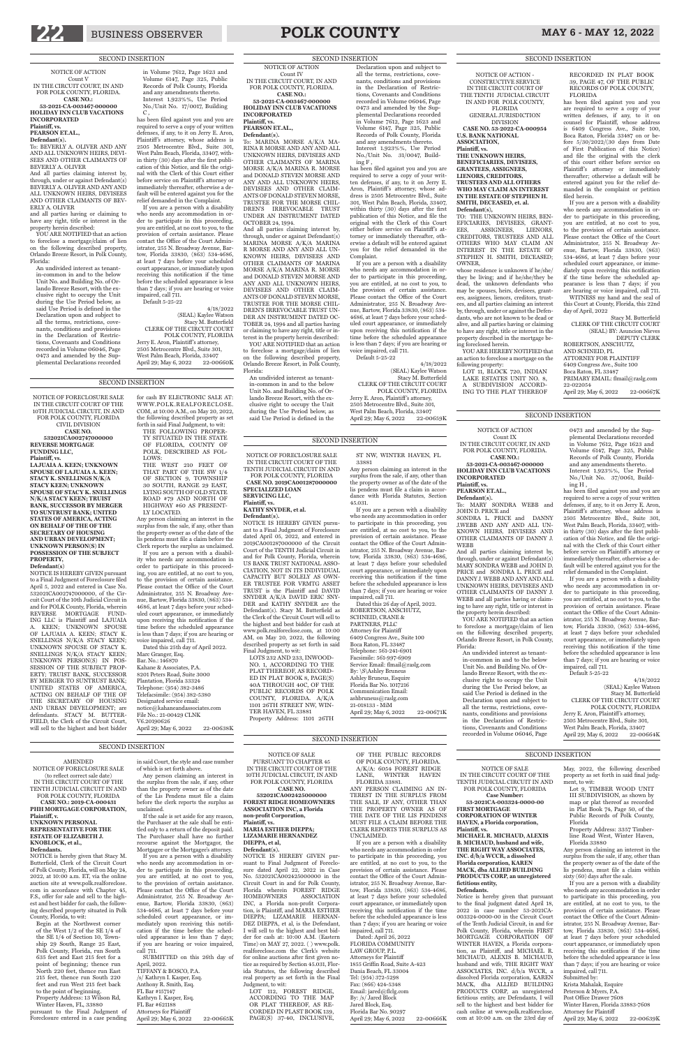SECOND INSERTION

NOTICE OF ACTION
Count V
IN THE CIRCUIT COURT, IN AND FOR POLK COUNTY, FLORIDA.
**CASE NO.: 53-2021-CA-003467-000000**
**HOLIDAY INN CLUB VACATIONS INCORPORATED**
**Plaintiff, vs.**
**PEARSON ET.AL.,**
**Defendant(s).**

To: BEVERLY A. OLIVER AND ANY AND ALL UNKNOWN HEIRS, DEVISEES AND OTHER CLAIMANTS OF BEVERLY A. OLIVER

And all parties claiming interest by, through, under or against Defendant(s) BEVERLY A. OLIVER AND ANY AND ALL UNKNOWN HEIRS, DEVISEES AND OTHER CLAIMANTS OF BEVERLY A. OLIVER

and all parties having or claiming to have any right, title or interest in the property herein described:

YOU ARE NOTIFIED that an action to foreclose a mortgage/claim of lien on the following described property, Orlando Breeze Resort, in Polk County, Florida:

An undivided interest as tenant-in-common in and to the below Unit No. and Building No. of Orlando Breeze Resort, with the exclusive right to occupy the Unit during the Use Period below, as said Use Period is defined in the Declaration upon and subject to all the terms, restrictions, covenants, conditions and provisions in the Declaration of Restrictions, Covenants and Conditions recorded in Volume 06046, Page 0473 and amended by the Supplemental Declarations recorded in Volume 7612, Page 1623 and Volume 6147, Page 325, Public Records of Polk County, Florida and any amendments thereto.

Interest 1.923%%, Use Period No./Unit No. 17/0017, Building C ,

has been filed against you and you are required to serve a copy of your written defenses, if any, to it on Jerry E. Aron, Plaintiff's attorney, whose address is 2505 Metrocentre Blvd., Suite 301, West Palm Beach, Florida, 33407, within thirty (30) days after the first publication of this Notice, and file the original with the Clerk of this Court either before service on Plaintiff's attorney or immediately thereafter, otherwise a default will be entered against you for the relief demanded in the Complaint.

If you are a person with a disability who needs any accommodation in order to participate in this proceeding, you are entitled, at no cost to you, to the provision of certain assistance. Please contact the Office of the Court Administrator, 255 N. Broadway Avenue, Bartow, Florida 33830, (863) 534-4686, at least 7 days before your scheduled court appearance, or immediately upon receiving this notification if the time before the scheduled appearance is less than 7 days; if you are hearing or voice impaired, call 711.

Default 5-25-22

4/18/2022
(SEAL) Kaylee Watson
Stacy M. Butterfield
CLERK OF THE CIRCUIT COURT
POLK COUNTY, FLORIDA

Jerry E. Aron, Plaintiff's attorney,
2505 Metrocentre Blvd., Suite 301,
West Palm Beach, Florida, 33407
April 29; May 6, 2022 22-00660K

SECOND INSERTION

NOTICE OF ACTION
Count IV
IN THE CIRCUIT COURT, IN AND FOR POLK COUNTY, FLORIDA.
**CASE NO.: 53-2021-CA-003467-000000**
**HOLIDAY INN CLUB VACATIONS INCORPORATED**
**Plaintiff, vs.**
**PEARSON ET.AL.,**
**Defendant(s).**

To: MARINA MORSE A/K/A MARINA R MORSE AND ANY AND ALL UNKNOWN HEIRS, DEVISEES AND OTHER CLAIMANTS OF MARINA MORSE A/K/A MARINA R. MORSE and DONALD STEVEN MORSE AND ANY AND ALL UNKNOWN HEIRS, DEVISEES AND OTHER CLAIMANTS OF DONALD STEVEN MORSE, TRUSTEE FOR THE MORSE CHILDREN'S IRREVOCABLE TRUST UNDER AN INSTRUMENT DATED OCTOBER 24, 1994.

And all parties claiming interest by, through, under or against Defendant(s) MARINA MORSE A/K/A MARINA R MORSE AND ANY AND ALL UNKNOWN HEIRS, DEVISEES AND OTHER CLAIMANTS OF MARINA MORSE A/K/A MARINA R. MORSE and DONALD STEVEN MORSE AND ANY AND ALL UNKNOWN HEIRS, DEVISEES AND OTHER CLAIMANTS OF DONALD STEVEN MORSE, TRUSTEE FOR THE MORSE CHILDREN'S IRREVOCABLE TRUST UNDER AN INSTRUMENT DATED OCTOBER 24, 1994 and all parties having or claiming to have any right, title or interest in the property herein described:

YOU ARE NOTIFIED that an action to foreclose a mortgage/claim of lien on the following described property, Orlando Breeze Resort, in Polk County, Florida:

An undivided interest as tenant-in-common in and to the below Unit No. and Building No. of Orlando Breeze Resort, with the exclusive right to occupy the Unit during the Use Period below, as said Use Period is defined in the Declaration upon and subject to all the terms, restrictions, covenants, conditions and provisions in the Declaration of Restrictions, Covenants and Conditions recorded in Volume 06046, Page 0473 and amended by the Supplemental Declarations recorded in Volume 7612, Page 1623 and Volume 6147, Page 325, Public Records of Polk County, Florida and any amendments thereto.

Interest 1.923%%, Use Period No./Unit No. 31/0047, Building F ,

has been filed against you and you are required to serve a copy of your written defenses, if any, to it on Jerry E. Aron, Plaintiff's attorney, whose address is 2505 Metrocentre Blvd., Suite 301, West Palm Beach, Florida, 33407, within thirty (30) days after the first publication of this Notice, and file the original with the Clerk of this Court either before service on Plaintiff's attorney or immediately thereafter, otherwise a default will be entered against you for the relief demanded in the Complaint.

If you are a person with a disability who needs any accommodation in order to participate in this proceeding, you are entitled, at no cost to you, to the provision of certain assistance. Please contact the Office of the Court Administrator, 255 N. Broadway Avenue, Bartow, Florida 33830, (863) 534-4686, at least 7 days before your scheduled court appearance, or immediately upon receiving this notification if the time before the scheduled appearance is less than 7 days; if you are hearing or voice impaired, call 711.

Default 5-25-22

4/18/2022
(SEAL) Kaylee Watson
Stacy M. Butterfield
CLERK OF THE CIRCUIT COURT
POLK COUNTY, FLORIDA

Jerry E. Aron, Plaintiff's attorney,
2505 Metrocentre Blvd., Suite 301,
West Palm Beach, Florida, 33407
April 29; May 6, 2022 22-00659K

SECOND INSERTION

NOTICE OF ACTION - CONSTRUCTIVE SERVICE
IN THE CIRCUIT COURT OF THE TENTH JUDICIAL CIRCUIT IN AND FOR POLK COUNTY, FLORIDA
GENERAL JURISDICTION DIVISION
**CASE NO. 53-2022-CA-000954**
**U.S. BANK NATIONAL ASSOCIATION,**
**Plaintiff, vs.**
**THE UNKNOWN HEIRS, BENEFICIARIES, DEVISEES, GRANTEES, ASSIGNEES, LIENORS, CREDITORS, TRUSTEES AND ALL OTHERS WHO MAY CLAIM AN INTEREST IN THE ESTATE OF STEPHEN H. SMITH, DECEASED, et. al.**
**Defendant(s),**

TO: THE UNKNOWN HEIRS, BENEFICIARIES, DEVISEES, GRANTEES, ASSIGNEES, LIENORS, CREDITORS, TRUSTEES AND ALL OTHERS WHO MAY CLAIM AN INTEREST IN THE ESTATE OF STEPHEN H. SMITH, DECEASED, OWNER,

whose residence is unknown if he/she/they be living; and if he/she/they be dead, the unknown defendants who may be spouses, heirs, devisees, grantees, assignees, lienors, creditors, trustees, and all parties claiming an interest by, through, under or against the Defendants, who are not known to be dead or alive, and all parties having or claiming to have any right, title or interest in the property described in the mortgage being foreclosed herein.

YOU ARE HEREBY NOTIFIED that an action to foreclose a mortgage on the following property:

LOT 11, BLOCK 720, INDIAN LAKE ESTATES UNIT NO. 8, A SUBDIVISION ACCORDING TO THE PLAT THEREOF RECORDED IN PLAT BOOK 39, PAGE 47, OF THE PUBLIC RECORDS OF POLK COUNTY, FLORIDA.

has been filed against you and you are required to serve a copy of your written defenses, if any, to it on counsel for Plaintiff, whose address is 6409 Congress Ave., Suite 100, Boca Raton, Florida 33487 on or before 5/30/2022/(30 days from Date of First Publication of this Notice) and file the original with the clerk of this court either before service on Plaintiff's attorney or immediately thereafter; otherwise a default will be entered against you for the relief demanded in the complaint or petition filed herein.

If you are a person with a disability who needs any accommodation in order to participate in this proceeding, you are entitled, at no cost to you, to the provision of certain assistance. Please contact the Office of the Court Administrator, 255 N. Broadway Avenue, Bartow, Florida 33830, (863) 534-4686, at least 7 days before your scheduled court appearance, or immediately upon receiving this notification if the time before the scheduled appearance is less than 7 days; if you are hearing or voice impaired, call 711.

WITNESS my hand and the seal of this Court at County, Florida, this 22nd day of April, 2022.

Stacy M. Butterfield
CLERK OF THE CIRCUIT COURT
(SEAL) BY: Asuncion Nieves
DEPUTY CLERK

ROBERTSON, ANSCHUTZ, AND SCHNEID, PL
ATTORNEY FOR PLAINTIFF
6409 Congress Ave., Suite 100
Boca Raton, FL 33487
PRIMARY EMAIL: flmail@raslg.com
22-022054
April 29; May 6, 2022 22-00667K

SECOND INSERTION

NOTICE OF FORECLOSURE SALE
IN THE CIRCUIT COURT OF THE 10TH JUDICIAL CIRCUIT, IN AND FOR POLK COUNTY, FLORIDA
CIVIL DIVISION
**CASE NO. 532021CA002747000000**
**REVERSE MORTGAGE FUNDING LLC,**
**Plaintiff, vs.**
**LAJUAIA A. KEEN; UNKNOWN SPOUSE OF LAJUAIA A. KEEN; STACY K. SNELLINGS N/K/A STACY KEEN; UNKNOWN SPOUSE OF STACY K. SNELLINGS N/K/A STACY KEEN; TRUIST BANK, SUCCESSOR BY MERGER TO SUNTRUST BANK; UNITED STATES OF AMERICA, ACTING ON BEHALF OF THE SECRETARY OF HOUSING AND URBAN DEVELOPMENT; UNKNOWN PERSON(S) IN POSSESSION OF THE SUBJECT PROPERTY,**
**Defendant(s)**

NOTICE IS HEREBY GIVEN pursuant to a Final Judgment of Foreclosure filed April 5, 2022 and entered in Case No. 532021CA002747000000, of the Circuit Court of the 10th Judicial Circuit in and for POLK County, Florida, wherein REVERSE MORTGAGE FUNDING LLC is Plaintiff and LAJUAIA A. KEEN; UNKNOWN SPOUSE OF LAJUAIA A. KEEN; STACY K. SNELLINGS N/K/A STACY KEEN; UNKNOWN SPOUSE OF STACY K. SNELLINGS N/K/A STACY KEEN; UNKNOWN PERSON(S) IN POSSESSION OF THE SUBJECT PROPERTY; TRUIST BANK, SUCCESSOR BY MERGER TO SUNTRUST BANK; UNITED STATES OF AMERICA, ACTING ON BEHALF OF THE SECRETARY OF HOUSING AND URBAN DEVELOPMENT; are defendants. STACY M. BUTTERFIELD, the Clerk of the Circuit Court, will sell to the highest and best bidder for cash BY ELECTRONIC SALE AT: WWW.POLK.REALFORECLOSE.COM, at 10:00 A.M., on May 20, 2022, the following described property as set forth in said Final Judgment, to wit:

THE FOLLOWING PROPERTY SITUATED IN THE STATE OF FLORIDA, COUNTY OF POLK, DESCRIBED AS FOLLOWS:

THE WEST 210 FEET OF THAT PART OF THE SW 1/4 OF SECTION 9, TOWNSHIP 30 SOUTH, RANGE 29 EAST, LYING SOUTH OF OLD STATE ROAD #79 AND NORTH OF HIGHWAY #60 AS PRESENTLY LOCATED.

Any person claiming an interest in the surplus from the sale, if any, other than the property owner as of the date of the lis pendens must file a claim before the Clerk reports the surplus as unclaimed.

If you are a person with a disability who needs any accommodation in order to participate in this proceeding, you are entitled, at no cost to you, to the provision of certain assistance. Please contact the Office of the Court Administrator, 255 N. Broadway Avenue, Bartow, Florida 33830, (863) 534-4686, at least 7 days before your scheduled court appearance, or immediately upon receiving this notification if the time before the scheduled appearance is less than 7 days; if you are hearing or voice impaired, call 711.

Dated this 25th day of April 2022.
Marc Granger, Esq.
Bar. No.: 146870
Kahane & Associates, P.A.
8201 Peters Road, Suite 3000
Plantation, Florida 33324
Telephone: (954) 382-3486
Telefacsimile: (954) 382-5380
Designated service email:
notice@kahaneandassociates.com
File No.: 21-00429 CLNK
V6.20190626
April 29; May 6, 2022 22-00638K

SECOND INSERTION

NOTICE OF FORECLOSURE SALE
IN THE CIRCUIT COURT OF THE TENTH JUDICIAL CIRCUIT IN AND FOR POLK COUNTY, FLORIDA
**CASE NO. 2019CA001287000000**
**SPECIALIZED LOAN SERVICING LLC,**
**Plaintiff, vs.**
**KATHY SNYDER, et al.**
**Defendant(s).**

NOTICE IS HEREBY GIVEN pursuant to a Final Judgment of Foreclosure dated April 05, 2022, and entered in 2019CA001287000000 of the Circuit Court of the TENTH Judicial Circuit in and for Polk County, Florida, wherein US BANK TRUST NATIONAL ASSOCIATION, NOT IN ITS INDIVIDUAL CAPACITY BUT SOLELY AS OWNER TRUSTEE FOR VRMTG ASSET TRUST is the Plaintiff and DAVID SNYDER A/K/A DAVID ERIC SNYDER and KATHY SNYDER are the Defendant(s). Stacy M. Butterfield as the Clerk of the Circuit Court will sell to the highest and best bidder for cash at www.polk.realforeclose.com, at 10:00 AM, on May 20, 2022, the following described property as set forth in said Final Judgment, to wit:

LOTS 232 AND 233, INWOOD-NO. 1, ACCORDING TO THE PLAT THEREOF, AS RECORDED IN PLAT BOOK 8, PAGE(S) 40A THROUGH 40C, OF THE PUBLIC RECORDS OF POLK COUNTY, FLORIDA. A/K/A 1101 26TH STREET NW, WINTER HAVEN, FL 33881

Property Address: 1101 26TH ST NW, WINTER HAVEN, FL 33881

Any person claiming an interest in the surplus from the sale, if any, other than the property owner as of the date of the lis pendens must file a claim in accordance with Florida Statutes, Section 45.031.

If you are a person with a disability who needs any accommodation in order to participate in this proceeding, you are entitled, at no cost to you, to the provision of certain assistance. Please contact the Office of the Court Administrator, 255 N. Broadway Avenue, Bartow, Florida 33830, (863) 534-4686, at least 7 days before your scheduled court appearance, or immediately upon receiving this notification if the time before the scheduled appearance is less than 7 days; if you are hearing or voice impaired, call 711.

Dated this 26 day of April, 2022.
ROBERTSON, ANSCHUTZ, SCHNEID, CRANE & PARTNERS, PLLC
Attorney for Plaintiff
6409 Congress Ave., Suite 100
Boca Raton, FL 33487
Telephone: 561-241-6901
Facsimile: 561-997-6909
Service Email: flmail@raslg.com
By: \S\Ashley Bruneus
Ashley Bruneus, Esquire
Florida Bar No. 1017216
Communication Email: ashbruneus@raslg.com
21-018133 - MiM
April 29; May 6, 2022 22-00671K

SECOND INSERTION

NOTICE OF ACTION
Count IX
IN THE CIRCUIT COURT, IN AND FOR POLK COUNTY, FLORIDA.
**CASE NO.: 53-2021-CA-003467-000000**
**HOLIDAY INN CLUB VACATIONS INCORPORATED**
**Plaintiff, vs.**
**PEARSON ET.AL.,**
**Defendant(s).**

To: MARY SONDRA WEBB and JOHN D. PRICE and SONDRA L. PRICE and DANNY J. WEBB AND ANY AND ALL UNKNOWN HEIRS, DEVISEES AND OTHER CLAIMANTS OF DANNY J. WEBB

And all parties claiming interest by, through, under or against Defendant(s) MARY SONDRA WEBB and JOHN D. PRICE and SONDRA L. PRICE and DANNY J. WEBB AND ANY AND ALL UNKNOWN HEIRS, DEVISEES AND OTHER CLAIMANTS OF DANNY J. WEBB and all parties having or claiming to have any right, title or interest in the property herein described:

YOU ARE NOTIFIED that an action to foreclose a mortgage/claim of lien on the following described property, Orlando Breeze Resort, in Polk County, Florida:

An undivided interest as tenant-in-common in and to the below Unit No. and Building No. of Orlando Breeze Resort, with the exclusive right to occupy the Unit during the Use Period below, as said Use Period is defined in the Declaration upon and subject to all the terms, restrictions, covenants, conditions and provisions in the Declaration of Restrictions, Covenants and Conditions recorded in Volume 06046, Page 0473 and amended by the Supplemental Declarations recorded in Volume 7612, Page 1623 and Volume 6147, Page 325, Public Records of Polk County, Florida and any amendments thereto.

Interest 1.923%%, Use Period No./Unit No. 37/0061, Building H ,

has been filed against you and you are required to serve a copy of your written defenses, if any, to it on Jerry E. Aron, Plaintiff's attorney, whose address is 2505 Metrocentre Blvd., Suite 301, West Palm Beach, Florida, 33407, within thirty (30) days after the first publication of this Notice, and file the original with the Clerk of this Court either before service on Plaintiff's attorney or immediately thereafter, otherwise a default will be entered against you for the relief demanded in the Complaint.

If you are a person with a disability who needs any accommodation in order to participate in this proceeding, you are entitled, at no cost to you, to the provision of certain assistance. Please contact the Office of the Court Administrator, 255 N. Broadway Avenue, Bartow, Florida 33830, (863) 534-4686, at least 7 days before your scheduled court appearance, or immediately upon receiving this notification if the time before the scheduled appearance is less than 7 days; if you are hearing or voice impaired, call 711.

Default 5-25-22

4/18/2022
(SEAL) Kaylee Watson
Stacy M. Butterfield
CLERK OF THE CIRCUIT COURT
POLK COUNTY, FLORIDA

Jerry E. Aron, Plaintiff's attorney,
2505 Metrocentre Blvd., Suite 301,
West Palm Beach, Florida, 33407
April 29; May 6, 2022 22-00664K

SECOND INSERTION

AMENDED
NOTICE OF FORECLOSURE SALE
(to reflect correct sale date)
IN THE CIRCUIT COURT OF THE TENTH JUDICIAL CIRCUIT IN AND FOR POLK COUNTY, FLORIDA
**CASE NO.: 2019-CA-000431**
**PHH MORTGAGE CORPORATION,**
**Plaintiff, v.**
**UNKNOWN PERSONAL REPRESENTATIVE FOR THE ESTATE OF ELIZABETH J. KNOBLOCK, et al.,**
**Defendants.**

NOTICE is hereby given that Stacy M. Butterfield, Clerk of the Circuit Court of Polk County, Florida, will on May 24, 2022, at 10:00 a.m. ET, via the online auction site at www.polk.realforeclose.com in accordance with Chapter 45, F.S., offer for sale and sell to the highest and best bidder for cash, the following described property situated in Polk County, Florida, to wit:

Begin at the Northwest corner of the West 1/2 of the SE 1/4 of the SE 1/4 of Section 10, Township 29 South, Range 25 East, Polk County, Florida, run South 635 feet and East 215 feet for a point of beginning; thence run North 220 feet, thence run East 215 feet, thence run South 220 feet and run West 215 feet back to the point of beginning.

Property Address: 13 Wilson Rd, Winter Haven, FL 33880

pursuant to the Final Judgment of Foreclosure entered in a case pending in said Court, the style and case number of which is set forth above.

Any person claiming an interest in the surplus from the sale, if any, other than the property owner as of the date of the Lis Pendens must file a claim before the clerk reports the surplus as unclaimed.

If the sale is set aside for any reason, the Purchaser at the sale shall be entitled only to a return of the deposit paid. The Purchaser shall have no further recourse against the Mortgagor, the Mortgagee or the Mortgagee's attorney.

If you are a person with a disability who needs any accommodation in order to participate in this proceeding, you are entitled, at no cost to you, to the provision of certain assistance. Please contact the Office of the Court Administrator, 255 N. Broadway Avenue, Bartow, Florida 33830, (863) 534-4686, at least 7 days before your scheduled court appearance, or immediately upon receiving this notification if the time before the scheduled appearance is less than 7 days; if you are hearing or voice impaired, call 711.

SUBMITTED on this 26th day of April, 2022.
TIFFANY & BOSCO, P.A.
/s/ Kathryn I. Kasper, Esq.
Anthony R. Smith, Esq.
FL Bar #157147
Kathryn I. Kasper, Esq.
FL Bar #621188
Attorneys for Plaintiff
April 29; May 6, 2022 22-00665K

SECOND INSERTION

NOTICE OF SALE PURSUANT TO CHAPTER 45
IN THE CIRCUIT COURT OF THE 10TH JUDICIAL CIRCUIT, IN AND FOR POLK COUNTY, FLORIDA
**CASE NO. 532021CA002425000000**
**FOREST RIDGE HOMEOWNERS ASSOCIATION INC, a Florida non-profit Corporation,**
**Plaintiff, vs.**
**MARIA ESTHER DIEPPA; LIZAMARIE HERNANDEZ DIEPPA, et al,**
**Defendant(s).**

NOTICE IS HEREBY GIVEN pursuant to Final Judgment of Foreclosure dated April 22, 2022 in Case No. 532021CA002425000000 in the Circuit Court in and for Polk County, Florida wherein FOREST RIDGE HOMEOWNERS ASSOCIATION INC, a Florida non-profit Corporation, is Plaintiff, and MARIA ESTHER DIEPPA; LIZAMARIE HERNANDEZ DIEPPA, et al, is the Defendant, I will sell to the highest and best bidder for cash at: 10:00 A.M. (Eastern Time) on MAY 27, 2022, ( ) www.polk.realforeclose.com the Clerk's website for online auctions after first given notice as required by Section 45.031, Florida Statutes, the following described real property as set forth in the Final Judgment, to wit:

LOT 112, FOREST RIDGE, ACCORDING TO THE MAP OR PLAT THEREOF, AS RECORDED IN PLAT BOOK 139, PAGE(S) 37-40, INCLUSIVE, OF THE PUBLIC RECORDS OF POLK COUNTY, FLORIDA. A/K/A: 6054 FOREST RIDGE LANE, WINTER HAVEN FLORIDA 33881.

ANY PERSON CLAIMING AN INTEREST IN THE SURPLUS FROM THE SALE, IF ANY, OTHER THAN THE PROPERTY OWNER AS OF THE DATE OF THE LIS PENDENS MUST FILE A CLAIM BEFORE THE CLERK REPORTS THE SURPLUS AS UNCLAIMED.

If you are a person with a disability who needs any accommodation in order to participate in this proceeding, you are entitled, at no cost to you, to the provision of certain assistance. Please contact the Office of the Court Administrator, 255 N. Broadway Avenue, Bartow, Florida 33830, (863) 534-4686, at least 7 days before your scheduled court appearance, or immediately upon receiving this notification if the time before the scheduled appearance is less than 7 days; if you are hearing or voice impaired, call 711.

Dated: April 26, 2022
FLORIDA COMMUNITY LAW GROUP, P.L.
Attorneys for Plaintiff
1855 Griffin Road, Suite A-423
Dania Beach, FL 33004
Tel: (954) 372-5298
Fax: (866) 424-5348
Email: jared@flclg.com
By: /s/ Jared Block
Jared Block, Esq.
Florida Bar No. 90297
April 29; May 6, 2022 22-00666K

SECOND INSERTION

NOTICE OF SALE
IN THE CIRCUIT COURT OF THE TENTH JUDICIAL CIRCUIT IN AND FOR POLK COUNTY, FLORIDA
**Case Number: 53-2021-CA-003324-0000-00**
**FIRST MORTGAGE CORPORATION OF WINTER HAVEN, a Florida corporation,**
**Plaintiff, vs.**
**MICHAEL R. MICHAUD, ALEXIS B. MICHAUD, husband and wife, THE RIGHT WAY ASSOCIATES, INC. d/b/a WCCR, a dissolved Florida corporation, KAREN MACK, dba ALLIED BUILDING PRODUCTS CORP, an unregistered fictitious entity,**
**Defendants.**

Notice is hereby given that pursuant to the final judgment dated April 18, 2022 in case number 53-2021CA-003324-0000-00 in the Circuit Court of the Tenth Judicial Circuit, in and for Polk County, Florida, wherein FIRST MORTGAGE CORPORATION OF WINTER HAVEN, a Florida corporation, is Plaintiff, and MICHAEL R. MICHAUD, ALEXIS B. MICHAUD, husband and wife, THE RIGHT WAY ASSOCIATES, INC. d/b/a WCCR, a dissolved Florida corporation, KAREN MACK, dba ALLIED BUILDING PRODUCTS CORP., an unregistered fictitious entity, are Defendants, I will sell to the highest and best bidder for cash online at www.polk.realforeclose.com at 10:00 a.m. on the 23rd day of May, 2022, the following described property as set forth in said final judgment, to wit:

Lot 9, TIMBER WOOD UNIT III SUBDIVISION, as shown by map or plat thereof as recorded in Plat Book 74, Page 50, of the Public Records of Polk County, Florida

Property Address: 3357 Timberline Road West, Winter Haven, Florida 33880

Any person claiming an interest in the surplus from the sale, if any, other than the property owner as of the date of the lis pendens, must file a claim within sixty (60) days after the sale.

If you are a person with a disability who needs any accommodation in order to participate in this proceeding, you are entitled, at no cost to you, to the provision of certain assistance. Please contact the Office of the Court Administrator, 255 N. Broadway Avenue, Bartow, Florida 33830, (863) 534-4686, at least 7 days before your scheduled court appearance, or immediately upon receiving this notification if the time before the scheduled appearance is less than 7 days; if you are hearing or voice impaired, call 711.

Submitted by:
Krista Mahalak, Esquire
Peterson & Myers, P.A.
Post Office Drawer 7608
Winter Haven, Florida 33883-7608
Attorney for Plaintiff
April 29; May 6, 2022 22-00639K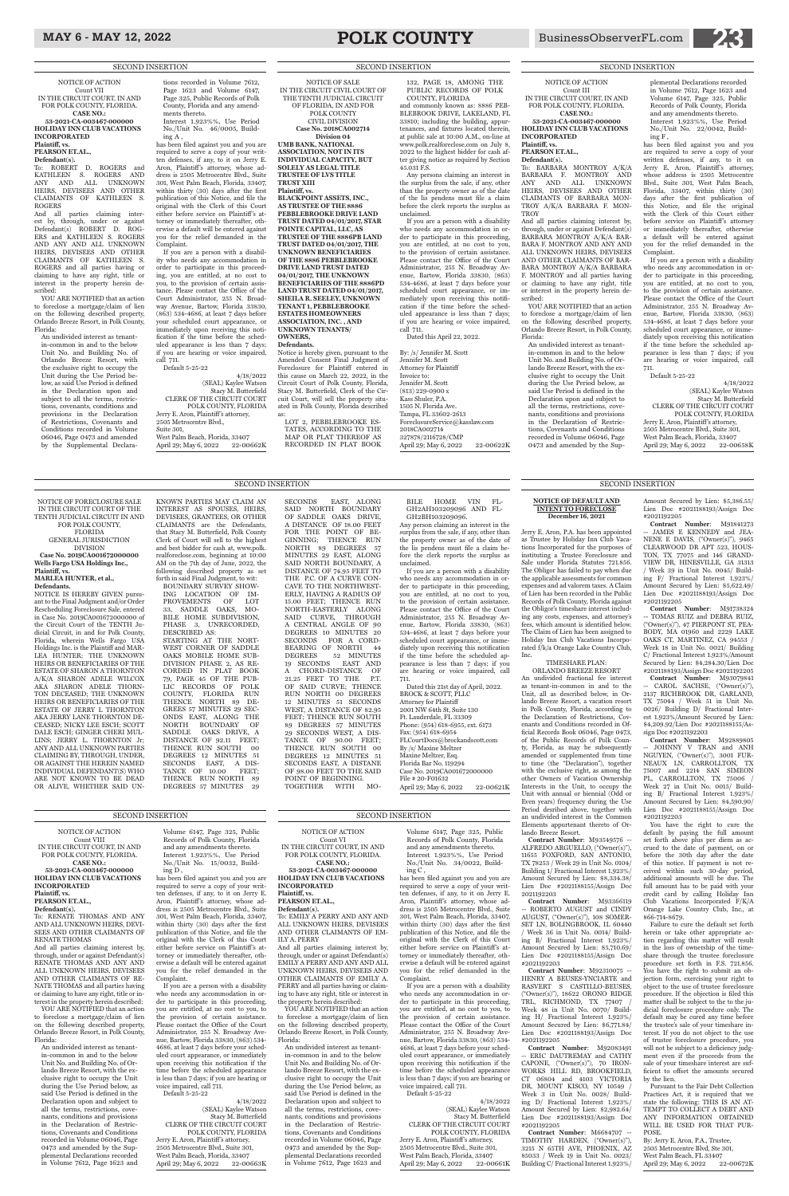SECOND INSERTION

NOTICE OF ACTION
Count VII
IN THE CIRCUIT COURT, IN AND FOR POLK COUNTY, FLORIDA.
CASE NO.:
53-2021-CA-003467-000000
HOLIDAY INN CLUB VACATIONS INCORPORATED
Plaintiff, vs.
PEARSON ET.AL.,
Defendant(s).

To: ROBERT D. ROGERS and KATHLEEN S. ROGERS AND ANY AND ALL UNKNOWN HEIRS, DEVISEES AND OTHER CLAIMANTS OF KATHLEEN S. ROGERS

And all parties claiming interest by, through, under or against Defendant(s) ROBERT D. ROGERS and KATHLEEN S. ROGERS AND ANY AND ALL UNKNOWN HEIRS, DEVISEES AND OTHER CLAIMANTS OF KATHLEEN S. ROGERS and all parties having or claiming to have any right, title or interest in the property herein described:

YOU ARE NOTIFIED that an action to foreclose a mortgage/claim of lien on the following described property, Orlando Breeze Resort, in Polk County, Florida:

An undivided interest as tenant-in-common in and to the below Unit No. and Building No. of Orlando Breeze Resort, with the exclusive right to occupy the Unit during the Use Period below, as said Use Period is defined in the Declaration upon and subject to all the terms, restrictions, covenants, conditions and provisions in the Declaration of Restrictions, Covenants and Conditions recorded in Volume 06046, Page 0473 and amended by the Supplemental Declarations recorded in Volume 7612, Page 1623 and Volume 6147, Page 325, Public Records of Polk County, Florida and any amendments thereto.

Interest 1.923%%, Use Period No./Unit No. 46/0005, Building A ,

has been filed against you and you are required to serve a copy of your written defenses, if any, to it on Jerry E. Aron, Plaintiff's attorney, whose address is 2505 Metrocentre Blvd., Suite 301, West Palm Beach, Florida, 33407, within thirty (30) days after the first publication of this Notice, and file the original with the Clerk of this Court either before service on Plaintiff's attorney or immediately thereafter, otherwise a default will be entered against you for the relief demanded in the Complaint.

If you are a person with a disability who needs any accommodation in order to participate in this proceeding, you are entitled, at no cost to you, to the provision of certain assistance. Please contact the Office of the Court Administrator, 255 N. Broadway Avenue, Bartow, Florida 33830, (863) 534-4686, at least 7 days before your scheduled court appearance, or immediately upon receiving this notification if the time before the scheduled appearance is less than 7 days; if you are hearing or voice impaired, call 711.

Default 5-25-22

4/18/2022
(SEAL) Kaylee Watson
Stacy M. Butterfield
CLERK OF THE CIRCUIT COURT
POLK COUNTY, FLORIDA

Jerry E. Aron, Plaintiff's attorney,
2505 Metrocentre Blvd.,
Suite 301,
West Palm Beach, Florida, 33407
April 29; May 6, 2022 22-00662K

SECOND INSERTION

NOTICE OF SALE
IN THE CIRCUIT CIVIL COURT OF THE TENTH JUDICIAL CIRCUIT OF FLORIDA, IN AND FOR POLK COUNTY
CIVIL DIVISION
Case No. 2018CA002714
Division 04

UMB BANK, NATIONAL ASSOCIATION, NOT IN ITS INDIVIDUAL CAPACITY, BUT SOLELY AS LEGAL TITLE TRUSTEE OF LVS TITLE TRUST XIII
Plaintiff, vs.
BLACKPOINT ASSETS, INC., AS TRUSTEE OF THE 8886 PEBBLEBROOKE DRIVE LAND TRUST DATED 04/01/2017, STAR POINTE CAPITAL, LLC, AS TRUSTEE OF THE 8886PB LAND TRUST DATED 04/01/2017, THE UNKNOWN BENEFICIARIES OF THE 8886 PEBBLEBROOKE DRIVE LAND TRUST DATED 04/01/2017, THE UNKNOWN BENEFICIARIES OF THE 8886PD LAND TRUST DATED 04/01/2017, SHEILA R. SEELEY, UNKNOWN TENANT 1, PEBBLEBROOKE ESTATES HOMEOWNERS ASSOCIATION, INC. , AND UNKNOWN TENANTS/ OWNERS,
Defendants.

Notice is hereby given, pursuant to the Amended Consent Final Judgment of Foreclosure for Plaintiff entered in this cause on March 22, 2022, in the Circuit Court of Polk County, Florida, Stacy M. Butterfield, Clerk of the Circuit Court, will sell the property situated in Polk County, Florida described as:

LOT 2, PEBBLEBROOKE ESTATES, ACCORDING TO THE MAP OR PLAT THEREOF AS RECORDED IN PLAT BOOK 132, PAGE 18, AMONG THE PUBLIC RECORDS OF POLK COUNTY, FLORIDA

and commonly known as: 8886 PEBBLEBROOK DRIVE, LAKELAND, FL 33810; including the building, appurtenances, and fixtures located therein, at public sale at 10:00 A.M., on-line at www.polk.realforeclose.com on July 8, 2022 to the highest bidder for cash after giving notice as required by Section 45.031 F.S.

Any persons claiming an interest in the surplus from the sale, if any, other than the property owner as of the date of the lis pendens must file a claim before the clerk reports the surplus as unclaimed.

If you are a person with a disability who needs any accommodation in order to participate in this proceeding, you are entitled, at no cost to you, to the provision of certain assistance. Please contact the Office of the Court Administrator, 255 N. Broadway Avenue, Bartow, Florida 33830, (863) 534-4686, at least 7 days before your scheduled court appearance, or immediately upon receiving this notification if the time before the scheduled appearance is less than 7 days; if you are hearing or voice impaired, call 711.

Dated this April 22, 2022.

By: /s/ Jennifer M. Scott
Jennifer M. Scott
Attorney for Plaintiff
Invoice to:
Jennifer M. Scott
(813) 229-0900 x
Kass Shuler, P.A.
1505 N. Florida Ave.
Tampa, FL 33602-2613
ForeclosureService@kasslaw.com
2018CA002714
327878/2116728/CMP
April 29; May 6, 2022 22-00622K

SECOND INSERTION

NOTICE OF ACTION
Count III
IN THE CIRCUIT COURT, IN AND FOR POLK COUNTY, FLORIDA.
CASE NO.:
53-2021-CA-003467-000000
HOLIDAY INN CLUB VACATIONS INCORPORATED
Plaintiff, vs.
PEARSON ET.AL.,
Defendant(s).

To: BARBARA MONTROY A/K/A BARBARA F. MONTROY AND ANY AND ALL UNKNOWN HEIRS, DEVISEES AND OTHER CLAIMANTS OF BARBARA MONTROY A/K/A BARBARA F. MONTROY

And all parties claiming interest by, through, under or against Defendant(s) BARBARA MONTROY A/K/A BARBARA F. MONTROY AND ANY AND ALL UNKNOWN HEIRS, DEVISEES AND OTHER CLAIMANTS OF BARBARA MONTROY A/K/A BARBARA F. MONTROY and all parties having or claiming to have any right, title or interest in the property herein described:

YOU ARE NOTIFIED that an action to foreclose a mortgage/claim of lien on the following described property, Orlando Breeze Resort, in Polk County, Florida:

An undivided interest as tenant-in-common in and to the below Unit No. and Building No. of Orlando Breeze Resort, with the exclusive right to occupy the Unit during the Use Period below, as said Use Period is defined in the Declaration upon and subject to all the terms, restrictions, covenants, conditions and provisions in the Declaration of Restrictions, Covenants and Conditions recorded in Volume 06046, Page 0473 and amended by the Supplemental Declarations recorded in Volume 7612, Page 1623 and Volume 6147, Page 325, Public Records of Polk County, Florida and any amendments thereto.

Interest 1.923%%, Use Period No./Unit No. 22/0042, Building F ,

has been filed against you and you are required to serve a copy of your written defenses, if any, to it on Jerry E. Aron, Plaintiff's attorney, whose address is 2505 Metrocentre Blvd., Suite 301, West Palm Beach, Florida, 33407, within thirty (30) days after the first publication of this Notice, and file the original with the Clerk of this Court either before service on Plaintiff's attorney or immediately thereafter, otherwise a default will be entered against you for the relief demanded in the Complaint.

If you are a person with a disability who needs any accommodation in order to participate in this proceeding, you are entitled, at no cost to you, to the provision of certain assistance. Please contact the Office of the Court Administrator, 255 N. Broadway Avenue, Bartow, Florida 33830, (863) 534-4686, at least 7 days before your scheduled court appearance, or immediately upon receiving this notification if the time before the scheduled appearance is less than 7 days; if you are hearing or voice impaired, call 711.

Default 5-25-22

4/18/2022
(SEAL) Kaylee Watson
Stacy M. Butterfield
CLERK OF THE CIRCUIT COURT
POLK COUNTY, FLORIDA

Jerry E. Aron, Plaintiff's attorney,
2505 Metrocentre Blvd., Suite 301,
West Palm Beach, Florida, 33407
April 29; May 6, 2022 22-00658K

SECOND INSERTION

NOTICE OF FORECLOSURE SALE
IN THE CIRCUIT COURT OF THE TENTH JUDICIAL CIRCUIT IN AND FOR POLK COUNTY, FLORIDA
GENERAL JURISDICTION DIVISION
Case No. 2019CA001672000000
Wells Fargo USA Holdings Inc., Plaintiff, vs.
MARLEA HUNTER, et al., Defendants.

NOTICE IS HEREBY GIVEN pursuant to the Final Judgment and/or Order Rescheduling Foreclosure Sale, entered in Case No. 2019CA001672000000 of the Circuit Court of the TENTH Judicial Circuit, in and for Polk County, Florida, wherein Wells Fargo USA Holdings Inc. is the Plaintiff and MARLEA HUNTER; THE UNKNOWN HEIRS OR BENEFICIARIES OF THE ESTATE OF SHARON A THORNTON A/K/A SHARON ADELE WILCOX AKA SHARON ADELE THORNTON DECEASED; THE UNKNOWN HEIRS OR BENEFICIARIES OF THE ESTATE OF JERRY L THORNTON AKA JERRY LANE THORNTON DECEASED; NICKY LEE ESCH; SCOTT DALE ESCH; GINGER CHERI MULLINS; JERRY L. THORNTON Jr; ANY AND ALL UNKNOWN PARTIES CLAIMING BY, THROUGH, UNDER, OR AGAINST THE HEREIN NAMED INDIVIDUAL DEFENDANT(S) WHO ARE NOT KNOWN TO BE DEAD OR ALIVE, WHETHER SAID UNKNOWN PARTIES MAY CLAIM AN INTEREST AS SPOUSES, HEIRS, DEVISEES, GRANTEES, OR OTHER CLAIMANTS are the Defendants, that Stacy M. Butterfield, Polk County Clerk of Court will sell to the highest and best bidder for cash at, www.polk.realforeclose.com, beginning at 10:00 AM on the 7th day of June, 2022, the following described property as set forth in said Final Judgment, to wit:

BOUNDARY SURVEY SHOWING LOCATION OF IMPROVEMENTS OF LOT 33, SADDLE OAKS, MOBILE HOME SUBDIVISION, PHASE 3, UNRECORDED, DESCRIBED AS:

STARTING AT THE NORTHWEST CORNER OF SADDLE OAKS MOBILE HOME SUBDIVISION PHASE 2, AS RECORDED IN PLAT BOOK 79, PAGE 45 OF THE PUBLIC RECORDS OF POLK COUNTY, FLORIDA RUN THENCE NORTH 89 DEGREES 57 MINUTES 29 SECONDS EAST, ALONG THE NORTH BOUNDARY OF SADDLE OAKS DRIVE, A DISTANCE OF 92.11 FEET; THENCE RUN SOUTH 00 DEGREES 12 MINUTES 31 SECONDS EAST, A DISTANCE OF 10.00 FEET; THENCE RUN NORTH 89 DEGREES 57 MINUTES 29 SECONDS EAST, ALONG SAID NORTH BOUNDARY OF SADDLE OAKS DRIVE, A DISTANCE OF 18.00 FEET FOR THE POINT OF BEGINNING; THENCE RUN NORTH 89 DEGREES 57 MINUTES 29 EAST, ALONG SAID NORTH BOUNDARY, A DISTANCE OF 79.95 FEET TO THE P.C. OF A CURVE CONCAVE TO THE NORTHWESTERLY, HAVING A RADIUS OF 15.00 FEET; THENCE RUN NORTH-EASTERLY ALONG SAID CURVE, THROUGH A CENTRAL ANGLE OF 90 DEGREES 10 MINUTES 20 SECONDS FOR A CORD-BEARING OF NORTH 44 DEGREES 52 MINUTES 19 SECONDS EAST AND A CHORD-DISTANCE OF 21.25 FEET TO THE P.T. OF SAID CURVE; THENCE RUN NORTH 00 DEGREES 12 MINUTES 51 SECONDS WEST, A DISTANCE OF 82.95 FEET; THENCE RUN SOUTH 89 DEGREES 57 MINUTES 29 SECONDS WEST, A DISTANCE OF 90.00 FEET; THENCE RUN SOUTH 00 DEGREES 12 MINUTES 31 SECONDS EAST, A DISTANE OF 98.00 FEET TO THE SAID POINT OF BEGINNING.

TOGETHER WITH MOBILE HOME VIN FLGH2AH103209096 AND FLGH2BH103209096.

Any person claiming an interest in the surplus from the sale, if any, other than the property owner as of the date of the lis pendens must file a claim before the clerk reports the surplus as unclaimed.

If you are a person with a disability who needs any accommodation in order to participate in this proceeding, you are entitled, at no cost to you, to the provision of certain assistance. Please contact the Office of the Court Administrator, 255 N. Broadway Avenue, Bartow, Florida 33830, (863) 534-4686, at least 7 days before your scheduled court appearance, or immediately upon receiving this notification if the time before the scheduled appearance is less than 7 days; if you are hearing or voice impaired, call 711.

Dated this 21st day of April, 2022.

BROCK & SCOTT, PLLC
Attorney for Plaintiff
2001 NW 64th St, Suite 130
Ft. Lauderdale, FL 33309
Phone: (954) 618-6955, ext. 6173
Fax: (954) 618-6954
FLCourtDocs@brockandscott.com
By /s/ Maxine Meltzer
Maxine Meltzer, Esq.
Florida Bar No. 119294
Case No. 2019CA001672000000
File # 20-F01632
April 29; May 6, 2022 22-00621K

SECOND INSERTION

**NOTICE OF DEFAULT AND INTENT TO FORECLOSE**
**December 16, 2021**

Jerry E. Aron, P.A. has been appointed as Trustee by Holiday Inn Club Vacations Incorporated for the purposes of instituting a Trustee Foreclosure and Sale under Florida Statutes 721.856. The Obligor has failed to pay when due the applicable assessments for common expenses and ad valorem taxes. A Claim of Lien has been recorded in the Public Records of Polk County, Florida against the Obligor's timeshare interest including any costs, expenses, and attorney's fees, which amount is identified below. The Claim of Lien has been assigned to Holiday Inn Club Vacations Incorporated f/k/a Orange Lake Country Club, Inc.

TIMESHARE PLAN:
ORLANDO BREEZE RESORT

An undivided fractional fee interest as tenant-in-common in and to the Unit, all as described below, in Orlando Breeze Resort, a vacation resort in Polk County, Florida, according to the Declaration of Restrictions, Covenants and Conditions recorded in Official Records Book 06046, Page 0473, of the Public Records of Polk County, Florida, as may be subsequently amended or supplemented from time to time (the "Declaration"), together with the exclusive right, as among the other Owners of Vacation Ownership Interests in the Unit, to occupy the Unit with annual or biennial (Odd or Even years) frequency during the Use Period described above, together with an undivided interest in the Common Elements appurtenant thereto of Orlando Breeze Resort.

**Contract Number**: M93549576 -- ALFREDO ARGUELLO, ("Owner(s)"), 11655 FOXFORD, SAN ANTONIO, TX 78253 / Week 29 in Unit No. 0104/ Building 1/ Fractional Interest 1.923%/ Amount Secured by Lien: $8,334.38/ Lien Doc #2021188155/Assign Doc 2021192203

**Contract Number**: M93366119 -- ROBERTO AUGUST and CINDY AUGUST, ("Owner(s)"), 108 SOMERSET LN, BOLINGBROOK, IL 60440 / Week 36 in Unit No. 0014/ Building B/ Fractional Interest 1.923%/ Amount Secured by Lien: $5,710.69/ Lien Doc #2021188155/Assign Doc #2021192203

**Contract Number**: M92310075 -- HENRY A BEUSES-YNCIARTE and RASVERT S CASTILLO-BEUSES, ("Owner(s)"), 18622 ORONO RIDGE TRL, RICHMOND, TX 77407 / Week 48 in Unit No. 0070/ Building H/ Fractional Interest 1.923%/ Amount Secured by Lien: $6,771.84/ Lien Doc #2021188193/Assign Doc #2021192205

**Contract Number**: M92083491 -- ERIC DAUTREMAY and CATHY CAPONE, ("Owner(s)"), 70 IRONWORKS HILL RD, BROOKFIELD, CT 06804 and 4103 VICTORIA DR, MOUNT KISCO, NY 10549 / Week 3 in Unit No. 0029/ Building D/ Fractional Interest 1.923%/ Amount Secured by Lien: $2,982.64/ Lien Doc #2021188193/Assign Doc #2021192205

**Contract Number**: M6684707 -- TIMOTHY HARDEN, ("Owner(s)"), 3215 N 65TH AVE, PHOENIX, AZ 85033 / Week 19 in Unit No. 0023/ Building C/ Fractional Interest 1.923%/ Amount Secured by Lien: $5,386.55/ Lien Doc #2021188193/Assign Doc #2021192205

**Contract Number**: M91841273 -- JAMES E KENNEDY and JEANENE E DAVIS, ("Owner(s)"), 9465 CLEARWOOD DR APT 523, HOUSTON, TX 77075 and 146 GRANDVIEW DR, HINESVILLE, GA 31313 / Week 39 in Unit No. 0045/ Building F/ Fractional Interest 1.923%/ Amount Secured by Lien: $5,622.49/ Lien Doc #2021188193/Assign Doc #2021192205

**Contract Number**: M91738324 -- TOMAS RUIZ and DEBRA RUIZ, ("Owner(s)"), 47 PIERPONT ST, PEABODY, MA 01960 and 2229 LAKE OAKS CT, MARTINEZ, CA 94553 / Week 18 in Unit No. 0021/ Building C/ Fractional Interest 1.923%/Amount Secured by Lien: $4,284.30/Lien Doc #2021188193/Assign Doc #2021192205

**Contract Number**: M93079841 -- CAROL SACHSE, ("Owner(s)"), 2317 RICHBROOK DR, GARLAND, TX 75044 / Week 51 in Unit No. 0026/ Building D/ Fractional Interest 1.923%/Amount Secured by Lien: $4,209.92/Lien Doc #2021188155/Assign Doc #2021192203

**Contract Number**: M92889805 -- JOHNNY V TRAN and ANH NGUYEN, ("Owner(s)"), 3001 FURNEAUX LN, CARROLLTON, TX 75007 and 2214 SAN SIMEON PL, CARROLLTON, TX 75006 / Week 27 in Unit No. 0015/ Building B/ Fractional Interest 1.923%/ Amount Secured by Lien: $4,590.90/ Lien Doc #2021188155/Assign Doc #2021192203

You have the right to cure the default by paying the full amount set forth above plus per diem as accrued to the date of payment, on or before the 30th day after the date of this notice. If payment is not received within such 30-day period, additional amounts will be due. The full amount has to be paid with your credit card by calling Holiday Inn Club Vacations Incorporated F/K/A Orange Lake Country Club, Inc., at 866-714-8679.

Failure to cure the default set forth herein or take other appropriate action regarding this matter will result in the loss of ownership of the timeshare through the trustee foreclosure procedure set forth in F.S. 721.856. You have the right to submit an objection form, exercising your right to object to the use of trustee foreclosure procedure. If the objection is filed this matter shall be subject to the to the judicial foreclosure procedure only. The default may be cured any time before the trustee's sale of your timeshare interest. If you do not object to the use of trustee foreclosure procedure, you will not be subject to a deficiency judgment even if the proceeds from the sale of your timeshare interest are sufficient to offset the amounts secured by the lien.

Pursuant to the Fair Debt Collection Practices Act, it is required that we state the following: THIS IS AN ATTEMPT TO COLLECT A DEBT AND ANY INFORMATION OBTAINED WILL BE USED FOR THAT PURPOSE.

By: Jerry E. Aron, P.A., Trustee,
2505 Metrocentre Blvd, Ste 301,
West Palm Beach, FL 33407
April 29; May 6, 2022 22-00672K

SECOND INSERTION

NOTICE OF ACTION
Count VIII
IN THE CIRCUIT COURT, IN AND FOR POLK COUNTY, FLORIDA.
CASE NO.:
53-2021-CA-003467-000000
HOLIDAY INN CLUB VACATIONS INCORPORATED
Plaintiff, vs.
PEARSON ET.AL.,
Defendant(s).

To: RENATE THOMAS AND ANY AND ALL UNKNOWN HEIRS, DEVISEES AND OTHER CLAIMANTS OF RENATE THOMAS

And all parties claiming interest by, through, under or against Defendant(s) RENATE THOMAS AND ANY AND ALL UNKNOWN HEIRS, DEVISEES AND OTHER CLAIMANTS OF RENATE THOMAS and all parties having or claiming to have any right, title or interest in the property herein described:

YOU ARE NOTIFIED that an action to foreclose a mortgage/claim of lien on the following described property, Orlando Breeze Resort, in Polk County, Florida:

An undivided interest as tenant-in-common in and to the below Unit No. and Building No. of Orlando Breeze Resort, with the exclusive right to occupy the Unit during the Use Period below, as said Use Period is defined in the Declaration upon and subject to all the terms, restrictions, covenants, conditions and provisions in the Declaration of Restrictions, Covenants and Conditions recorded in Volume 06046, Page 0473 and amended by the Supplemental Declarations recorded in Volume 7612, Page 1623 and Volume 6147, Page 325, Public Records of Polk County, Florida and any amendments thereto.

Interest 1.923%%, Use Period No./Unit No. 15/0032, Building D ,

has been filed against you and you are required to serve a copy of your written defenses, if any, to it on Jerry E. Aron, Plaintiff's attorney, whose address is 2505 Metrocentre Blvd., Suite 301, West Palm Beach, Florida, 33407, within thirty (30) days after the first publication of this Notice, and file the original with the Clerk of this Court either before service on Plaintiff's attorney or immediately thereafter, otherwise a default will be entered against you for the relief demanded in the Complaint.

If you are a person with a disability who needs any accommodation in order to participate in this proceeding, you are entitled, at no cost to you, to the provision of certain assistance. Please contact the Office of the Court Administrator, 255 N. Broadway Avenue, Bartow, Florida 33830, (863) 534-4686, at least 7 days before your scheduled court appearance, or immediately upon receiving this notification if the time before the scheduled appearance is less than 7 days; if you are hearing or voice impaired, call 711.

Default 5-25-22

4/18/2022
(SEAL) Kaylee Watson
Stacy M. Butterfield
CLERK OF THE CIRCUIT COURT
POLK COUNTY, FLORIDA

Jerry E. Aron, Plaintiff's attorney,
2505 Metrocentre Blvd., Suite 301,
West Palm Beach, Florida, 33407
April 29; May 6, 2022 22-00663K

SECOND INSERTION

NOTICE OF ACTION
Count VI
IN THE CIRCUIT COURT, IN AND FOR POLK COUNTY, FLORIDA.
CASE NO.:
53-2021-CA-003467-000000
HOLIDAY INN CLUB VACATIONS INCORPORATED
Plaintiff, vs.
PEARSON ET.AL.,
Defendant(s).

To: EMILY A PERRY AND ANY AND ALL UNKNOWN HEIRS, DEVISEES AND OTHER CLAIMANTS OF EMILY A. PERRY

And all parties claiming interest by, through, under or against Defendant(s) EMILY A PERRY AND ANY AND ALL UNKNOWN HEIRS, DEVISEES AND OTHER CLAIMANTS OF EMILY A. PERRY and all parties having or claiming to have any right, title or interest in the property herein described:

YOU ARE NOTIFIED that an action to foreclose a mortgage/claim of lien on the following described property, Orlando Breeze Resort, in Polk County, Florida:

An undivided interest as tenant-in-common in and to the below Unit No. and Building No. of Orlando Breeze Resort, with the exclusive right to occupy the Unit during the Use Period below, as said Use Period is defined in the Declaration upon and subject to all the terms, restrictions, covenants, conditions and provisions in the Declaration of Restrictions, Covenants and Conditions recorded in Volume 06046, Page 0473 and amended by the Supplemental Declarations recorded in Volume 7612, Page 1623 and Volume 6147, Page 325, Public Records of Polk County, Florida and any amendments thereto.

Interest 1.923%%, Use Period No./Unit No. 34/0022, Building C ,

has been filed against you and you are required to serve a copy of your written defenses, if any, to it on Jerry E. Aron, Plaintiff's attorney, whose address is 2505 Metrocentre Blvd., Suite 301, West Palm Beach, Florida, 33407, within thirty (30) days after the first publication of this Notice, and file the original with the Clerk of this Court either before service on Plaintiff's attorney or immediately thereafter, otherwise a default will be entered against you for the relief demanded in the Complaint.

If you are a person with a disability who needs any accommodation in order to participate in this proceeding, you are entitled, at no cost to you, to the provision of certain assistance. Please contact the Office of the Court Administrator, 255 N. Broadway Avenue, Bartow, Florida 33830, (863) 534-4686, at least 7 days before your scheduled court appearance, or immediately upon receiving this notification if the time before the scheduled appearance is less than 7 days; if you are hearing or voice impaired, call 711.

Default 5-25-22

4/18/2022
(SEAL) Kaylee Watson
Stacy M. Butterfield
CLERK OF THE CIRCUIT COURT
POLK COUNTY, FLORIDA

Jerry E. Aron, Plaintiff's attorney,
2505 Metrocentre Blvd., Suite 301,
West Palm Beach, Florida, 33407
April 29; May 6, 2022 22-00661K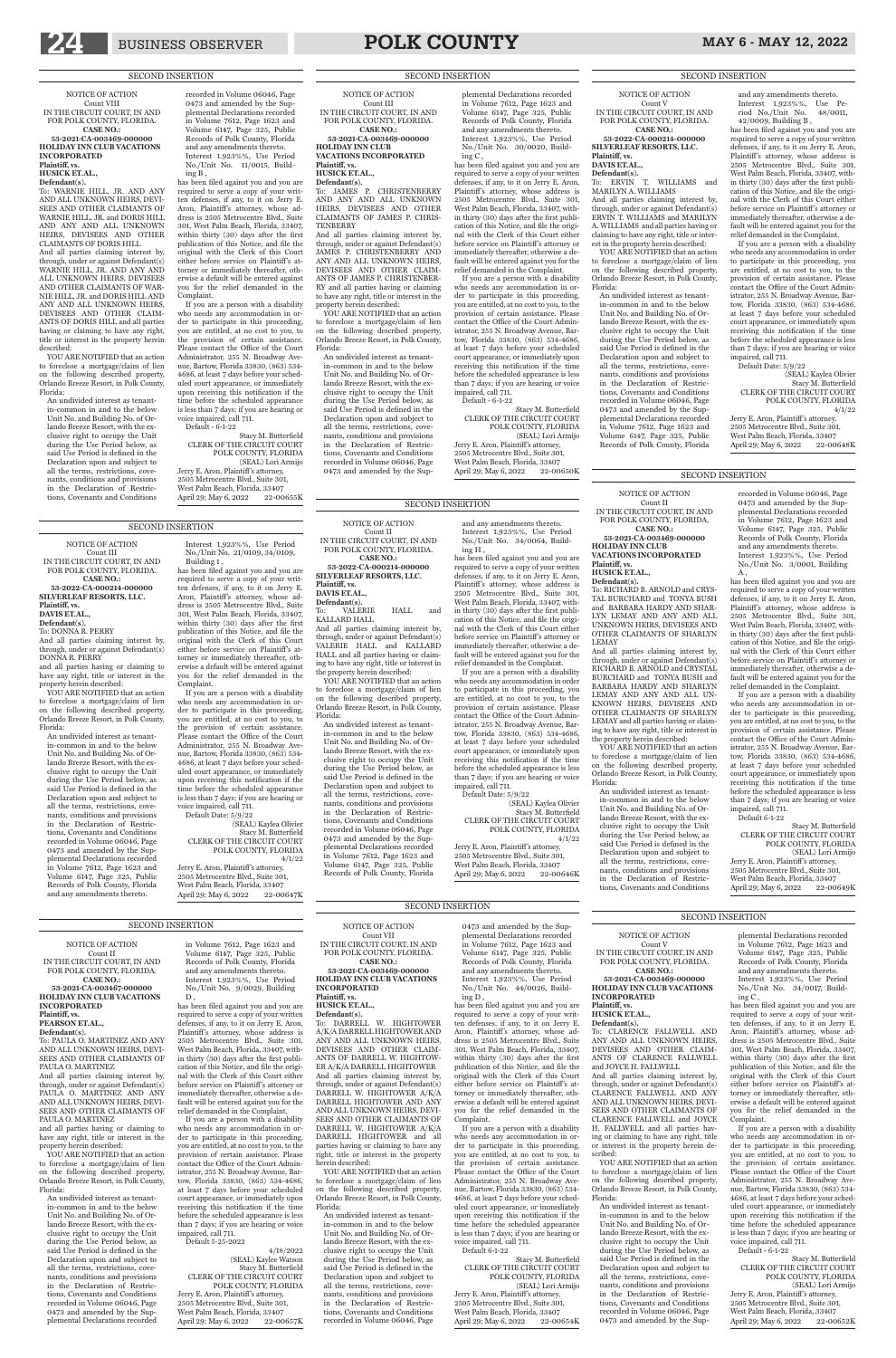SECOND INSERTION

NOTICE OF ACTION
Count VIII
IN THE CIRCUIT COURT, IN AND FOR POLK COUNTY, FLORIDA.
CASE NO.:
53-2021-CA-003469-000000
HOLIDAY INN CLUB VACATIONS INCORPORATED
Plaintiff, vs.
HUSICK ET.AL.,
Defendant(s).

To: WARNIE HILL, JR. AND ANY AND ALL UNKNOWN HEIRS, DEVISEES AND OTHER CLAIMANTS OF WARNIE HILL, JR. and DORIS HILL AND ANY AND ALL UNKNOWN HEIRS, DEVISEES AND OTHER CLAIMANTS OF DORIS HILL

And all parties claiming interest by, through, under or against Defendant(s) WARNIE HILL, JR. AND ANY AND ALL UNKNOWN HEIRS, DEVISEES AND OTHER CLAIMANTS OF WARNIE HILL, JR. and DORIS HILL AND ANY AND ALL UNKNOWN HEIRS, DEVISEES AND OTHER CLAIMANTS OF DORIS HILL and all parties having or claiming to have any right, title or interest in the property herein described:

YOU ARE NOTIFIED that an action to foreclose a mortgage/claim of lien on the following described property, Orlando Breeze Resort, in Polk County, Florida:

An undivided interest as tenant-in-common in and to the below Unit No. and Building No. of Orlando Breeze Resort, with the exclusive right to occupy the Unit during the Use Period below, as said Use Period is defined in the Declaration upon and subject to all the terms, restrictions, covenants and conditions in the Declaration of Restrictions, Covenants and Conditions recorded in Volume 06046, Page 0473 and amended by the Supplemental Declarations recorded in Volume 7612, Page 1623 and Volume 6147, Page 325, Public Records of Polk County, Florida and any amendments thereto.

Interest 1,923%, Use Period No./Unit No. 11/0015, Building B ,

has been filed against you and you are required to serve a copy of your written defenses, if any, to it on Jerry E. Aron, Plaintiff's attorney, whose address is 2505 Metrocentre Blvd., Suite 301, West Palm Beach, Florida, 33407, within thirty (30) days after the first publication of this Notice, and file the original with the Clerk of this Court either before service on Plaintiff's attorney or immediately thereafter; otherwise a default will be entered against you for the relief demanded in the Complaint.

If you are a person with a disability who needs any accommodation in order to participate in this proceeding, you are entitled, at no cost to you, to the provision of certain assistance. Please contact the Office of the Court Administrator, 255 N. Broadway Avenue, Bartow, Florida 33830, (863) 534-4686, at least 7 days before your scheduled court appearance, or immediately upon receiving this notification if the time before the scheduled appearance is less than 7 days; if you are hearing or voice impaired, call 711.

Default - 6-1-22

Stacy M. Butterfield
CLERK OF THE CIRCUIT COURT
POLK COUNTY, FLORIDA
(SEAL) Lori Armijo

Jerry E. Aron, Plaintiff's attorney,
2505 Metrocentre Blvd., Suite 301,
West Palm Beach, Florida, 33407
April 29; May 6, 2022 22-00655K

SECOND INSERTION

NOTICE OF ACTION
Count III
IN THE CIRCUIT COURT, IN AND FOR POLK COUNTY, FLORIDA.
CASE NO.:
53-2021-CA-003469-000000
HOLIDAY INN CLUB VACATIONS INCORPORATED
Plaintiff, vs.
HUSICK ET.AL.,
Defendant(s).

To: JAMES P. CHRISTENBERRY AND ANY AND ALL UNKNOWN HEIRS, DEVISEES AND OTHER CLAIMANTS OF JAMES P. CHRISTENBERRY

And all parties claiming interest by, through, under or against Defendant(s) JAMES P. CHRISTENBERRY AND ANY AND ALL UNKNOWN HEIRS, DEVISEES AND OTHER CLAIMANTS OF JAMES P. CHRISTENBERRY and all parties having or claiming to have any right, title or interest in the property herein described:

YOU ARE NOTIFIED that an action to foreclose a mortgage/claim of lien on the following described property, Orlando Breeze Resort, in Polk County, Florida:

An undivided interest as tenant-in-common in and to the below Unit No. and Building No. of Orlando Breeze Resort, with the exclusive right to occupy the Unit during the Use Period below, as said Use Period is defined in the Declaration upon and subject to all the terms, restrictions, covenants and conditions in the Declaration of Restrictions, Covenants and Conditions recorded in Volume 06046, Page 0473 and amended by the Supplemental Declarations recorded in Volume 7612, Page 1623 and Volume 6147, Page 325, Public Records of Polk County, Florida and any amendments thereto.

Interest 1,923%, Use Period No./Unit No. 30/0020, Building C ,

has been filed against you and you are required to serve a copy of your written defenses, if any, to it on Jerry E. Aron, Plaintiff's attorney, whose address is 2505 Metrocentre Blvd., Suite 301, West Palm Beach, Florida, 33407, within thirty (30) days after the first publication of this Notice, and file the original with the Clerk of this Court either before service on Plaintiff's attorney or immediately thereafter; otherwise a default will be entered against you for the relief demanded in the Complaint.

If you are a person with a disability who needs any accommodation in order to participate in this proceeding, you are entitled, at no cost to you, to the provision of certain assistance. Please contact the Office of the Court Administrator, 255 N. Broadway Avenue, Bartow, Florida 33830, (863) 534-4686, at least 7 days before your scheduled court appearance, or immediately upon receiving this notification if the time before the scheduled appearance is less than 7 days; if you are hearing or voice impaired, call 711.

Default - 6-1-22

Stacy M. Butterfield
CLERK OF THE CIRCUIT COURT
POLK COUNTY, FLORIDA
(SEAL) Lori Armijo

Jerry E. Aron, Plaintiff's attorney,
2505 Metrocentre Blvd., Suite 301,
West Palm Beach, Florida, 33407
April 29; May 6, 2022 22-00650K

SECOND INSERTION

NOTICE OF ACTION
Count V
IN THE CIRCUIT COURT, IN AND FOR POLK COUNTY, FLORIDA.
CASE NO.:
53-2022-CA-000214-000000
SILVERLEAF RESORTS, LLC.
Plaintiff, vs.
DAVIS ET.AL.,
Defendant(s).

To: ERVIN T. WILLIAMS and MARILYN A. WILLIAMS

And all parties claiming interest by, through, under or against Defendant(s) ERVIN T. WILLIAMS and MARILYN A. WILLIAMS and all parties having or claiming to have any right, title or interest in the property herein described:

YOU ARE NOTIFIED that an action to foreclose a mortgage/claim of lien on the following described property, Orlando Breeze Resort, in Polk County, Florida:

An undivided interest as tenant-in-common in and to the below Unit No. and Building No. of Orlando Breeze Resort, with the exclusive right to occupy the Unit during the Use Period below, as said Use Period is defined in the Declaration upon and subject to all the terms, restrictions, covenants and conditions in the Declaration of Restrictions, Covenants and Conditions recorded in Volume 06046, Page 0473 and amended by the Supplemental Declarations recorded in Volume 7612, Page 1623 and Volume 6147, Page 325, Public Records of Polk County, Florida and any amendments thereto.

Interest 1,923%, Use Period No./Unit No. 48/0011, 42/0009, Building B ,

has been filed against you and you are required to serve a copy of your written defenses, if any, to it on Jerry E. Aron, Plaintiff's attorney, whose address is 2505 Metrocentre Blvd., Suite 301, West Palm Beach, Florida, 33407, within thirty (30) days after the first publication of this Notice, and file the original with the Clerk of this Court either before service on Plaintiff's attorney or immediately thereafter; otherwise a default will be entered against you for the relief demanded in the Complaint.

If you are a person with a disability who needs any accommodation in order to participate in this proceeding, you are entitled, at no cost to you, to the provision of certain assistance. Please contact the Office of the Court Administrator, 255 N. Broadway Avenue, Bartow, Florida 33830, (863) 534-4686, at least 7 days before your scheduled court appearance, or immediately upon receiving this notification if the time before the scheduled appearance is less than 7 days; if you are hearing or voice impaired, call 711.

Default Date: 5/9/22

(SEAL) Kaylea Olivier
Stacy M. Butterfield
CLERK OF THE CIRCUIT COURT
POLK COUNTY, FLORIDA
4/1/22

Jerry E. Aron, Plaintiff's attorney,
2505 Metrocentre Blvd., Suite 301,
West Palm Beach, Florida, 33407
April 29; May 6, 2022 22-00648K

SECOND INSERTION

NOTICE OF ACTION
Count III
IN THE CIRCUIT COURT, IN AND FOR POLK COUNTY, FLORIDA.
CASE NO.:
53-2022-CA-000214-000000
SILVERLEAF RESORTS, LLC.
Plaintiff, vs.
DAVIS ET.AL.,
Defendant(s).

To: DONNA R. PERRY

And all parties claiming interest by, through, under or against Defendant(s) DONNA R. PERRY and all parties having or claiming to have any right, title or interest in the property herein described:

YOU ARE NOTIFIED that an action to foreclose a mortgage/claim of lien on the following described property, Orlando Breeze Resort, in Polk County, Florida:

An undivided interest as tenant-in-common in and to the below Unit No. and Building No. of Orlando Breeze Resort, with the exclusive right to occupy the Unit during the Use Period below, as said Use Period is defined in the Declaration upon and subject to all the terms, restrictions, covenants and conditions in the Declaration of Restrictions, Covenants and Conditions recorded in Volume 06046, Page 0473 and amended by the Supplemental Declarations recorded in Volume 7612, Page 1623 and Volume 6147, Page 325, Public Records of Polk County, Florida and any amendments thereto.

Interest 1,923%, Use Period No./Unit No. 21/0109, 34/0109, Building 1 ,

has been filed against you and you are required to serve a copy of your written defenses, if any, to it on Jerry E. Aron, Plaintiff's attorney, whose address is 2505 Metrocentre Blvd., Suite 301, West Palm Beach, Florida, 33407, within thirty (30) days after the first publication of this Notice, and file the original with the Clerk of this Court either before service on Plaintiff's attorney or immediately thereafter; otherwise a default will be entered against you for the relief demanded in the Complaint.

If you are a person with a disability who needs any accommodation in order to participate in this proceeding, you are entitled, at no cost to you, to the provision of certain assistance. Please contact the Office of the Court Administrator, 255 N. Broadway Avenue, Bartow, Florida 33830, (863) 534-4686, at least 7 days before your scheduled court appearance, or immediately upon receiving this notification if the time before the scheduled appearance is less than 7 days; if you are hearing or voice impaired, call 711.

Default Date: 5/9/22

(SEAL) Kaylea Olivier
Stacy M. Butterfield
CLERK OF THE CIRCUIT COURT
POLK COUNTY, FLORIDA
4/1/22

Jerry E. Aron, Plaintiff's attorney,
2505 Metrocentre Blvd., Suite 301,
West Palm Beach, Florida, 33407
April 29; May 6, 2022 22-00647K

SECOND INSERTION

NOTICE OF ACTION
Count II
IN THE CIRCUIT COURT, IN AND FOR POLK COUNTY, FLORIDA.
CASE NO.:
53-2022-CA-000214-000000
SILVERLEAF RESORTS, LLC.
Plaintiff, vs.
DAVIS ET.AL.,
Defendant(s).

To: VALERIE HALL and KALLARD HALL

And all parties claiming interest by, through, under or against Defendant(s) VALERIE HALL and KALLARD HALL and all parties having or claiming to have any right, title or interest in the property herein described:

YOU ARE NOTIFIED that an action to foreclose a mortgage/claim of lien on the following described property, Orlando Breeze Resort, in Polk County, Florida:

An undivided interest as tenant-in-common in and to the below Unit No. and Building No. of Orlando Breeze Resort, with the exclusive right to occupy the Unit during the Use Period below, as said Use Period is defined in the Declaration upon and subject to all the terms, restrictions, covenants and conditions in the Declaration of Restrictions, Covenants and Conditions recorded in Volume 06046, Page 0473 and amended by the Supplemental Declarations recorded in Volume 7612, Page 1623 and Volume 6147, Page 325, Public Records of Polk County, Florida and any amendments thereto.

Interest 1,923%, Use Period No./Unit No. 34/0064, Building H ,

has been filed against you and you are required to serve a copy of your written defenses, if any, to it on Jerry E. Aron, Plaintiff's attorney, whose address is 2505 Metrocentre Blvd., Suite 301, West Palm Beach, Florida, 33407, within thirty (30) days after the first publication of this Notice, and file the original with the Clerk of this Court either before service on Plaintiff's attorney or immediately thereafter; otherwise a default will be entered against you for the relief demanded in the Complaint.

If you are a person with a disability who needs any accommodation in order to participate in this proceeding, you are entitled, at no cost to you, to the provision of certain assistance. Please contact the Office of the Court Administrator, 255 N. Broadway Avenue, Bartow, Florida 33830, (863) 534-4686, at least 7 days before your scheduled court appearance, or immediately upon receiving this notification if the time before the scheduled appearance is less than 7 days; if you are hearing or voice impaired, call 711.

Default Date: 5/9/22

(SEAL) Kaylea Olivier
Stacy M. Butterfield
CLERK OF THE CIRCUIT COURT
POLK COUNTY, FLORIDA
4/1/22

Jerry E. Aron, Plaintiff's attorney,
2505 Metrocentre Blvd., Suite 301,
West Palm Beach, Florida, 33407
April 29; May 6, 2022 22-00646K

SECOND INSERTION

NOTICE OF ACTION
Count II
IN THE CIRCUIT COURT, IN AND FOR POLK COUNTY, FLORIDA.
CASE NO.:
53-2021-CA-003469-000000
HOLIDAY INN CLUB VACATIONS INCORPORATED
Plaintiff, vs.
HUSICK ET.AL.,
Defendant(s).

To: RICHARD B. ARNOLD and CRYSTAL BURCHARD and TONYA BUSH and BARBARA HARDY AND SHARLYN LEMAY AND ANY AND ALL UNKNOWN HEIRS, DEVISEES AND OTHER CLAIMANTS OF SHARLYN LEMAY

And all parties claiming interest by, through, under or against Defendant(s) RICHARD B. ARNOLD and CRYSTAL BURCHARD and TONYA BUSH and BARBARA HARDY AND SHARLYN LEMAY AND ANY AND ALL UNKNOWN HEIRS, DEVISEES AND OTHER CLAIMANTS OF SHARLYN LEMAY and all parties having or claiming to have any right, title or interest in the property herein described:

YOU ARE NOTIFIED that an action to foreclose a mortgage/claim of lien on the following described property, Orlando Breeze Resort, in Polk County, Florida:

An undivided interest as tenant-in-common in and to the below Unit No. and Building No. of Orlando Breeze Resort, with the exclusive right to occupy the Unit during the Use Period below, as said Use Period is defined in the Declaration upon and subject to all the terms, restrictions, covenants and conditions in the Declaration of Restrictions, Covenants and Conditions recorded in Volume 06046, Page 0473 and amended by the Supplemental Declarations recorded in Volume 7612, Page 1623 and Volume 6147, Page 325, Public Records of Polk County, Florida and any amendments thereto.

Interest 1,923%, Use Period No./Unit No. 3/0001, Building A ,

has been filed against you and you are required to serve a copy of your written defenses, if any, to it on Jerry E. Aron, Plaintiff's attorney, whose address is 2505 Metrocentre Blvd., Suite 301, West Palm Beach, Florida, 33407, within thirty (30) days after the first publication of this Notice, and file the original with the Clerk of this Court either before service on Plaintiff's attorney or immediately thereafter; otherwise a default will be entered against you for the relief demanded in the Complaint.

If you are a person with a disability who needs any accommodation in order to participate in this proceeding, you are entitled, at no cost to you, to the provision of certain assistance. Please contact the Office of the Court Administrator, 255 N. Broadway Avenue, Bartow, Florida 33830, (863) 534-4686, at least 7 days before your scheduled court appearance, or immediately upon receiving this notification if the time before the scheduled appearance is less than 7 days; if you are hearing or voice impaired, call 711.

Default 6-1-22

Stacy M. Butterfield
CLERK OF THE CIRCUIT COURT
POLK COUNTY, FLORIDA
(SEAL) Lori Armijo

Jerry E. Aron, Plaintiff's attorney,
2505 Metrocentre Blvd., Suite 301,
West Palm Beach, Florida, 33407
April 29; May 6, 2022 22-00649K

SECOND INSERTION

NOTICE OF ACTION
Count II
IN THE CIRCUIT COURT, IN AND FOR POLK COUNTY, FLORIDA.
CASE NO.:
53-2021-CA-003467-000000
HOLIDAY INN CLUB VACATIONS INCORPORATED
Plaintiff, vs.
PEARSON ET.AL.,
Defendant(s).

To: PAULA O. MARTINEZ AND ANY AND ALL UNKNOWN HEIRS, DEVISEES AND OTHER CLAIMANTS OF PAULA O. MARTINEZ

And all parties claiming interest by, through, under or against Defendant(s) PAULA O. MARTINEZ AND ANY AND ALL UNKNOWN HEIRS, DEVISEES AND OTHER CLAIMANTS OF PAULA O. MARTINEZ and all parties having or claiming to have any right, title or interest in the property herein described:

YOU ARE NOTIFIED that an action to foreclose a mortgage/claim of lien on the following described property, Orlando Breeze Resort, in Polk County, Florida:

An undivided interest as tenant-in-common in and to the below Unit No. and Building No. of Orlando Breeze Resort, with the exclusive right to occupy the Unit during the Use Period below, as said Use Period is defined in the Declaration upon and subject to all the terms, restrictions, covenants and conditions in the Declaration of Restrictions, Covenants and Conditions recorded in Volume 06046, Page 0473 and amended by the Supplemental Declarations recorded in Volume 7612, Page 1623 and Volume 6147, Page 325, Public Records of Polk County, Florida and any amendments thereto.

Interest 1,923%, Use Period No./Unit No. 9/0029, Building D ,

has been filed against you and you are required to serve a copy of your written defenses, if any, to it on Jerry E. Aron, Plaintiff's attorney, whose address is 2505 Metrocentre Blvd., Suite 301, West Palm Beach, Florida, 33407, within thirty (30) days after the first publication of this Notice, and file the original with the Clerk of this Court either before service on Plaintiff's attorney or immediately thereafter; otherwise a default will be entered against you for the relief demanded in the Complaint.

If you are a person with a disability who needs any accommodation in order to participate in this proceeding, you are entitled, at no cost to you, to the provision of certain assistance. Please contact the Office of the Court Administrator, 255 N. Broadway Avenue, Bartow, Florida 33830, (863) 534-4686, at least 7 days before your scheduled court appearance, or immediately upon receiving this notification if the time before the scheduled appearance is less than 7 days; if you are hearing or voice impaired, call 711.

Default 5-25-2022

4/18/2022
(SEAL) Kaylee Watson
Stacy M. Butterfield
CLERK OF THE CIRCUIT COURT
POLK COUNTY, FLORIDA

Jerry E. Aron, Plaintiff's attorney,
2505 Metrocentre Blvd., Suite 301,
West Palm Beach, Florida, 33407
April 29; May 6, 2022 22-00657K

SECOND INSERTION

NOTICE OF ACTION
Count VII
IN THE CIRCUIT COURT, IN AND FOR POLK COUNTY, FLORIDA.
CASE NO.:
53-2021-CA-003469-000000
HOLIDAY INN CLUB VACATIONS INCORPORATED
Plaintiff, vs.
HUSICK ET.AL.,
Defendant(s).

To: DARRELL W. HIGHTOWER A/K/A DARRELL HIGHTOWER AND ANY AND ALL UNKNOWN HEIRS, DEVISEES AND OTHER CLAIMANTS OF DARRELL W. HIGHTOWER A/K/A DARRELL HIGHTOWER

And all parties claiming interest by, through, under or against Defendant(s) DARRELL W. HIGHTOWER A/K/A DARRELL HIGHTOWER AND ANY AND ALL UNKNOWN HEIRS, DEVISEES AND OTHER CLAIMANTS OF DARRELL W. HIGHTOWER A/K/A DARRELL HIGHTOWER and all parties having or claiming to have any right, title or interest in the property herein described:

YOU ARE NOTIFIED that an action to foreclose a mortgage/claim of lien on the following described property, Orlando Breeze Resort, in Polk County, Florida:

An undivided interest as tenant-in-common in and to the below Unit No. and Building No. of Orlando Breeze Resort, with the exclusive right to occupy the Unit during the Use Period below, as said Use Period is defined in the Declaration upon and subject to all the terms, restrictions, covenants and conditions in the Declaration of Restrictions, Covenants and Conditions recorded in Volume 06046, Page 0473 and amended by the Supplemental Declarations recorded in Volume 7612, Page 1623 and Volume 6147, Page 325, Public Records of Polk County, Florida and any amendments thereto.

Interest 1,923%, Use Period No./Unit No. 44/0026, Building D ,

has been filed against you and you are required to serve a copy of your written defenses, if any, to it on Jerry E. Aron, Plaintiff's attorney, whose address is 2505 Metrocentre Blvd., Suite 301, West Palm Beach, Florida, 33407, within thirty (30) days after the first publication of this Notice, and file the original with the Clerk of this Court either before service on Plaintiff's attorney or immediately thereafter; otherwise a default will be entered against you for the relief demanded in the Complaint.

If you are a person with a disability who needs any accommodation in order to participate in this proceeding, you are entitled, at no cost to you, to the provision of certain assistance. Please contact the Office of the Court Administrator, 255 N. Broadway Avenue, Bartow, Florida 33830, (863) 534-4686, at least 7 days before your scheduled court appearance, or immediately upon receiving this notification if the time before the scheduled appearance is less than 7 days; if you are hearing or voice impaired, call 711.

Default 6-1-22

Stacy M. Butterfield
CLERK OF THE CIRCUIT COURT
POLK COUNTY, FLORIDA
(SEAL) Lori Armijo

Jerry E. Aron, Plaintiff's attorney,
2505 Metrocentre Blvd., Suite 301,
West Palm Beach, Florida, 33407
April 29; May 6, 2022 22-00654K

SECOND INSERTION

NOTICE OF ACTION
Count V
IN THE CIRCUIT COURT, IN AND FOR POLK COUNTY, FLORIDA.
CASE NO.:
53-2021-CA-003469-000000
HOLIDAY INN CLUB VACATIONS INCORPORATED
Plaintiff, vs.
HUSICK ET.AL.,
Defendant(s).

To: CLARENCE FALLWELL AND ANY AND ALL UNKNOWN HEIRS, DEVISEES AND OTHER CLAIMANTS OF CLARENCE FALLWELL and JOYCE H. FALLWELL

And all parties claiming interest by, through, under or against Defendant(s) CLARENCE FALLWELL AND ANY AND ALL UNKNOWN HEIRS, DEVISEES AND OTHER CLAIMANTS OF CLARENCE FALLWELL and JOYCE H. FALLWELL and all parties having or claiming to have any right, title or interest in the property herein described:

YOU ARE NOTIFIED that an action to foreclose a mortgage/claim of lien on the following described property, Orlando Breeze Resort, in Polk County, Florida:

An undivided interest as tenant-in-common in and to the below Unit No. and Building No. of Orlando Breeze Resort, with the exclusive right to occupy the Unit during the Use Period below, as said Use Period is defined in the Declaration upon and subject to all the terms, restrictions, covenants and conditions in the Declaration of Restrictions, Covenants and Conditions recorded in Volume 06046, Page 0473 and amended by the Supplemental Declarations recorded in Volume 7612, Page 1623 and Volume 6147, Page 325, Public Records of Polk County, Florida and any amendments thereto.

Interest 1,923%, Use Period No./Unit No. 34/0017, Building C ,

has been filed against you and you are required to serve a copy of your written defenses, if any, to it on Jerry E. Aron, Plaintiff's attorney, whose address is 2505 Metrocentre Blvd., Suite 301, West Palm Beach, Florida, 33407, within thirty (30) days after the first publication of this Notice, and file the original with the Clerk of this Court either before service on Plaintiff's attorney or immediately thereafter; otherwise a default will be entered against you for the relief demanded in the Complaint.

If you are a person with a disability who needs any accommodation in order to participate in this proceeding, you are entitled, at no cost to you, to the provision of certain assistance. Please contact the Office of the Court Administrator, 255 N. Broadway Avenue, Bartow, Florida 33830, (863) 534-4686, at least 7 days before your scheduled court appearance, or immediately upon receiving this notification if the time before the scheduled appearance is less than 7 days; if you are hearing or voice impaired, call 711.

Default - 6-1-22

Stacy M. Butterfield
CLERK OF THE CIRCUIT COURT
POLK COUNTY, FLORIDA
(SEAL) Lori Armijo

Jerry E. Aron, Plaintiff's attorney,
2505 Metrocentre Blvd., Suite 301,
West Palm Beach, Florida, 33407
April 29; May 6, 2022 22-00652K